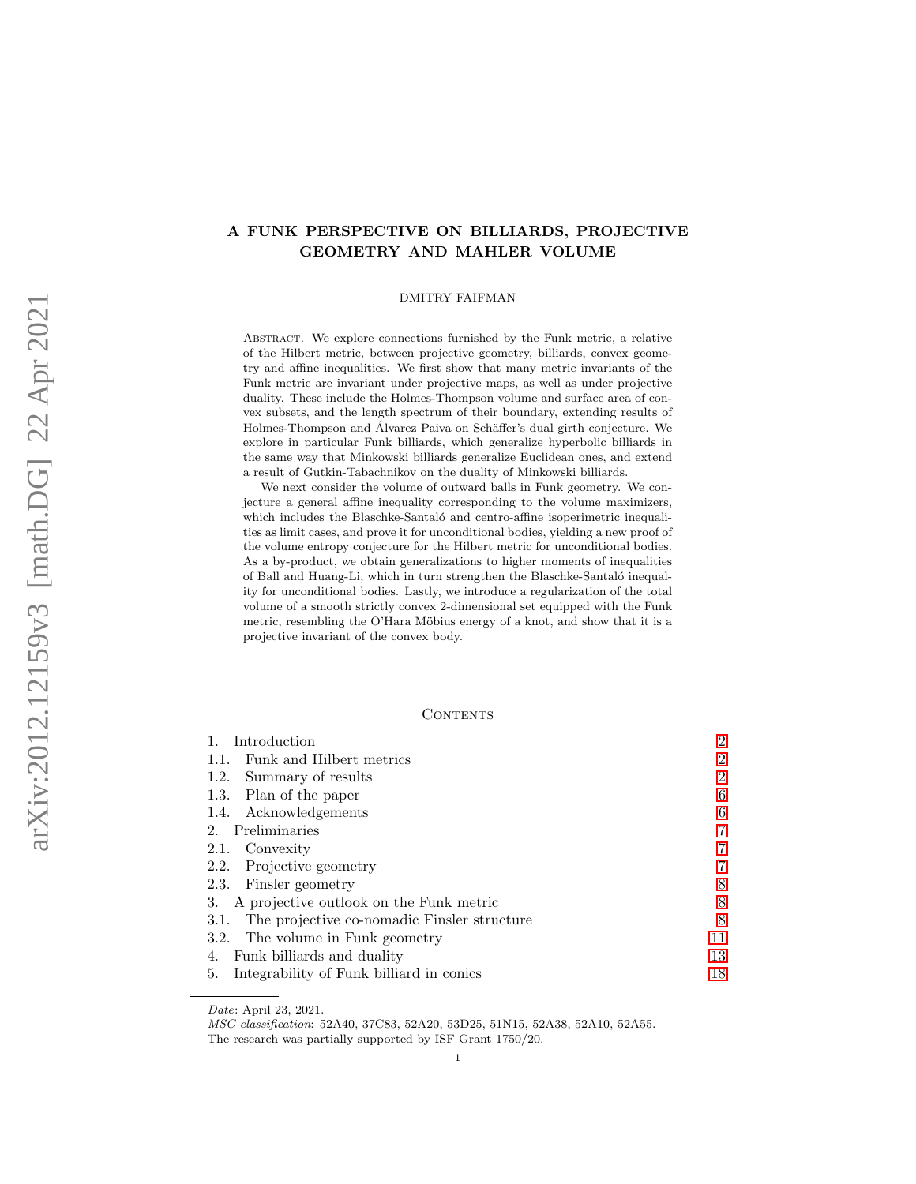# A FUNK PERSPECTIVE ON BILLIARDS, PROJECTIVE GEOMETRY AND MAHLER VOLUME

DMITRY FAIFMAN

Abstract. We explore connections furnished by the Funk metric, a relative of the Hilbert metric, between projective geometry, billiards, convex geometry and affine inequalities. We first show that many metric invariants of the Funk metric are invariant under projective maps, as well as under projective duality. These include the Holmes-Thompson volume and surface area of convex subsets, and the length spectrum of their boundary, extending results of Holmes-Thompson and Álvarez Paiva on Schäffer's dual girth conjecture. We explore in particular Funk billiards, which generalize hyperbolic billiards in the same way that Minkowski billiards generalize Euclidean ones, and extend a result of Gutkin-Tabachnikov on the duality of Minkowski billiards.

We next consider the volume of outward balls in Funk geometry. We conjecture a general affine inequality corresponding to the volume maximizers, which includes the Blaschke-Santaló and centro-affine isoperimetric inequalities as limit cases, and prove it for unconditional bodies, yielding a new proof of the volume entropy conjecture for the Hilbert metric for unconditional bodies. As a by-product, we obtain generalizations to higher moments of inequalities of Ball and Huang-Li, which in turn strengthen the Blaschke-Santaló inequality for unconditional bodies. Lastly, we introduce a regularization of the total volume of a smooth strictly convex 2-dimensional set equipped with the Funk metric, resembling the O'Hara Möbius energy of a knot, and show that it is a projective invariant of the convex body.

## Contents

1. Introduction — 2
   - 1.1. Funk and Hilbert metrics — 2
   - 1.2. Summary of results — 2
   - 1.3. Plan of the paper — 6
   - 1.4. Acknowledgements — 6
2. Preliminaries — 7
   - 2.1. Convexity — 7
   - 2.2. Projective geometry — 7
   - 2.3. Finsler geometry — 8
3. A projective outlook on the Funk metric — 8
   - 3.1. The projective co-nomadic Finsler structure — 8
   - 3.2. The volume in Funk geometry — 11
4. Funk billiards and duality — 13
5. Integrability of Funk billiard in conics — 18

*Date*: April 23, 2021.

*MSC classification*: 52A40, 37C83, 52A20, 53D25, 51N15, 52A38, 52A10, 52A55.

The research was partially supported by ISF Grant 1750/20.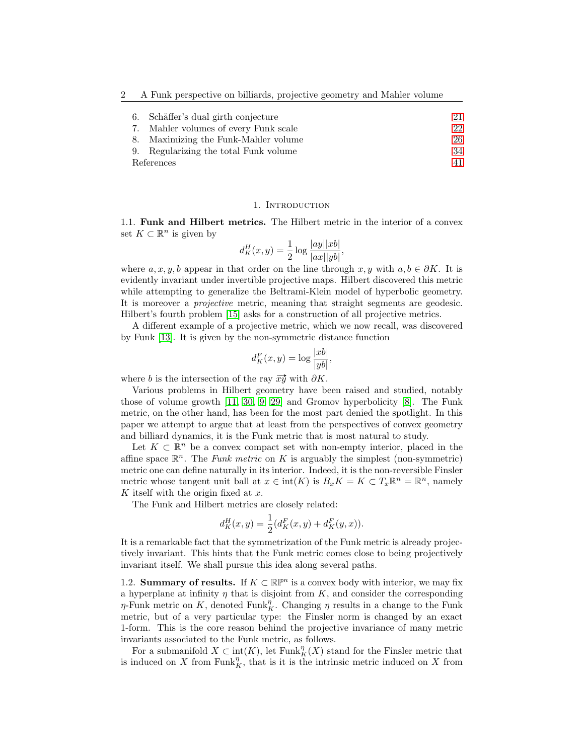6. Schäffer's dual girth conjecture 21
7. Mahler volumes of every Funk scale 22
8. Maximizing the Funk-Mahler volume 26
9. Regularizing the total Funk volume 34

References 41

## 1. Introduction

### 1.1. Funk and Hilbert metrics.

The Hilbert metric in the interior of a convex set $K \subset \mathbb{R}^n$ is given by

$$d^H_K(x, y) = \frac{1}{2} \log \frac{|ay||xb|}{|ax||yb|},$$

where $a, x, y, b$ appear in that order on the line through $x, y$ with $a, b \in \partial K$. It is evidently invariant under invertible projective maps. Hilbert discovered this metric while attempting to generalize the Beltrami-Klein model of hyperbolic geometry. It is moreover a *projective* metric, meaning that straight segments are geodesic. Hilbert's fourth problem [15] asks for a construction of all projective metrics.

A different example of a projective metric, which we now recall, was discovered by Funk [13]. It is given by the non-symmetric distance function

$$d^F_K(x, y) = \log \frac{|xb|}{|yb|},$$

where $b$ is the intersection of the ray $\overrightarrow{xy}$ with $\partial K$.

Various problems in Hilbert geometry have been raised and studied, notably those of volume growth [11, 30, 9, 29] and Gromov hyperbolicity [8]. The Funk metric, on the other hand, has been for the most part denied the spotlight. In this paper we attempt to argue that at least from the perspectives of convex geometry and billiard dynamics, it is the Funk metric that is most natural to study.

Let $K \subset \mathbb{R}^n$ be a convex compact set with non-empty interior, placed in the affine space $\mathbb{R}^n$. The *Funk metric* on $K$ is arguably the simplest (non-symmetric) metric one can define naturally in its interior. Indeed, it is the non-reversible Finsler metric whose tangent unit ball at $x \in \mathrm{int}(K)$ is $B_x K = K \subset T_x\mathbb{R}^n = \mathbb{R}^n$, namely $K$ itself with the origin fixed at $x$.

The Funk and Hilbert metrics are closely related:

$$d^H_K(x, y) = \frac{1}{2}(d^F_K(x, y) + d^F_K(y, x)).$$

It is a remarkable fact that the symmetrization of the Funk metric is already projectively invariant. This hints that the Funk metric comes close to being projectively invariant itself. We shall pursue this idea along several paths.

### 1.2. Summary of results.

If $K \subset \mathbb{RP}^n$ is a convex body with interior, we may fix a hyperplane at infinity $\eta$ that is disjoint from $K$, and consider the corresponding $\eta$-Funk metric on $K$, denoted $\mathrm{Funk}^\eta_K$. Changing $\eta$ results in a change to the Funk metric, but of a very particular type: the Finsler norm is changed by an exact 1-form. This is the core reason behind the projective invariance of many metric invariants associated to the Funk metric, as follows.

For a submanifold $X \subset \mathrm{int}(K)$, let $\mathrm{Funk}^\eta_K(X)$ stand for the Finsler metric that is induced on $X$ from $\mathrm{Funk}^\eta_K$, that is it is the intrinsic metric induced on $X$ from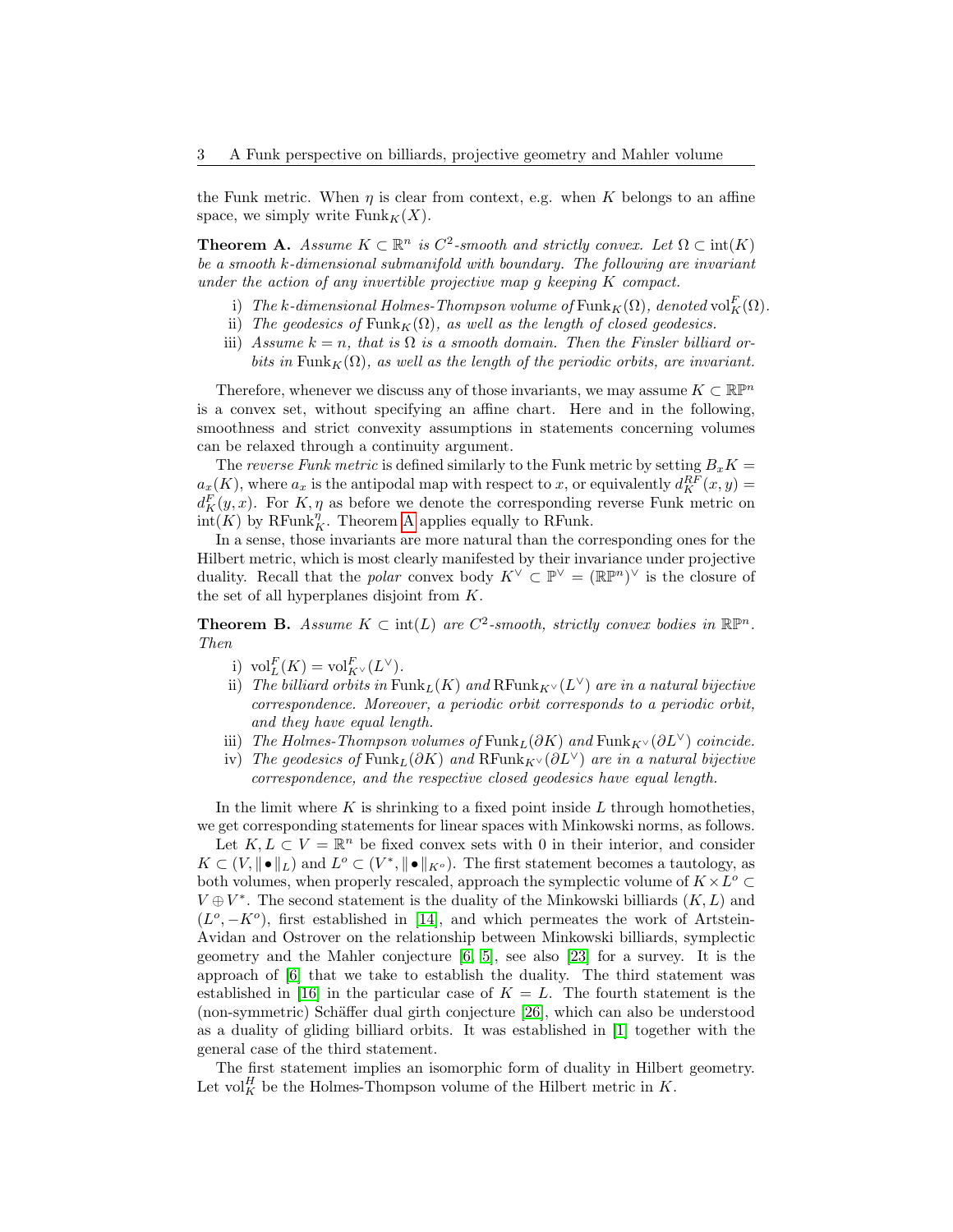the Funk metric. When $\eta$ is clear from context, e.g. when $K$ belongs to an affine space, we simply write $\mathrm{Funk}_K(X)$.

**Theorem A.** *Assume $K \subset \mathbb{R}^n$ is $C^2$-smooth and strictly convex. Let $\Omega \subset \mathrm{int}(K)$ be a smooth $k$-dimensional submanifold with boundary. The following are invariant under the action of any invertible projective map $g$ keeping $K$ compact.*

i) *The $k$-dimensional Holmes-Thompson volume of $\mathrm{Funk}_K(\Omega)$, denoted $\mathrm{vol}_K^F(\Omega)$.*
ii) *The geodesics of $\mathrm{Funk}_K(\Omega)$, as well as the length of closed geodesics.*
iii) *Assume $k = n$, that is $\Omega$ is a smooth domain. Then the Finsler billiard orbits in $\mathrm{Funk}_K(\Omega)$, as well as the length of the periodic orbits, are invariant.*

Therefore, whenever we discuss any of those invariants, we may assume $K \subset \mathbb{RP}^n$ is a convex set, without specifying an affine chart. Here and in the following, smoothness and strict convexity assumptions in statements concerning volumes can be relaxed through a continuity argument.

The *reverse Funk metric* is defined similarly to the Funk metric by setting $B_x K = a_x(K)$, where $a_x$ is the antipodal map with respect to $x$, or equivalently $d_K^{RF}(x, y) = d_K^F(y, x)$. For $K, \eta$ as before we denote the corresponding reverse Funk metric on $\mathrm{int}(K)$ by $\mathrm{RFunk}_K^\eta$. Theorem A applies equally to RFunk.

In a sense, those invariants are more natural than the corresponding ones for the Hilbert metric, which is most clearly manifested by their invariance under projective duality. Recall that the *polar* convex body $K^\vee \subset \mathbb{P}^\vee = (\mathbb{RP}^n)^\vee$ is the closure of the set of all hyperplanes disjoint from $K$.

**Theorem B.** *Assume $K \subset \mathrm{int}(L)$ are $C^2$-smooth, strictly convex bodies in $\mathbb{RP}^n$. Then*

i) $\mathrm{vol}_L^F(K) = \mathrm{vol}_{K^\vee}^F(L^\vee)$.
ii) *The billiard orbits in $\mathrm{Funk}_L(K)$ and $\mathrm{RFunk}_{K^\vee}(L^\vee)$ are in a natural bijective correspondence. Moreover, a periodic orbit corresponds to a periodic orbit, and they have equal length.*
iii) *The Holmes-Thompson volumes of $\mathrm{Funk}_L(\partial K)$ and $\mathrm{Funk}_{K^\vee}(\partial L^\vee)$ coincide.*
iv) *The geodesics of $\mathrm{Funk}_L(\partial K)$ and $\mathrm{RFunk}_{K^\vee}(\partial L^\vee)$ are in a natural bijective correspondence, and the respective closed geodesics have equal length.*

In the limit where $K$ is shrinking to a fixed point inside $L$ through homotheties, we get corresponding statements for linear spaces with Minkowski norms, as follows.

Let $K, L \subset V = \mathbb{R}^n$ be fixed convex sets with 0 in their interior, and consider $K \subset (V, \|\bullet\|_L)$ and $L^o \subset (V^*, \|\bullet\|_{K^o})$. The first statement becomes a tautology, as both volumes, when properly rescaled, approach the symplectic volume of $K \times L^o \subset V \oplus V^*$. The second statement is the duality of the Minkowski billiards $(K, L)$ and $(L^o, -K^o)$, first established in [14], and which permeates the work of Artstein-Avidan and Ostrover on the relationship between Minkowski billiards, symplectic geometry and the Mahler conjecture [6, 5], see also [23] for a survey. It is the approach of [6] that we take to establish the duality. The third statement was established in [16] in the particular case of $K = L$. The fourth statement is the (non-symmetric) Schäffer dual girth conjecture [26], which can also be understood as a duality of gliding billiard orbits. It was established in [1] together with the general case of the third statement.

The first statement implies an isomorphic form of duality in Hilbert geometry. Let $\mathrm{vol}_K^H$ be the Holmes-Thompson volume of the Hilbert metric in $K$.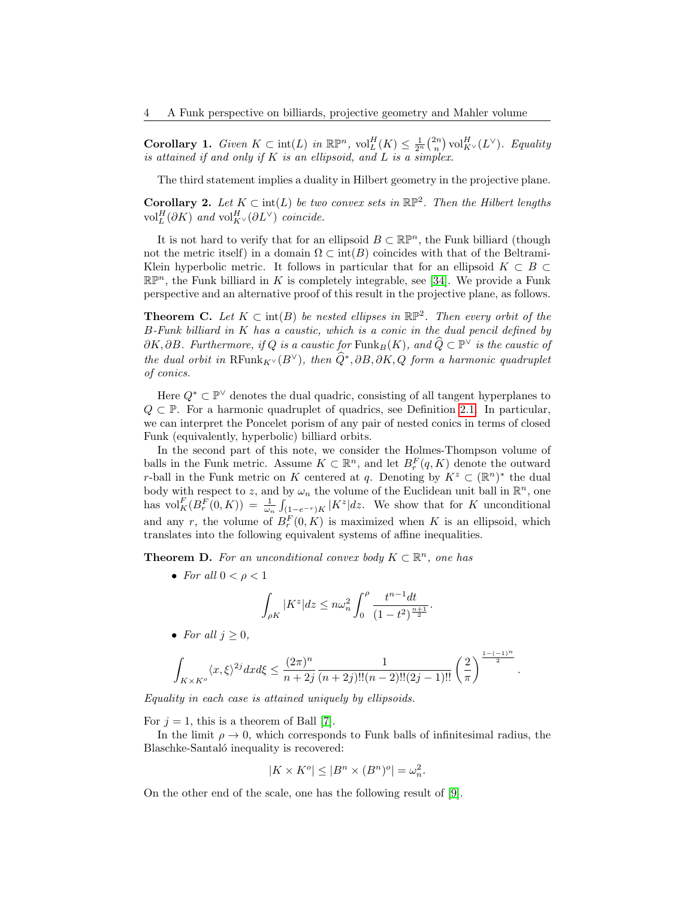**Corollary 1.** *Given $K \subset \mathrm{int}(L)$ in $\mathbb{RP}^n$, $\mathrm{vol}_L^H(K) \leq \frac{1}{2^n}\binom{2n}{n}\mathrm{vol}_{K^\vee}^H(L^\vee)$. Equality is attained if and only if $K$ is an ellipsoid, and $L$ is a simplex.*

The third statement implies a duality in Hilbert geometry in the projective plane.

**Corollary 2.** *Let $K \subset \mathrm{int}(L)$ be two convex sets in $\mathbb{RP}^2$. Then the Hilbert lengths $\mathrm{vol}_L^H(\partial K)$ and $\mathrm{vol}_{K^\vee}^H(\partial L^\vee)$ coincide.*

It is not hard to verify that for an ellipsoid $B \subset \mathbb{RP}^n$, the Funk billiard (though not the metric itself) in a domain $\Omega \subset \mathrm{int}(B)$ coincides with that of the Beltrami-Klein hyperbolic metric. It follows in particular that for an ellipsoid $K \subset B \subset \mathbb{RP}^n$, the Funk billiard in $K$ is completely integrable, see [34]. We provide a Funk perspective and an alternative proof of this result in the projective plane, as follows.

**Theorem C.** *Let $K \subset \mathrm{int}(B)$ be nested ellipses in $\mathbb{RP}^2$. Then every orbit of the $B$-Funk billiard in $K$ has a caustic, which is a conic in the dual pencil defined by $\partial K, \partial B$. Furthermore, if $Q$ is a caustic for $\mathrm{Funk}_B(K)$, and $\widehat{Q} \subset \mathbb{P}^\vee$ is the caustic of the dual orbit in $\mathrm{RFunk}_{K^\vee}(B^\vee)$, then $\widehat{Q}^*, \partial B, \partial K, Q$ form a harmonic quadruplet of conics.*

Here $Q^* \subset \mathbb{P}^\vee$ denotes the dual quadric, consisting of all tangent hyperplanes to $Q \subset \mathbb{P}$. For a harmonic quadruplet of quadrics, see Definition 2.1. In particular, we can interpret the Poncelet porism of any pair of nested conics in terms of closed Funk (equivalently, hyperbolic) billiard orbits.

In the second part of this note, we consider the Holmes-Thompson volume of balls in the Funk metric. Assume $K \subset \mathbb{R}^n$, and let $B_r^F(q, K)$ denote the outward $r$-ball in the Funk metric on $K$ centered at $q$. Denoting by $K^z \subset (\mathbb{R}^n)^*$ the dual body with respect to $z$, and by $\omega_n$ the volume of the Euclidean unit ball in $\mathbb{R}^n$, one has $\mathrm{vol}_K^F(B_r^F(0,K)) = \frac{1}{\omega_n}\int_{(1-e^{-r})K} |K^z| dz$. We show that for $K$ unconditional and any $r$, the volume of $B_r^F(0,K)$ is maximized when $K$ is an ellipsoid, which translates into the following equivalent systems of affine inequalities.

**Theorem D.** *For an unconditional convex body $K \subset \mathbb{R}^n$, one has*

- *For all $0 < \rho < 1$*

$$\int_{\rho K} |K^z| dz \leq n\omega_n^2 \int_0^\rho \frac{t^{n-1}dt}{(1-t^2)^{\frac{n+1}{2}}}.$$

- *For all $j \geq 0$,*

$$\int_{K \times K^o} \langle x, \xi \rangle^{2j} dx d\xi \leq \frac{(2\pi)^n}{n+2j} \frac{1}{(n+2j)!!(n-2)!!(2j-1)!!} \left(\frac{2}{\pi}\right)^{\frac{1-(-1)^n}{2}}.$$

*Equality in each case is attained uniquely by ellipsoids.*

For $j = 1$, this is a theorem of Ball [7].

In the limit $\rho \to 0$, which corresponds to Funk balls of infinitesimal radius, the Blaschke-Santaló inequality is recovered:

$$|K \times K^o| \leq |B^n \times (B^n)^o| = \omega_n^2.$$

On the other end of the scale, one has the following result of [9].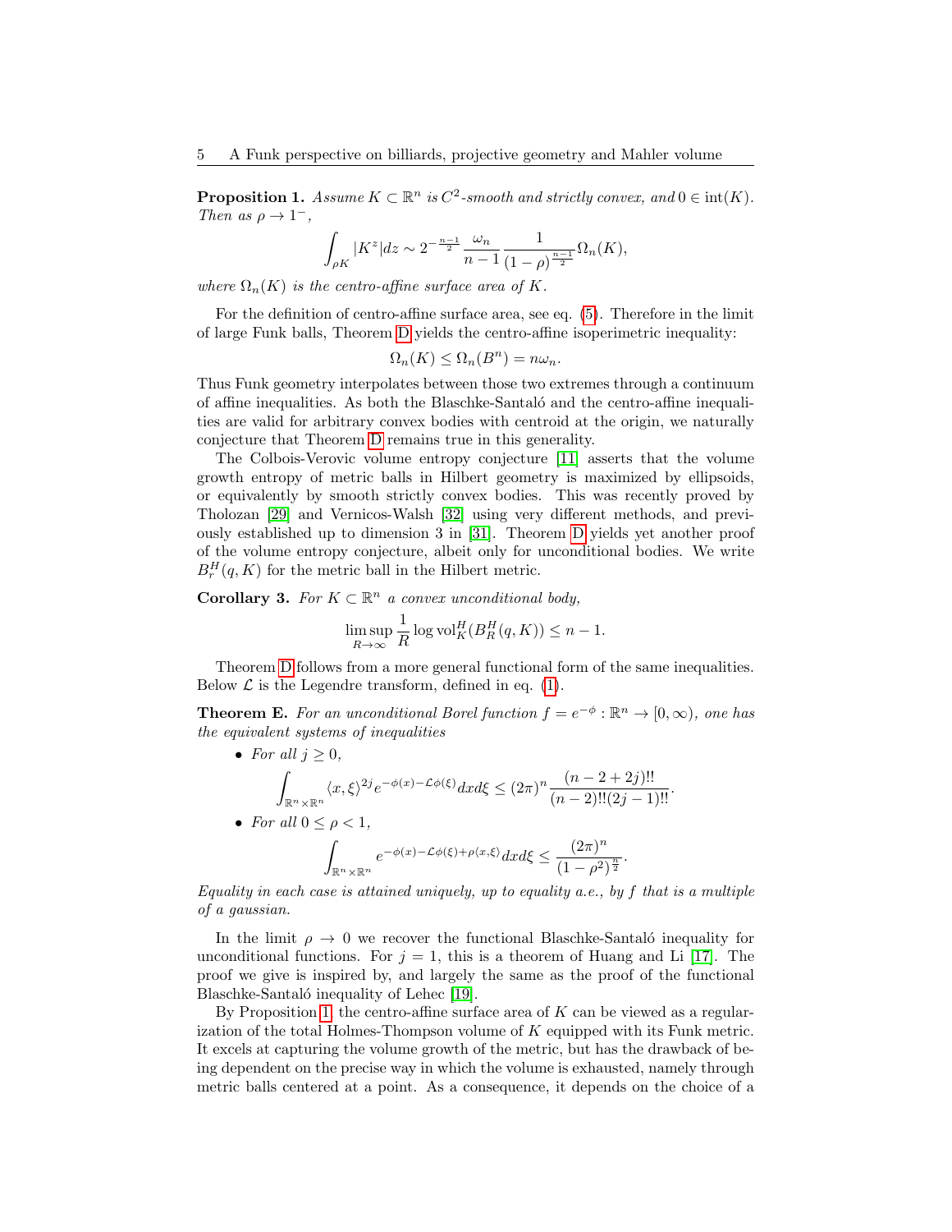**Proposition 1.** *Assume $K \subset \mathbb{R}^n$ is $C^2$-smooth and strictly convex, and $0 \in \mathrm{int}(K)$. Then as $\rho \to 1^-$,*

$$\int_{\rho K} |K^z| dz \sim 2^{-\frac{n-1}{2}} \frac{\omega_n}{n-1} \frac{1}{(1-\rho)^{\frac{n-1}{2}}} \Omega_n(K),$$

*where $\Omega_n(K)$ is the centro-affine surface area of $K$.*

For the definition of centro-affine surface area, see eq. (5). Therefore in the limit of large Funk balls, Theorem D yields the centro-affine isoperimetric inequality:

$$\Omega_n(K) \le \Omega_n(B^n) = n\omega_n.$$

Thus Funk geometry interpolates between those two extremes through a continuum of affine inequalities. As both the Blaschke-Santaló and the centro-affine inequalities are valid for arbitrary convex bodies with centroid at the origin, we naturally conjecture that Theorem D remains true in this generality.

The Colbois-Verovic volume entropy conjecture [11] asserts that the volume growth entropy of metric balls in Hilbert geometry is maximized by ellipsoids, or equivalently by smooth strictly convex bodies. This was recently proved by Tholozan [29] and Vernicos-Walsh [32] using very different methods, and previously established up to dimension 3 in [31]. Theorem D yields yet another proof of the volume entropy conjecture, albeit only for unconditional bodies. We write $B_r^H(q, K)$ for the metric ball in the Hilbert metric.

**Corollary 3.** *For $K \subset \mathbb{R}^n$ a convex unconditional body,*

$$\limsup_{R \to \infty} \frac{1}{R} \log \mathrm{vol}_K^H(B_R^H(q, K)) \le n - 1.$$

Theorem D follows from a more general functional form of the same inequalities. Below $\mathcal{L}$ is the Legendre transform, defined in eq. (1).

**Theorem E.** *For an unconditional Borel function $f = e^{-\phi} : \mathbb{R}^n \to [0, \infty)$, one has the equivalent systems of inequalities*

- *For all $j \ge 0$,*

$$\int_{\mathbb{R}^n \times \mathbb{R}^n} \langle x, \xi \rangle^{2j} e^{-\phi(x) - \mathcal{L}\phi(\xi)} dx d\xi \le (2\pi)^n \frac{(n-2+2j)!!}{(n-2)!!(2j-1)!!}.$$

- *For all $0 \le \rho < 1$,*

$$\int_{\mathbb{R}^n \times \mathbb{R}^n} e^{-\phi(x) - \mathcal{L}\phi(\xi) + \rho\langle x, \xi \rangle} dx d\xi \le \frac{(2\pi)^n}{(1-\rho^2)^{\frac{n}{2}}}.$$

*Equality in each case is attained uniquely, up to equality a.e., by $f$ that is a multiple of a gaussian.*

In the limit $\rho \to 0$ we recover the functional Blaschke-Santaló inequality for unconditional functions. For $j = 1$, this is a theorem of Huang and Li [17]. The proof we give is inspired by, and largely the same as the proof of the functional Blaschke-Santaló inequality of Lehec [19].

By Proposition 1, the centro-affine surface area of $K$ can be viewed as a regularization of the total Holmes-Thompson volume of $K$ equipped with its Funk metric. It excels at capturing the volume growth of the metric, but has the drawback of being dependent on the precise way in which the volume is exhausted, namely through metric balls centered at a point. As a consequence, it depends on the choice of a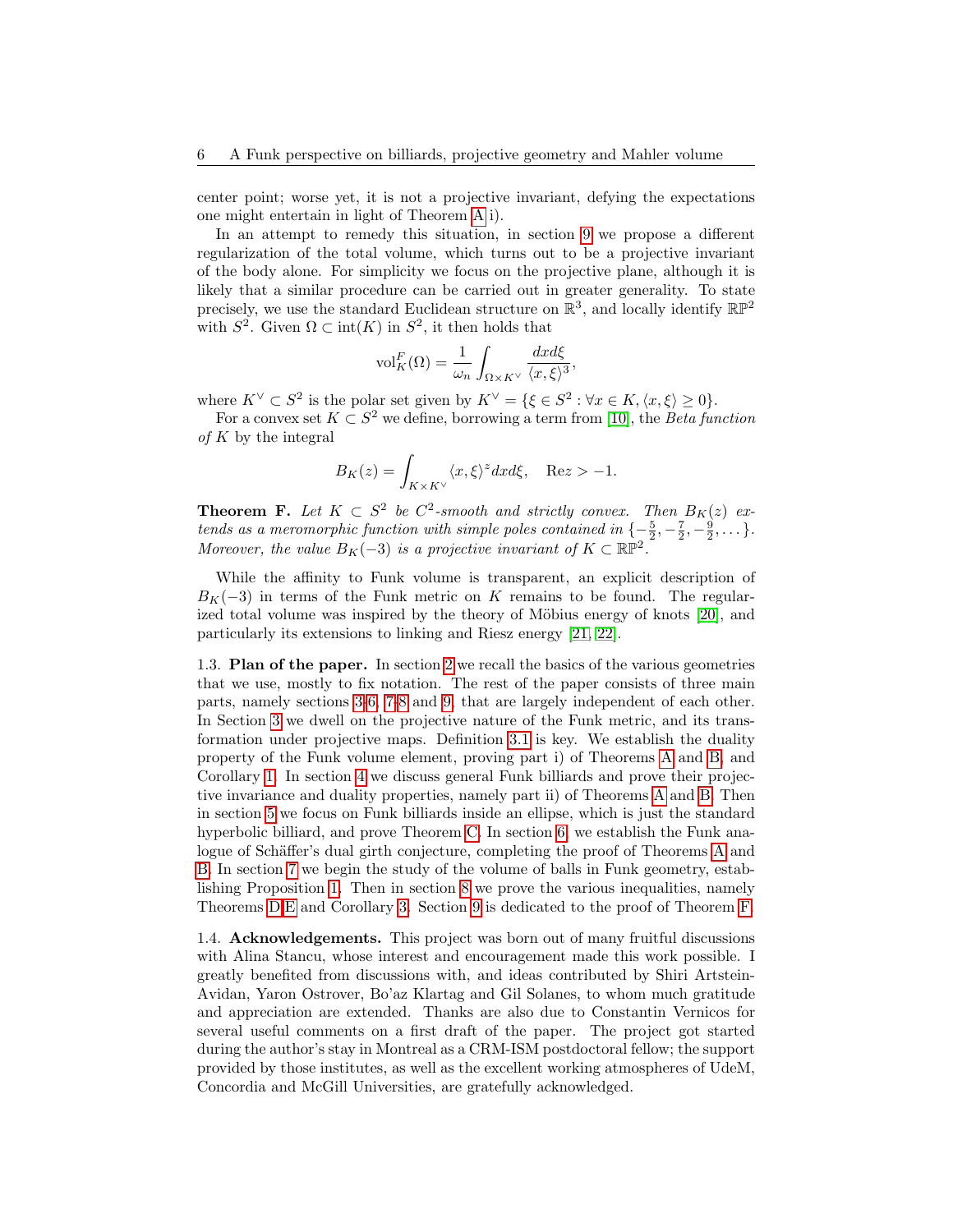center point; worse yet, it is not a projective invariant, defying the expectations one might entertain in light of Theorem A i).

In an attempt to remedy this situation, in section 9 we propose a different regularization of the total volume, which turns out to be a projective invariant of the body alone. For simplicity we focus on the projective plane, although it is likely that a similar procedure can be carried out in greater generality. To state precisely, we use the standard Euclidean structure on $\mathbb{R}^3$, and locally identify $\mathbb{RP}^2$ with $S^2$. Given $\Omega \subset \mathrm{int}(K)$ in $S^2$, it then holds that

$$\mathrm{vol}_K^F(\Omega) = \frac{1}{\omega_n} \int_{\Omega \times K^\vee} \frac{dx d\xi}{\langle x, \xi \rangle^3},$$

where $K^\vee \subset S^2$ is the polar set given by $K^\vee = \{\xi \in S^2 : \forall x \in K, \langle x, \xi \rangle \geq 0\}$.

For a convex set $K \subset S^2$ we define, borrowing a term from [10], the *Beta function of* $K$ by the integral

$$B_K(z) = \int_{K \times K^\vee} \langle x, \xi \rangle^z dx d\xi, \quad \mathrm{Re} z > -1.$$

**Theorem F.** *Let $K \subset S^2$ be $C^2$-smooth and strictly convex. Then $B_K(z)$ extends as a meromorphic function with simple poles contained in $\{-\frac{5}{2}, -\frac{7}{2}, -\frac{9}{2}, \dots\}$. Moreover, the value $B_K(-3)$ is a projective invariant of $K \subset \mathbb{RP}^2$.*

While the affinity to Funk volume is transparent, an explicit description of $B_K(-3)$ in terms of the Funk metric on $K$ remains to be found. The regularized total volume was inspired by the theory of Möbius energy of knots [20], and particularly its extensions to linking and Riesz energy [21, 22].

1.3. **Plan of the paper.** In section 2 we recall the basics of the various geometries that we use, mostly to fix notation. The rest of the paper consists of three main parts, namely sections 3-6, 7-8 and 9, that are largely independent of each other. In Section 3 we dwell on the projective nature of the Funk metric, and its transformation under projective maps. Definition 3.1 is key. We establish the duality property of the Funk volume element, proving part i) of Theorems A and B, and Corollary 1. In section 4 we discuss general Funk billiards and prove their projective invariance and duality properties, namely part ii) of Theorems A and B. Then in section 5 we focus on Funk billiards inside an ellipse, which is just the standard hyperbolic billiard, and prove Theorem C. In section 6, we establish the Funk analogue of Schäffer's dual girth conjecture, completing the proof of Theorems A and B. In section 7 we begin the study of the volume of balls in Funk geometry, establishing Proposition 1. Then in section 8 we prove the various inequalities, namely Theorems D,E and Corollary 3. Section 9 is dedicated to the proof of Theorem F.

1.4. **Acknowledgements.** This project was born out of many fruitful discussions with Alina Stancu, whose interest and encouragement made this work possible. I greatly benefited from discussions with, and ideas contributed by Shiri Artstein-Avidan, Yaron Ostrover, Bo'az Klartag and Gil Solanes, to whom much gratitude and appreciation are extended. Thanks are also due to Constantin Vernicos for several useful comments on a first draft of the paper. The project got started during the author's stay in Montreal as a CRM-ISM postdoctoral fellow; the support provided by those institutes, as well as the excellent working atmospheres of UdeM, Concordia and McGill Universities, are gratefully acknowledged.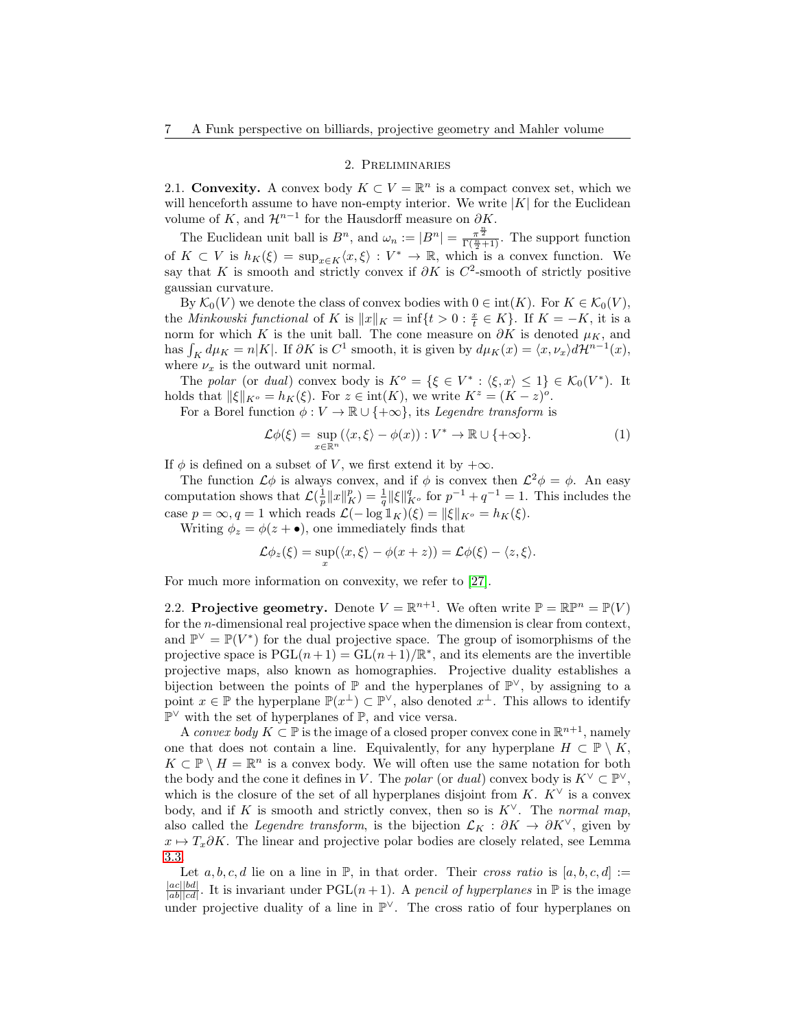## 2. Preliminaries

2.1. **Convexity.** A convex body $K \subset V = \mathbb{R}^n$ is a compact convex set, which we will henceforth assume to have non-empty interior. We write $|K|$ for the Euclidean volume of $K$, and $\mathcal{H}^{n-1}$ for the Hausdorff measure on $\partial K$.

The Euclidean unit ball is $B^n$, and $\omega_n := |B^n| = \frac{\pi^{\frac{n}{2}}}{\Gamma(\frac{n}{2}+1)}$. The support function of $K \subset V$ is $h_K(\xi) = \sup_{x \in K} \langle x, \xi \rangle : V^* \to \mathbb{R}$, which is a convex function. We say that $K$ is smooth and strictly convex if $\partial K$ is $C^2$-smooth of strictly positive gaussian curvature.

By $\mathcal{K}_0(V)$ we denote the class of convex bodies with $0 \in \mathrm{int}(K)$. For $K \in \mathcal{K}_0(V)$, the *Minkowski functional* of $K$ is $\|x\|_K = \inf\{t > 0 : \frac{x}{t} \in K\}$. If $K = -K$, it is a norm for which $K$ is the unit ball. The cone measure on $\partial K$ is denoted $\mu_K$, and has $\int_K d\mu_K = n|K|$. If $\partial K$ is $C^1$ smooth, it is given by $d\mu_K(x) = \langle x, \nu_x \rangle d\mathcal{H}^{n-1}(x)$, where $\nu_x$ is the outward unit normal.

The *polar* (or *dual*) convex body is $K^o = \{\xi \in V^* : \langle \xi, x \rangle \le 1\} \in \mathcal{K}_0(V^*)$. It holds that $\|\xi\|_{K^o} = h_K(\xi)$. For $z \in \mathrm{int}(K)$, we write $K^z = (K - z)^o$.

For a Borel function $\phi : V \to \mathbb{R} \cup \{+\infty\}$, its *Legendre transform* is

$$\mathcal{L}\phi(\xi) = \sup_{x \in \mathbb{R}^n} (\langle x, \xi \rangle - \phi(x)) : V^* \to \mathbb{R} \cup \{+\infty\}. \tag{1}$$

If $\phi$ is defined on a subset of $V$, we first extend it by $+\infty$.

The function $\mathcal{L}\phi$ is always convex, and if $\phi$ is convex then $\mathcal{L}^2\phi = \phi$. An easy computation shows that $\mathcal{L}(\frac{1}{p}\|x\|_K^p) = \frac{1}{q}\|\xi\|_{K^o}^q$ for $p^{-1} + q^{-1} = 1$. This includes the case $p = \infty, q = 1$ which reads $\mathcal{L}(-\log \mathbb{1}_K)(\xi) = \|\xi\|_{K^o} = h_K(\xi)$.

Writing $\phi_z = \phi(z + \bullet)$, one immediately finds that

$$\mathcal{L}\phi_z(\xi) = \sup_x (\langle x, \xi \rangle - \phi(x + z)) = \mathcal{L}\phi(\xi) - \langle z, \xi \rangle.$$

For much more information on convexity, we refer to [27].

2.2. **Projective geometry.** Denote $V = \mathbb{R}^{n+1}$. We often write $\mathbb{P} = \mathbb{RP}^n = \mathbb{P}(V)$ for the $n$-dimensional real projective space when the dimension is clear from context, and $\mathbb{P}^\vee = \mathbb{P}(V^*)$ for the dual projective space. The group of isomorphisms of the projective space is $\mathrm{PGL}(n+1) = \mathrm{GL}(n+1)/\mathbb{R}^*$, and its elements are the invertible projective maps, also known as homographies. Projective duality establishes a bijection between the points of $\mathbb{P}$ and the hyperplanes of $\mathbb{P}^\vee$, by assigning to a point $x \in \mathbb{P}$ the hyperplane $\mathbb{P}(x^\perp) \subset \mathbb{P}^\vee$, also denoted $x^\perp$. This allows to identify $\mathbb{P}^\vee$ with the set of hyperplanes of $\mathbb{P}$, and vice versa.

A *convex body* $K \subset \mathbb{P}$ is the image of a closed proper convex cone in $\mathbb{R}^{n+1}$, namely one that does not contain a line. Equivalently, for any hyperplane $H \subset \mathbb{P} \setminus K$, $K \subset \mathbb{P} \setminus H = \mathbb{R}^n$ is a convex body. We will often use the same notation for both the body and the cone it defines in $V$. The *polar* (or *dual*) convex body is $K^\vee \subset \mathbb{P}^\vee$, which is the closure of the set of all hyperplanes disjoint from $K$. $K^\vee$ is a convex body, and if $K$ is smooth and strictly convex, then so is $K^\vee$. The *normal map*, also called the *Legendre transform*, is the bijection $\mathcal{L}_K : \partial K \to \partial K^\vee$, given by $x \mapsto T_x \partial K$. The linear and projective polar bodies are closely related, see Lemma 3.3.

Let $a, b, c, d$ lie on a line in $\mathbb{P}$, in that order. Their *cross ratio* is $[a, b, c, d] := \frac{|ac||bd|}{|ab||cd|}$. It is invariant under $\mathrm{PGL}(n+1)$. A *pencil of hyperplanes* in $\mathbb{P}$ is the image under projective duality of a line in $\mathbb{P}^\vee$. The cross ratio of four hyperplanes on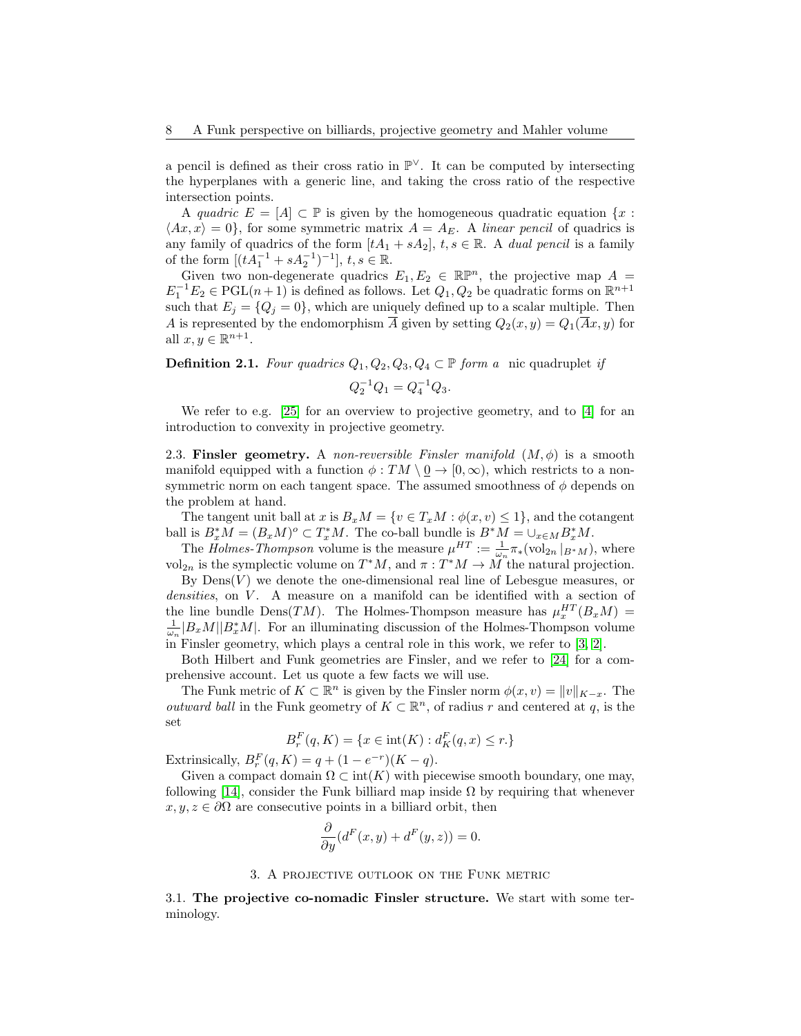a pencil is defined as their cross ratio in $\mathbb{P}^\vee$. It can be computed by intersecting the hyperplanes with a generic line, and taking the cross ratio of the respective intersection points.

A *quadric* $E = [A] \subset \mathbb{P}$ is given by the homogeneous quadratic equation $\{x : \langle Ax, x\rangle = 0\}$, for some symmetric matrix $A = A_E$. A *linear pencil* of quadrics is any family of quadrics of the form $[tA_1 + sA_2]$, $t, s \in \mathbb{R}$. A *dual pencil* is a family of the form $[(tA_1^{-1} + sA_2^{-1})^{-1}]$, $t, s \in \mathbb{R}$.

Given two non-degenerate quadrics $E_1, E_2 \in \mathbb{RP}^n$, the projective map $A = E_1^{-1}E_2 \in \mathrm{PGL}(n+1)$ is defined as follows. Let $Q_1, Q_2$ be quadratic forms on $\mathbb{R}^{n+1}$ such that $E_j = \{Q_j = 0\}$, which are uniquely defined up to a scalar multiple. Then $A$ is represented by the endomorphism $\overline{A}$ given by setting $Q_2(x, y) = Q_1(\overline{A}x, y)$ for all $x, y \in \mathbb{R}^{n+1}$.

**Definition 2.1.** *Four quadrics $Q_1, Q_2, Q_3, Q_4 \subset \mathbb{P}$ form a* nic quadruplet *if*

$$Q_2^{-1}Q_1 = Q_4^{-1}Q_3.$$

We refer to e.g. [25] for an overview to projective geometry, and to [4] for an introduction to convexity in projective geometry.

2.3. **Finsler geometry.** A *non-reversible Finsler manifold* $(M, \phi)$ is a smooth manifold equipped with a function $\phi : TM \setminus \underline{0} \to [0, \infty)$, which restricts to a non-symmetric norm on each tangent space. The assumed smoothness of $\phi$ depends on the problem at hand.

The tangent unit ball at $x$ is $B_xM = \{v \in T_xM : \phi(x, v) \le 1\}$, and the cotangent ball is $B_x^*M = (B_xM)^o \subset T_x^*M$. The co-ball bundle is $B^*M = \cup_{x\in M} B_x^*M$.

The *Holmes-Thompson* volume is the measure $\mu^{HT} := \frac{1}{\omega_n}\pi_*(\mathrm{vol}_{2n}|_{B^*M})$, where $\mathrm{vol}_{2n}$ is the symplectic volume on $T^*M$, and $\pi : T^*M \to M$ the natural projection.

By $\mathrm{Dens}(V)$ we denote the one-dimensional real line of Lebesgue measures, or *densities*, on $V$. A measure on a manifold can be identified with a section of the line bundle $\mathrm{Dens}(TM)$. The Holmes-Thompson measure has $\mu_x^{HT}(B_xM) = \frac{1}{\omega_n}|B_xM||B_x^*M|$. For an illuminating discussion of the Holmes-Thompson volume in Finsler geometry, which plays a central role in this work, we refer to [3, 2].

Both Hilbert and Funk geometries are Finsler, and we refer to [24] for a comprehensive account. Let us quote a few facts we will use.

The Funk metric of $K \subset \mathbb{R}^n$ is given by the Finsler norm $\phi(x, v) = \|v\|_{K-x}$. The *outward ball* in the Funk geometry of $K \subset \mathbb{R}^n$, of radius $r$ and centered at $q$, is the set

$$B_r^F(q, K) = \{x \in \mathrm{int}(K) : d_K^F(q, x) \le r.\}$$

Extrinsically, $B_r^F(q, K) = q + (1 - e^{-r})(K - q)$.

Given a compact domain $\Omega \subset \mathrm{int}(K)$ with piecewise smooth boundary, one may, following [14], consider the Funk billiard map inside $\Omega$ by requiring that whenever $x, y, z \in \partial\Omega$ are consecutive points in a billiard orbit, then

$$\frac{\partial}{\partial y}(d^F(x, y) + d^F(y, z)) = 0.$$

## 3. A projective outlook on the Funk metric

3.1. **The projective co-nomadic Finsler structure.** We start with some terminology.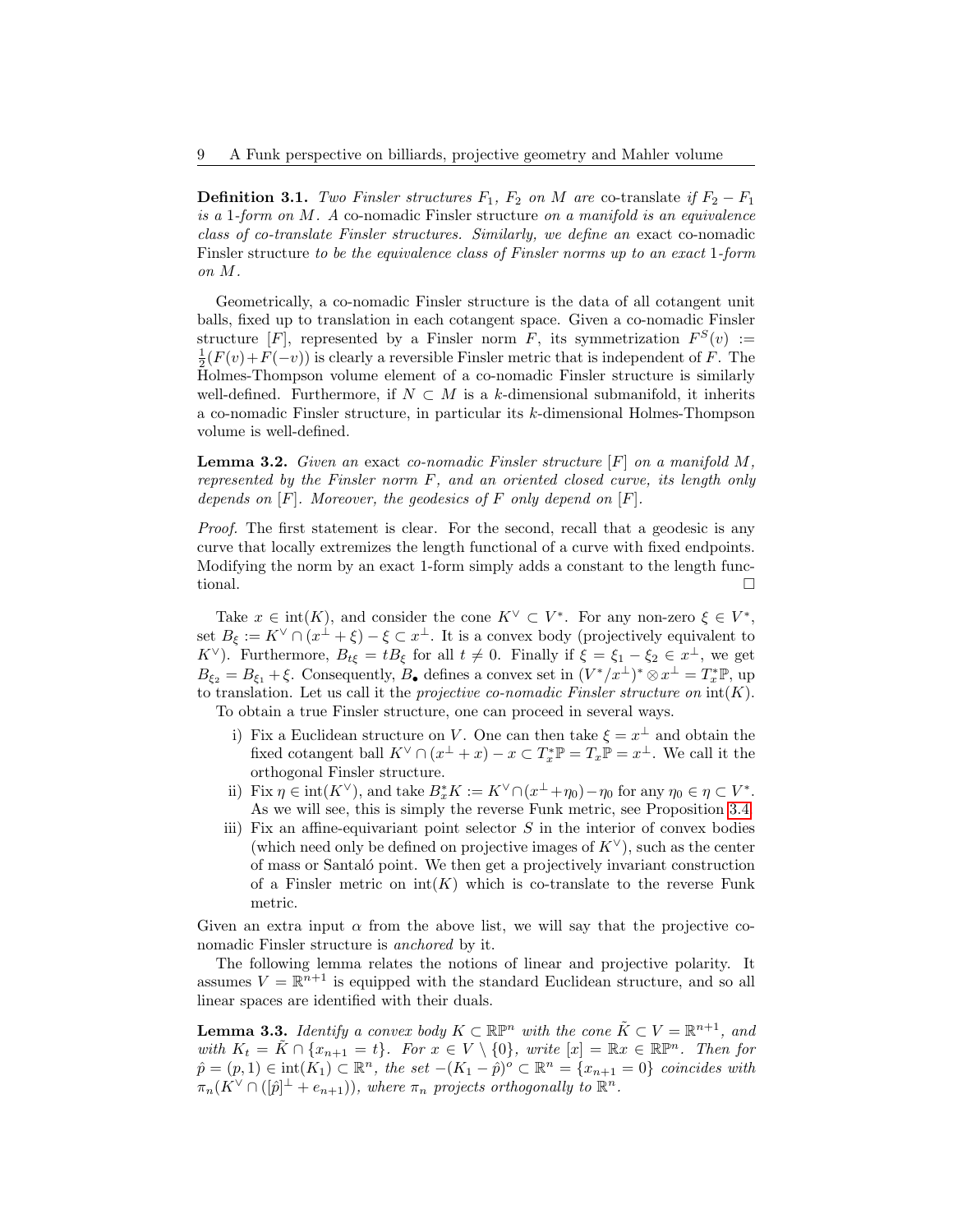**Definition 3.1.** *Two Finsler structures $F_1$, $F_2$ on $M$ are* co-translate *if $F_2 - F_1$ is a 1-form on $M$. A* co-nomadic Finsler structure *on a manifold is an equivalence class of co-translate Finsler structures. Similarly, we define an* exact co-nomadic Finsler structure *to be the equivalence class of Finsler norms up to an exact 1-form on $M$.*

Geometrically, a co-nomadic Finsler structure is the data of all cotangent unit balls, fixed up to translation in each cotangent space. Given a co-nomadic Finsler structure $[F]$, represented by a Finsler norm $F$, its symmetrization $F^S(v) := \frac{1}{2}(F(v)+F(-v))$ is clearly a reversible Finsler metric that is independent of $F$. The Holmes-Thompson volume element of a co-nomadic Finsler structure is similarly well-defined. Furthermore, if $N \subset M$ is a $k$-dimensional submanifold, it inherits a co-nomadic Finsler structure, in particular its $k$-dimensional Holmes-Thompson volume is well-defined.

**Lemma 3.2.** *Given an* exact *co-nomadic Finsler structure $[F]$ on a manifold $M$, represented by the Finsler norm $F$, and an oriented closed curve, its length only depends on $[F]$. Moreover, the geodesics of $F$ only depend on $[F]$.*

*Proof.* The first statement is clear. For the second, recall that a geodesic is any curve that locally extremizes the length functional of a curve with fixed endpoints. Modifying the norm by an exact 1-form simply adds a constant to the length functional. □

Take $x \in \mathrm{int}(K)$, and consider the cone $K^\vee \subset V^*$. For any non-zero $\xi \in V^*$, set $B_\xi := K^\vee \cap (x^\perp + \xi) - \xi \subset x^\perp$. It is a convex body (projectively equivalent to $K^\vee$). Furthermore, $B_{t\xi} = tB_\xi$ for all $t \neq 0$. Finally if $\xi = \xi_1 - \xi_2 \in x^\perp$, we get $B_{\xi_2} = B_{\xi_1} + \xi$. Consequently, $B_\bullet$ defines a convex set in $(V^*/x^\perp)^* \otimes x^\perp = T_x^*\mathbb{P}$, up to translation. Let us call it the *projective co-nomadic Finsler structure on* $\mathrm{int}(K)$.

To obtain a true Finsler structure, one can proceed in several ways.

i) Fix a Euclidean structure on $V$. One can then take $\xi = x^\perp$ and obtain the fixed cotangent ball $K^\vee \cap (x^\perp + x) - x \subset T_x^*\mathbb{P} = T_x\mathbb{P} = x^\perp$. We call it the orthogonal Finsler structure.

ii) Fix $\eta \in \mathrm{int}(K^\vee)$, and take $B_x^* K := K^\vee \cap (x^\perp + \eta_0) - \eta_0$ for any $\eta_0 \in \eta \subset V^*$. As we will see, this is simply the reverse Funk metric, see Proposition 3.4.

iii) Fix an affine-equivariant point selector $S$ in the interior of convex bodies (which need only be defined on projective images of $K^\vee$), such as the center of mass or Santaló point. We then get a projectively invariant construction of a Finsler metric on $\mathrm{int}(K)$ which is co-translate to the reverse Funk metric.

Given an extra input $\alpha$ from the above list, we will say that the projective co-nomadic Finsler structure is *anchored* by it.

The following lemma relates the notions of linear and projective polarity. It assumes $V = \mathbb{R}^{n+1}$ is equipped with the standard Euclidean structure, and so all linear spaces are identified with their duals.

**Lemma 3.3.** *Identify a convex body $K \subset \mathbb{RP}^n$ with the cone $\tilde{K} \subset V = \mathbb{R}^{n+1}$, and with $K_t = \tilde{K} \cap \{x_{n+1} = t\}$. For $x \in V \setminus \{0\}$, write $[x] = \mathbb{R}x \in \mathbb{RP}^n$. Then for $\hat{p} = (p, 1) \in \mathrm{int}(K_1) \subset \mathbb{R}^n$, the set $-(K_1 - \hat{p})^o \subset \mathbb{R}^n = \{x_{n+1} = 0\}$ coincides with $\pi_n(K^\vee \cap ([\hat{p}]^\perp + e_{n+1}))$, where $\pi_n$ projects orthogonally to $\mathbb{R}^n$.*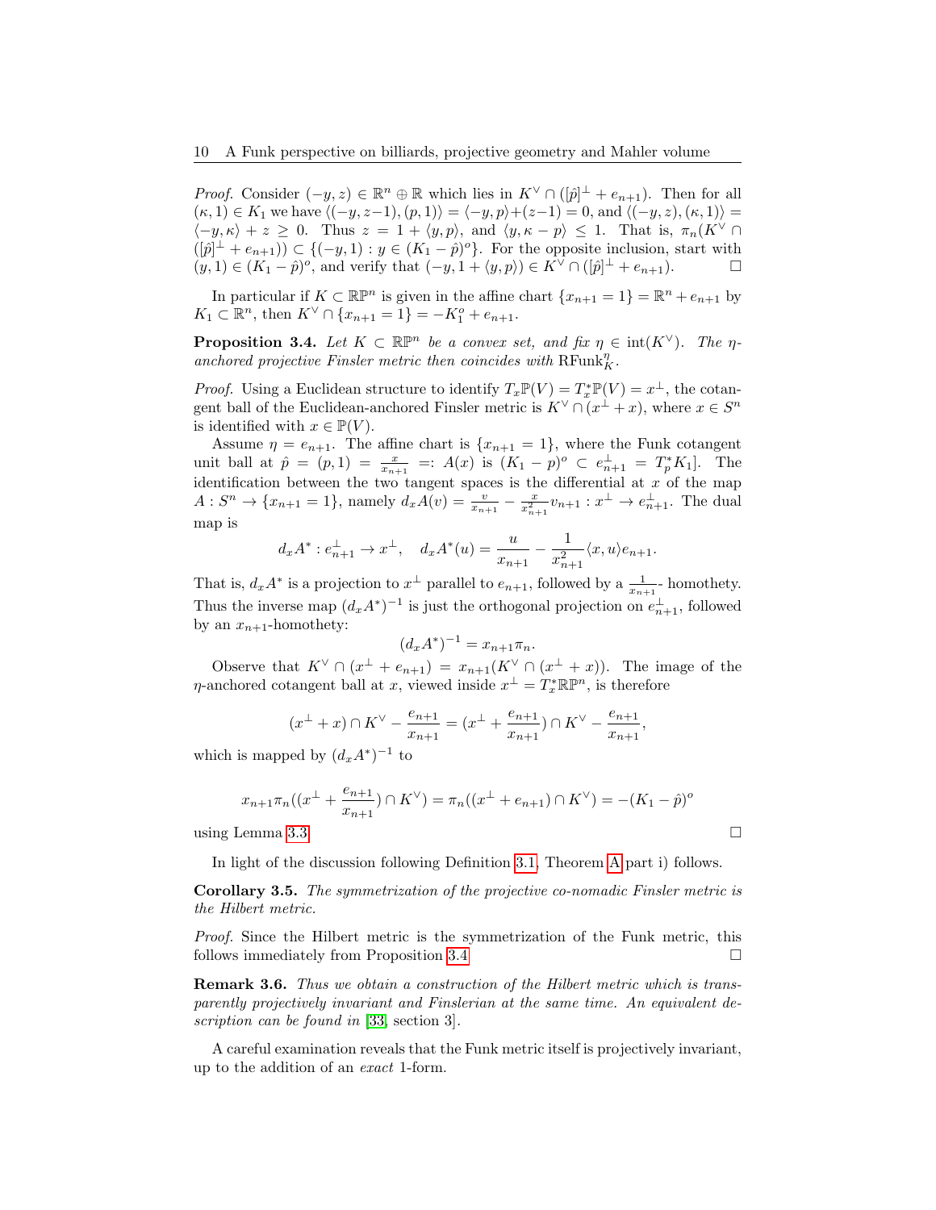*Proof.* Consider $(-y, z) \in \mathbb{R}^n \oplus \mathbb{R}$ which lies in $K^\vee \cap ([\hat{p}]^\perp + e_{n+1})$. Then for all $(\kappa, 1) \in K_1$ we have $\langle(-y, z-1), (p, 1)\rangle = \langle -y, p\rangle + (z-1) = 0$, and $\langle(-y, z), (\kappa, 1)\rangle = \langle -y, \kappa\rangle + z \geq 0$. Thus $z = 1 + \langle y, p\rangle$, and $\langle y, \kappa - p\rangle \leq 1$. That is, $\pi_n(K^\vee \cap ([\hat{p}]^\perp + e_{n+1})) \subset \{(-y, 1) : y \in (K_1 - \hat{p})^o\}$. For the opposite inclusion, start with $(y, 1) \in (K_1 - \hat{p})^o$, and verify that $(-y, 1 + \langle y, p\rangle) \in K^\vee \cap ([\hat{p}]^\perp + e_{n+1})$. $\square$

In particular if $K \subset \mathbb{RP}^n$ is given in the affine chart $\{x_{n+1} = 1\} = \mathbb{R}^n + e_{n+1}$ by $K_1 \subset \mathbb{R}^n$, then $K^\vee \cap \{x_{n+1} = 1\} = -K_1^o + e_{n+1}$.

**Proposition 3.4.** *Let $K \subset \mathbb{RP}^n$ be a convex set, and fix $\eta \in \operatorname{int}(K^\vee)$. The $\eta$-anchored projective Finsler metric then coincides with $\mathrm{RFunk}_K^\eta$.*

*Proof.* Using a Euclidean structure to identify $T_x\mathbb{P}(V) = T_x^*\mathbb{P}(V) = x^\perp$, the cotangent ball of the Euclidean-anchored Finsler metric is $K^\vee \cap (x^\perp + x)$, where $x \in S^n$ is identified with $x \in \mathbb{P}(V)$.

Assume $\eta = e_{n+1}$. The affine chart is $\{x_{n+1} = 1\}$, where the Funk cotangent unit ball at $\hat{p} = (p, 1) = \frac{x}{x_{n+1}} =: A(x)$ is $(K_1 - p)^o \subset e_{n+1}^\perp = T_p^* K_1]$. The identification between the two tangent spaces is the differential at $x$ of the map $A : S^n \to \{x_{n+1} = 1\}$, namely $d_x A(v) = \frac{v}{x_{n+1}} - \frac{x}{x_{n+1}^2} v_{n+1} : x^\perp \to e_{n+1}^\perp$. The dual map is

$$d_x A^* : e_{n+1}^\perp \to x^\perp, \quad d_x A^*(u) = \frac{u}{x_{n+1}} - \frac{1}{x_{n+1}^2}\langle x, u\rangle e_{n+1}.$$

That is, $d_x A^*$ is a projection to $x^\perp$ parallel to $e_{n+1}$, followed by a $\frac{1}{x_{n+1}}$- homothety. Thus the inverse map $(d_x A^*)^{-1}$ is just the orthogonal projection on $e_{n+1}^\perp$, followed by an $x_{n+1}$-homothety:

$$(d_x A^*)^{-1} = x_{n+1}\pi_n.$$

Observe that $K^\vee \cap (x^\perp + e_{n+1}) = x_{n+1}(K^\vee \cap (x^\perp + x))$. The image of the $\eta$-anchored cotangent ball at $x$, viewed inside $x^\perp = T_x^*\mathbb{RP}^n$, is therefore

$$(x^\perp + x) \cap K^\vee - \frac{e_{n+1}}{x_{n+1}} = (x^\perp + \frac{e_{n+1}}{x_{n+1}}) \cap K^\vee - \frac{e_{n+1}}{x_{n+1}},$$

which is mapped by $(d_x A^*)^{-1}$ to

$$x_{n+1}\pi_n((x^\perp + \frac{e_{n+1}}{x_{n+1}}) \cap K^\vee) = \pi_n((x^\perp + e_{n+1}) \cap K^\vee) = -(K_1 - \hat{p})^o$$

using Lemma 3.3. $\square$

In light of the discussion following Definition 3.1, Theorem A part i) follows.

**Corollary 3.5.** *The symmetrization of the projective co-nomadic Finsler metric is the Hilbert metric.*

*Proof.* Since the Hilbert metric is the symmetrization of the Funk metric, this follows immediately from Proposition 3.4. $\square$

**Remark 3.6.** *Thus we obtain a construction of the Hilbert metric which is transparently projectively invariant and Finslerian at the same time. An equivalent description can be found in* [33, section 3].

A careful examination reveals that the Funk metric itself is projectively invariant, up to the addition of an *exact* 1-form.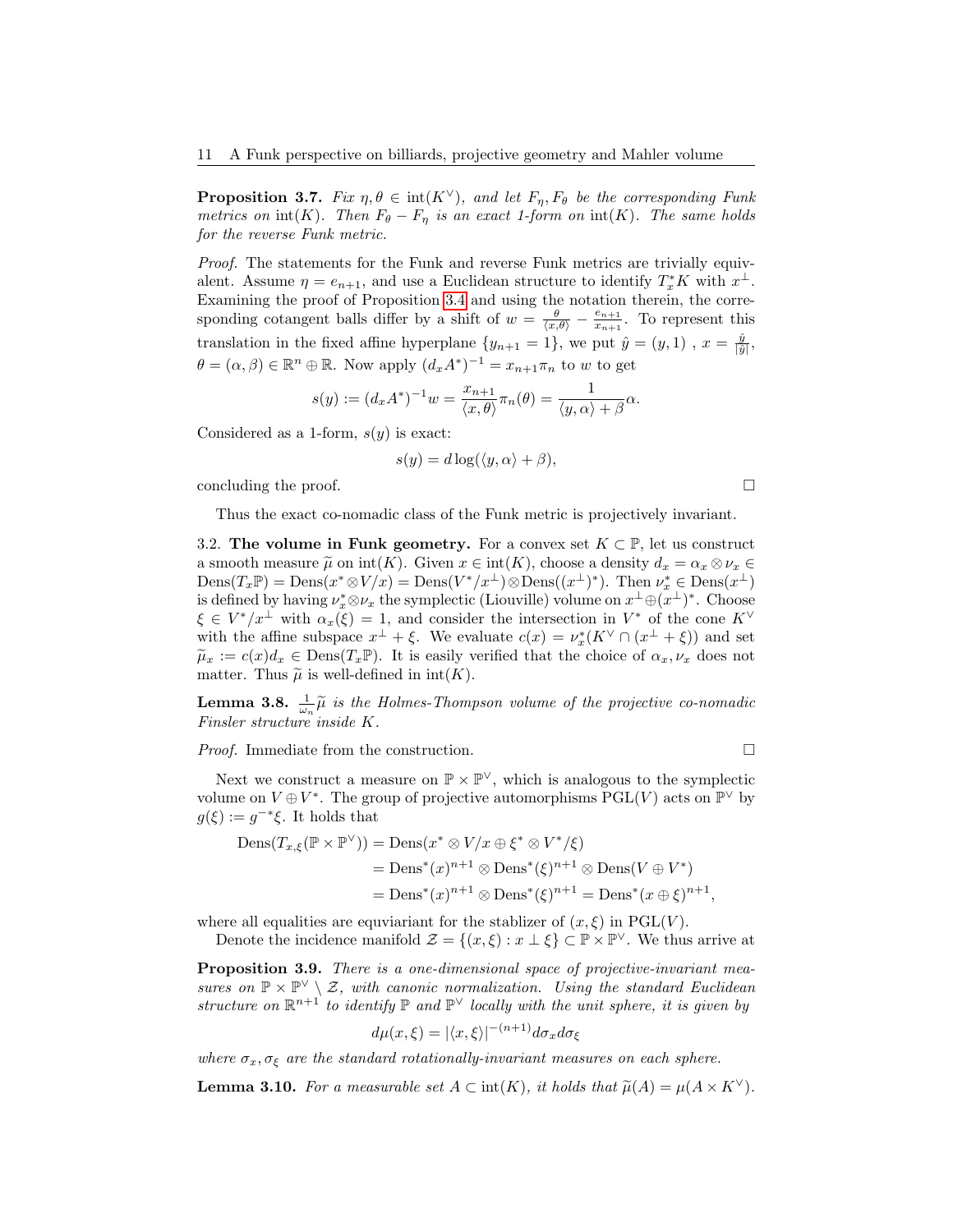**Proposition 3.7.** *Fix $\eta, \theta \in \operatorname{int}(K^\vee)$, and let $F_\eta, F_\theta$ be the corresponding Funk metrics on $\operatorname{int}(K)$. Then $F_\theta - F_\eta$ is an exact 1-form on $\operatorname{int}(K)$. The same holds for the reverse Funk metric.*

*Proof.* The statements for the Funk and reverse Funk metrics are trivially equivalent. Assume $\eta = e_{n+1}$, and use a Euclidean structure to identify $T_x^*K$ with $x^\perp$. Examining the proof of Proposition 3.4 and using the notation therein, the corresponding cotangent balls differ by a shift of $w = \frac{\theta}{\langle x, \theta\rangle} - \frac{e_{n+1}}{x_{n+1}}$. To represent this translation in the fixed affine hyperplane $\{y_{n+1} = 1\}$, we put $\hat{y} = (y, 1)$ , $x = \frac{\hat{y}}{|\hat{y}|}$, $\theta = (\alpha, \beta) \in \mathbb{R}^n \oplus \mathbb{R}$. Now apply $(d_x A^*)^{-1} = x_{n+1}\pi_n$ to $w$ to get

$$s(y) := (d_x A^*)^{-1} w = \frac{x_{n+1}}{\langle x, \theta\rangle}\pi_n(\theta) = \frac{1}{\langle y, \alpha\rangle + \beta}\alpha.$$

Considered as a 1-form, $s(y)$ is exact:

$$s(y) = d\log(\langle y, \alpha\rangle + \beta),$$

concluding the proof. $\square$

Thus the exact co-nomadic class of the Funk metric is projectively invariant.

**3.2. The volume in Funk geometry.** For a convex set $K \subset \mathbb{P}$, let us construct a smooth measure $\widetilde{\mu}$ on $\operatorname{int}(K)$. Given $x \in \operatorname{int}(K)$, choose a density $d_x = \alpha_x \otimes \nu_x \in \operatorname{Dens}(T_x\mathbb{P}) = \operatorname{Dens}(x^* \otimes V/x) = \operatorname{Dens}(V^*/x^\perp) \otimes \operatorname{Dens}((x^\perp)^*)$. Then $\nu_x^* \in \operatorname{Dens}(x^\perp)$ is defined by having $\nu_x^* \otimes \nu_x$ the symplectic (Liouville) volume on $x^\perp \oplus (x^\perp)^*$. Choose $\xi \in V^*/x^\perp$ with $\alpha_x(\xi) = 1$, and consider the intersection in $V^*$ of the cone $K^\vee$ with the affine subspace $x^\perp + \xi$. We evaluate $c(x) = \nu_x^*(K^\vee \cap (x^\perp + \xi))$ and set $\widetilde{\mu}_x := c(x) d_x \in \operatorname{Dens}(T_x\mathbb{P})$. It is easily verified that the choice of $\alpha_x, \nu_x$ does not matter. Thus $\widetilde{\mu}$ is well-defined in $\operatorname{int}(K)$.

**Lemma 3.8.** *$\frac{1}{\omega_n}\widetilde{\mu}$ is the Holmes-Thompson volume of the projective co-nomadic Finsler structure inside $K$.*

*Proof.* Immediate from the construction. $\square$

Next we construct a measure on $\mathbb{P} \times \mathbb{P}^\vee$, which is analogous to the symplectic volume on $V \oplus V^*$. The group of projective automorphisms $\operatorname{PGL}(V)$ acts on $\mathbb{P}^\vee$ by $g(\xi) := g^{-*}\xi$. It holds that

$$\begin{aligned}
\operatorname{Dens}(T_{x,\xi}(\mathbb{P} \times \mathbb{P}^\vee)) &= \operatorname{Dens}(x^* \otimes V/x \oplus \xi^* \otimes V^*/\xi) \\
&= \operatorname{Dens}^*(x)^{n+1} \otimes \operatorname{Dens}^*(\xi)^{n+1} \otimes \operatorname{Dens}(V \oplus V^*) \\
&= \operatorname{Dens}^*(x)^{n+1} \otimes \operatorname{Dens}^*(\xi)^{n+1} = \operatorname{Dens}^*(x \oplus \xi)^{n+1},
\end{aligned}$$

where all equalities are equiviariant for the stablizer of $(x, \xi)$ in $\operatorname{PGL}(V)$.

Denote the incidence manifold $\mathcal{Z} = \{(x, \xi) : x \perp \xi\} \subset \mathbb{P} \times \mathbb{P}^\vee$. We thus arrive at

**Proposition 3.9.** *There is a one-dimensional space of projective-invariant measures on $\mathbb{P} \times \mathbb{P}^\vee \setminus \mathcal{Z}$, with canonic normalization. Using the standard Euclidean structure on $\mathbb{R}^{n+1}$ to identify $\mathbb{P}$ and $\mathbb{P}^\vee$ locally with the unit sphere, it is given by*

$$d\mu(x, \xi) = |\langle x, \xi\rangle|^{-(n+1)} d\sigma_x d\sigma_\xi$$

*where $\sigma_x, \sigma_\xi$ are the standard rotationally-invariant measures on each sphere.*

**Lemma 3.10.** *For a measurable set $A \subset \operatorname{int}(K)$, it holds that $\widetilde{\mu}(A) = \mu(A \times K^\vee)$.*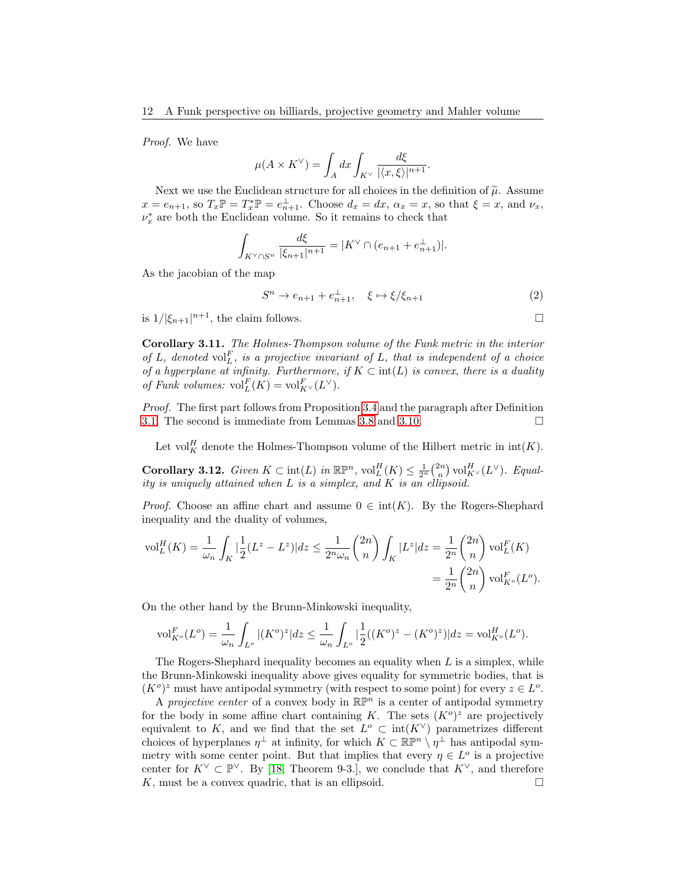*Proof.* We have

$$\mu(A \times K^\vee) = \int_A dx \int_{K^\vee} \frac{d\xi}{|\langle x, \xi \rangle|^{n+1}}.$$

Next we use the Euclidean structure for all choices in the definition of $\widetilde{\mu}$. Assume $x = e_{n+1}$, so $T_x\mathbb{P} = T_x^*\mathbb{P} = e_{n+1}^\perp$. Choose $d_x = dx$, $\alpha_x = x$, so that $\xi = x$, and $\nu_x$, $\nu_x^*$ are both the Euclidean volume. So it remains to check that

$$\int_{K^\vee \cap S^n} \frac{d\xi}{|\xi_{n+1}|^{n+1}} = |K^\vee \cap (e_{n+1} + e_{n+1}^\perp)|.$$

As the jacobian of the map

$$S^n \to e_{n+1} + e_{n+1}^\perp, \quad \xi \mapsto \xi/\xi_{n+1} \tag{2}$$

is $1/|\xi_{n+1}|^{n+1}$, the claim follows. $\square$

**Corollary 3.11.** *The Holmes-Thompson volume of the Funk metric in the interior of $L$, denoted $\mathrm{vol}_L^F$, is a projective invariant of $L$, that is independent of a choice of a hyperplane at infinity. Furthermore, if $K \subset \mathrm{int}(L)$ is convex, there is a duality of Funk volumes: $\mathrm{vol}_L^F(K) = \mathrm{vol}_{K^\vee}^F(L^\vee)$.*

*Proof.* The first part follows from Proposition 3.4 and the paragraph after Definition 3.1. The second is immediate from Lemmas 3.8 and 3.10. $\square$

Let $\mathrm{vol}_K^H$ denote the Holmes-Thompson volume of the Hilbert metric in $\mathrm{int}(K)$.

**Corollary 3.12.** *Given $K \subset \mathrm{int}(L)$ in $\mathbb{RP}^n$, $\mathrm{vol}_L^H(K) \leq \frac{1}{2^n}\binom{2n}{n} \mathrm{vol}_{K^\vee}^H(L^\vee)$. Equality is uniquely attained when $L$ is a simplex, and $K$ is an ellipsoid.*

*Proof.* Choose an affine chart and assume $0 \in \mathrm{int}(K)$. By the Rogers-Shephard inequality and the duality of volumes,

$$\begin{aligned}
\mathrm{vol}_L^H(K) = \frac{1}{\omega_n}\int_K \left|\frac{1}{2}(L^z - L^z)\right| dz \leq \frac{1}{2^n \omega_n}\binom{2n}{n}\int_K |L^z| dz = \frac{1}{2^n}\binom{2n}{n}\mathrm{vol}_L^F(K) \\
= \frac{1}{2^n}\binom{2n}{n}\mathrm{vol}_{K^o}^F(L^o).
\end{aligned}$$

On the other hand by the Brunn-Minkowski inequality,

$$\mathrm{vol}_{K^o}^F(L^o) = \frac{1}{\omega_n}\int_{L^o} |(K^o)^z| dz \leq \frac{1}{\omega_n}\int_{L^o} \left|\frac{1}{2}((K^o)^z - (K^o)^z)\right| dz = \mathrm{vol}_{K^o}^H(L^o).$$

The Rogers-Shephard inequality becomes an equality when $L$ is a simplex, while the Brunn-Minkowski inequality above gives equality for symmetric bodies, that is $(K^o)^z$ must have antipodal symmetry (with respect to some point) for every $z \in L^o$.

A *projective center* of a convex body in $\mathbb{RP}^n$ is a center of antipodal symmetry for the body in some affine chart containing $K$. The sets $(K^o)^z$ are projectively equivalent to $K$, and we find that the set $L^o \subset \mathrm{int}(K^\vee)$ parametrizes different choices of hyperplanes $\eta^\perp$ at infinity, for which $K \subset \mathbb{RP}^n \setminus \eta^\perp$ has antipodal symmetry with some center point. But that implies that every $\eta \in L^o$ is a projective center for $K^\vee \subset \mathbb{P}^\vee$. By [18, Theorem 9-3.], we conclude that $K^\vee$, and therefore $K$, must be a convex quadric, that is an ellipsoid. $\square$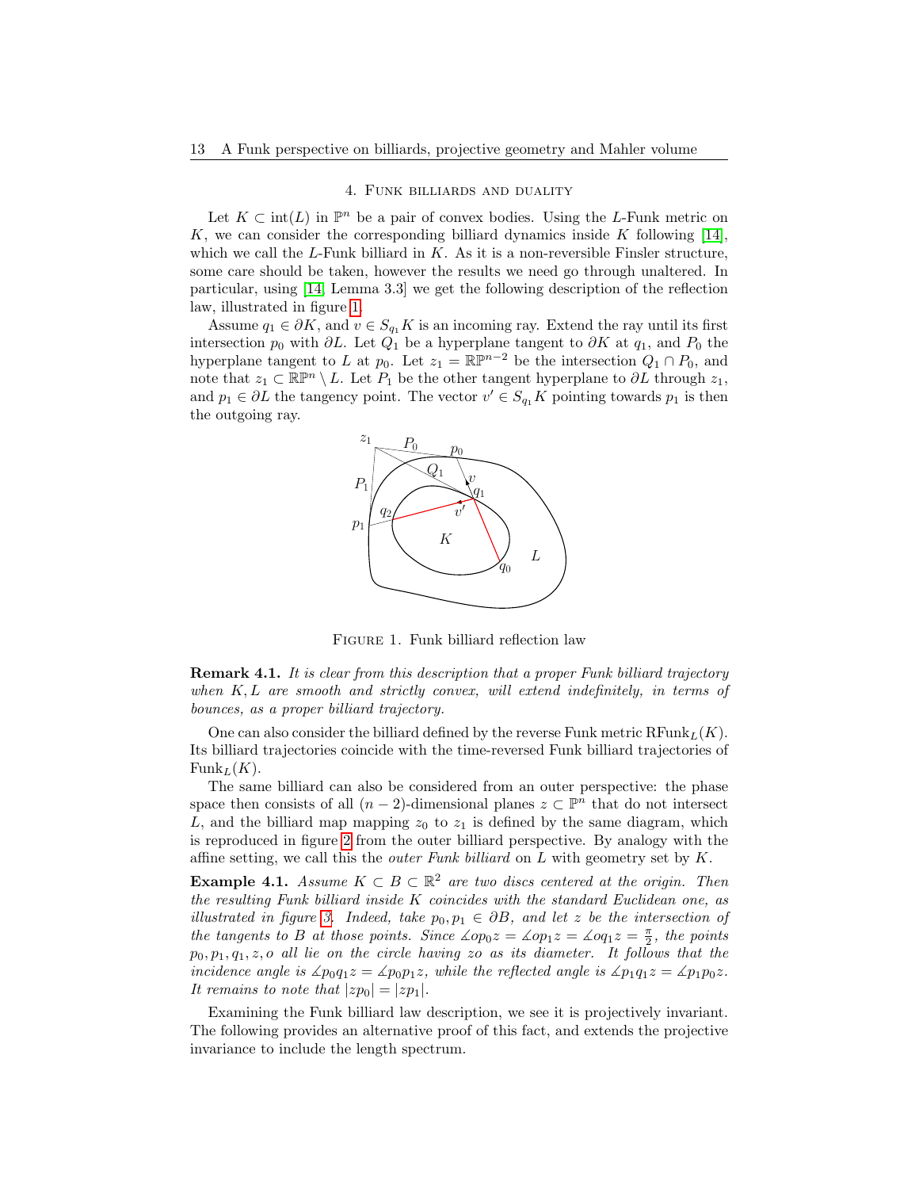## 4. Funk billiards and duality

Let $K \subset \text{int}(L)$ in $\mathbb{P}^n$ be a pair of convex bodies. Using the $L$-Funk metric on $K$, we can consider the corresponding billiard dynamics inside $K$ following [14], which we call the $L$-Funk billiard in $K$. As it is a non-reversible Finsler structure, some care should be taken, however the results we need go through unaltered. In particular, using [14, Lemma 3.3] we get the following description of the reflection law, illustrated in figure 1.

Assume $q_1 \in \partial K$, and $v \in S_{q_1}K$ is an incoming ray. Extend the ray until its first intersection $p_0$ with $\partial L$. Let $Q_1$ be a hyperplane tangent to $\partial K$ at $q_1$, and $P_0$ the hyperplane tangent to $L$ at $p_0$. Let $z_1 = \mathbb{RP}^{n-2}$ be the intersection $Q_1 \cap P_0$, and note that $z_1 \subset \mathbb{RP}^n \setminus L$. Let $P_1$ be the other tangent hyperplane to $\partial L$ through $z_1$, and $p_1 \in \partial L$ the tangency point. The vector $v' \in S_{q_1}K$ pointing towards $p_1$ is then the outgoing ray.

Figure 1. Funk billiard reflection law

**Remark 4.1.** *It is clear from this description that a proper Funk billiard trajectory when $K, L$ are smooth and strictly convex, will extend indefinitely, in terms of bounces, as a proper billiard trajectory.*

One can also consider the billiard defined by the reverse Funk metric $\text{RFunk}_L(K)$. Its billiard trajectories coincide with the time-reversed Funk billiard trajectories of $\text{Funk}_L(K)$.

The same billiard can also be considered from an outer perspective: the phase space then consists of all $(n-2)$-dimensional planes $z \subset \mathbb{P}^n$ that do not intersect $L$, and the billiard map mapping $z_0$ to $z_1$ is defined by the same diagram, which is reproduced in figure 2 from the outer billiard perspective. By analogy with the affine setting, we call this the *outer Funk billiard* on $L$ with geometry set by $K$.

**Example 4.1.** *Assume $K \subset B \subset \mathbb{R}^2$ are two discs centered at the origin. Then the resulting Funk billiard inside $K$ coincides with the standard Euclidean one, as illustrated in figure 3. Indeed, take $p_0, p_1 \in \partial B$, and let $z$ be the intersection of the tangents to $B$ at those points. Since $\measuredangle op_0z = \measuredangle op_1z = \measuredangle oq_1z = \frac{\pi}{2}$, the points $p_0, p_1, q_1, z, o$ all lie on the circle having $zo$ as its diameter. It follows that the incidence angle is $\measuredangle p_0q_1z = \measuredangle p_0p_1z$, while the reflected angle is $\measuredangle p_1q_1z = \measuredangle p_1p_0z$. It remains to note that $|zp_0| = |zp_1|$.*

Examining the Funk billiard law description, we see it is projectively invariant. The following provides an alternative proof of this fact, and extends the projective invariance to include the length spectrum.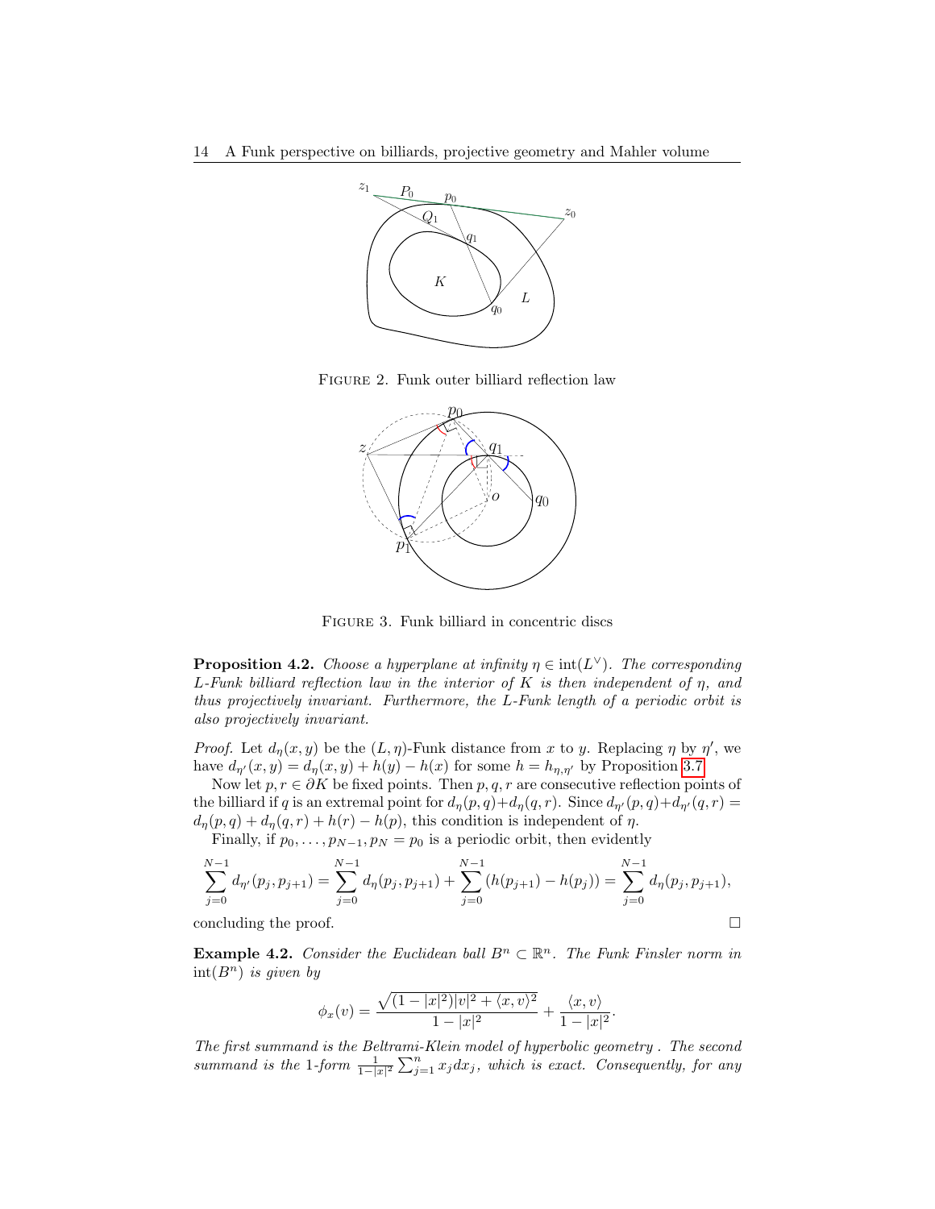FIGURE 2. Funk outer billiard reflection law

FIGURE 3. Funk billiard in concentric discs

**Proposition 4.2.** *Choose a hyperplane at infinity $\eta \in \mathrm{int}(L^\vee)$. The corresponding $L$-Funk billiard reflection law in the interior of $K$ is then independent of $\eta$, and thus projectively invariant. Furthermore, the $L$-Funk length of a periodic orbit is also projectively invariant.*

*Proof.* Let $d_\eta(x, y)$ be the $(L, \eta)$-Funk distance from $x$ to $y$. Replacing $\eta$ by $\eta'$, we have $d_{\eta'}(x, y) = d_\eta(x, y) + h(y) - h(x)$ for some $h = h_{\eta,\eta'}$ by Proposition 3.7.

Now let $p, r \in \partial K$ be fixed points. Then $p, q, r$ are consecutive reflection points of the billiard if $q$ is an extremal point for $d_\eta(p, q)+d_\eta(q, r)$. Since $d_{\eta'}(p, q)+d_{\eta'}(q, r) = d_\eta(p, q) + d_\eta(q, r) + h(r) - h(p)$, this condition is independent of $\eta$.

Finally, if $p_0, \ldots, p_{N-1}, p_N = p_0$ is a periodic orbit, then evidently

$$\sum_{j=0}^{N-1} d_{\eta'}(p_j, p_{j+1}) = \sum_{j=0}^{N-1} d_\eta(p_j, p_{j+1}) + \sum_{j=0}^{N-1} (h(p_{j+1}) - h(p_j)) = \sum_{j=0}^{N-1} d_\eta(p_j, p_{j+1}),$$

concluding the proof. □

**Example 4.2.** *Consider the Euclidean ball $B^n \subset \mathbb{R}^n$. The Funk Finsler norm in $\mathrm{int}(B^n)$ is given by*

$$\phi_x(v) = \frac{\sqrt{(1 - |x|^2)|v|^2 + \langle x, v\rangle^2}}{1 - |x|^2} + \frac{\langle x, v\rangle}{1 - |x|^2}.$$

*The first summand is the Beltrami-Klein model of hyperbolic geometry . The second summand is the 1-form $\frac{1}{1-|x|^2} \sum_{j=1}^n x_j dx_j$, which is exact. Consequently, for any*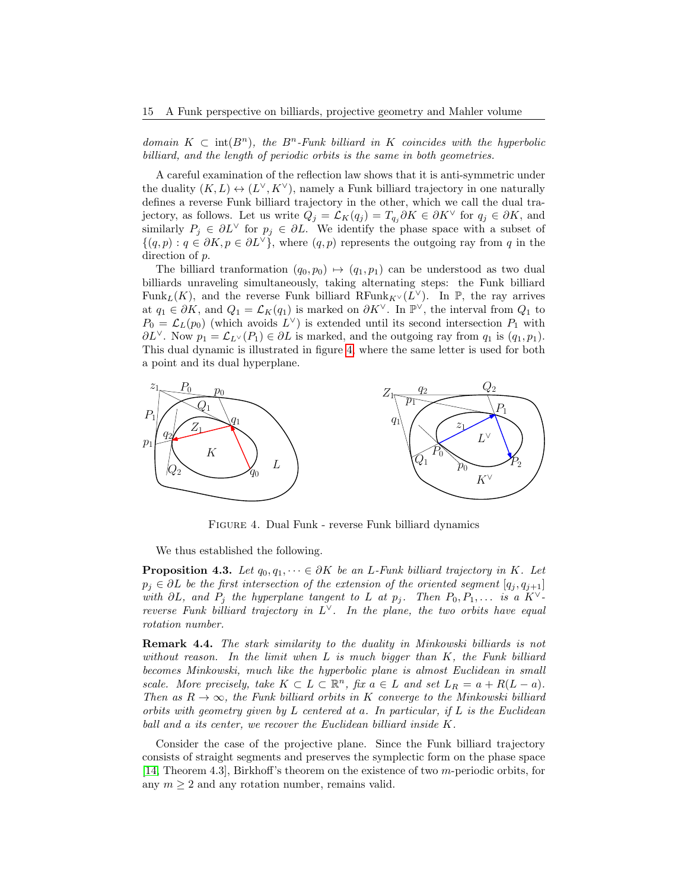*domain $K \subset \mathrm{int}(B^n)$, the $B^n$-Funk billiard in $K$ coincides with the hyperbolic billiard, and the length of periodic orbits is the same in both geometries.*

A careful examination of the reflection law shows that it is anti-symmetric under the duality $(K, L) \leftrightarrow (L^\vee, K^\vee)$, namely a Funk billiard trajectory in one naturally defines a reverse Funk billiard trajectory in the other, which we call the dual trajectory, as follows. Let us write $Q_j = \mathcal{L}_K(q_j) = T_{q_j}\partial K \in \partial K^\vee$ for $q_j \in \partial K$, and similarly $P_j \in \partial L^\vee$ for $p_j \in \partial L$. We identify the phase space with a subset of $\{(q,p) : q \in \partial K, p \in \partial L^\vee\}$, where $(q,p)$ represents the outgoing ray from $q$ in the direction of $p$.

The billiard tranformation $(q_0, p_0) \mapsto (q_1, p_1)$ can be understood as two dual billiards unraveling simultaneously, taking alternating steps: the Funk billiard $\mathrm{Funk}_L(K)$, and the reverse Funk billiard $\mathrm{RFunk}_{K^\vee}(L^\vee)$. In $\mathbb{P}$, the ray arrives at $q_1 \in \partial K$, and $Q_1 = \mathcal{L}_K(q_1)$ is marked on $\partial K^\vee$. In $\mathbb{P}^\vee$, the interval from $Q_1$ to $P_0 = \mathcal{L}_L(p_0)$ (which avoids $L^\vee$) is extended until its second intersection $P_1$ with $\partial L^\vee$. Now $p_1 = \mathcal{L}_{L^\vee}(P_1) \in \partial L$ is marked, and the outgoing ray from $q_1$ is $(q_1, p_1)$. This dual dynamic is illustrated in figure 4, where the same letter is used for both a point and its dual hyperplane.

Figure 4. Dual Funk - reverse Funk billiard dynamics

We thus established the following.

**Proposition 4.3.** *Let $q_0, q_1, \dots \in \partial K$ be an $L$-Funk billiard trajectory in $K$. Let $p_j \in \partial L$ be the first intersection of the extension of the oriented segment $[q_j, q_{j+1}]$ with $\partial L$, and $P_j$ the hyperplane tangent to $L$ at $p_j$. Then $P_0, P_1, \dots$ is a $K^\vee$-reverse Funk billiard trajectory in $L^\vee$. In the plane, the two orbits have equal rotation number.*

**Remark 4.4.** *The stark similarity to the duality in Minkowski billiards is not without reason. In the limit when $L$ is much bigger than $K$, the Funk billiard becomes Minkowski, much like the hyperbolic plane is almost Euclidean in small scale. More precisely, take $K \subset L \subset \mathbb{R}^n$, fix $a \in L$ and set $L_R = a + R(L - a)$. Then as $R \to \infty$, the Funk billiard orbits in $K$ converge to the Minkowski billiard orbits with geometry given by $L$ centered at $a$. In particular, if $L$ is the Euclidean ball and $a$ its center, we recover the Euclidean billiard inside $K$.*

Consider the case of the projective plane. Since the Funk billiard trajectory consists of straight segments and preserves the symplectic form on the phase space [14, Theorem 4.3], Birkhoff's theorem on the existence of two $m$-periodic orbits, for any $m \geq 2$ and any rotation number, remains valid.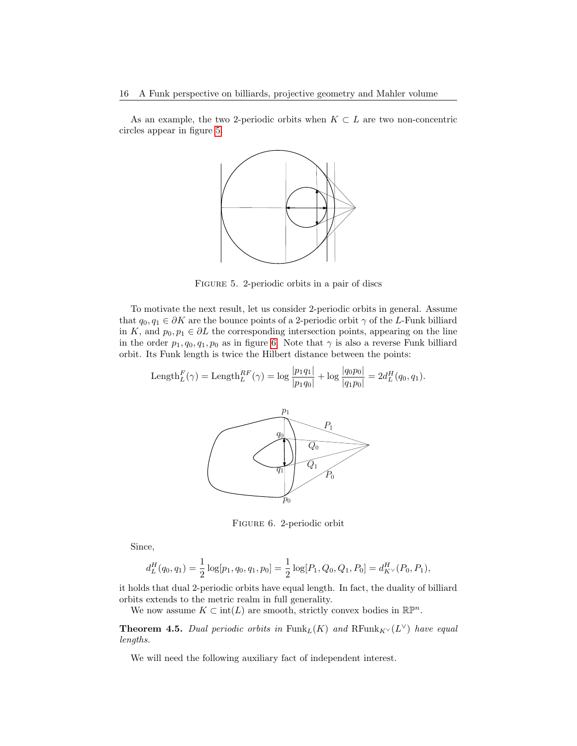As an example, the two 2-periodic orbits when $K \subset L$ are two non-concentric circles appear in figure 5.

FIGURE 5. 2-periodic orbits in a pair of discs

To motivate the next result, let us consider 2-periodic orbits in general. Assume that $q_0, q_1 \in \partial K$ are the bounce points of a 2-periodic orbit $\gamma$ of the $L$-Funk billiard in $K$, and $p_0, p_1 \in \partial L$ the corresponding intersection points, appearing on the line in the order $p_1, q_0, q_1, p_0$ as in figure 6. Note that $\gamma$ is also a reverse Funk billiard orbit. Its Funk length is twice the Hilbert distance between the points:

$$\mathrm{Length}_L^F(\gamma) = \mathrm{Length}_L^{RF}(\gamma) = \log \frac{|p_1 q_1|}{|p_1 q_0|} + \log \frac{|q_0 p_0|}{|q_1 p_0|} = 2 d_L^H(q_0, q_1).$$

FIGURE 6. 2-periodic orbit

Since,

$$d_L^H(q_0, q_1) = \frac{1}{2} \log[p_1, q_0, q_1, p_0] = \frac{1}{2} \log[P_1, Q_0, Q_1, P_0] = d_{K^\vee}^H(P_0, P_1),$$

it holds that dual 2-periodic orbits have equal length. In fact, the duality of billiard orbits extends to the metric realm in full generality.

We now assume $K \subset \mathrm{int}(L)$ are smooth, strictly convex bodies in $\mathbb{RP}^n$.

**Theorem 4.5.** *Dual periodic orbits in* $\mathrm{Funk}_L(K)$ *and* $\mathrm{RFunk}_{K^\vee}(L^\vee)$ *have equal lengths.*

We will need the following auxiliary fact of independent interest.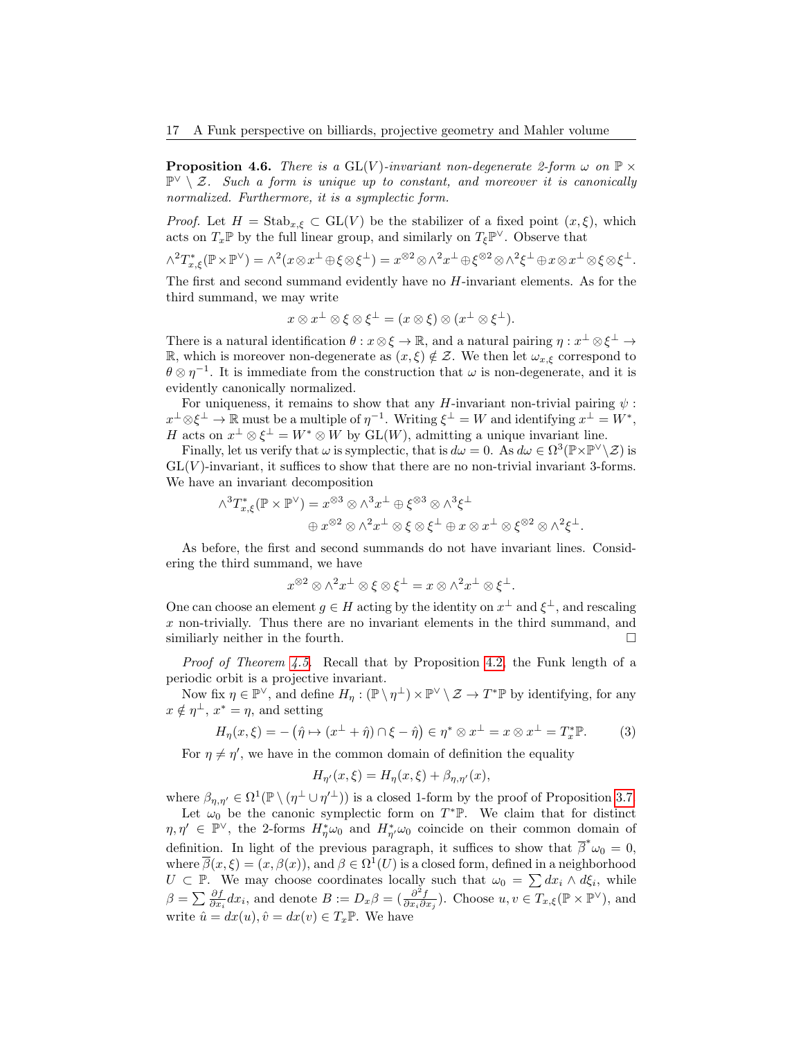**Proposition 4.6.** *There is a* $\mathrm{GL}(V)$*-invariant non-degenerate 2-form* $\omega$ *on* $\mathbb{P}\times\mathbb{P}^\vee\setminus\mathcal{Z}$*. Such a form is unique up to constant, and moreover it is canonically normalized. Furthermore, it is a symplectic form.*

*Proof.* Let $H=\mathrm{Stab}_{x,\xi}\subset\mathrm{GL}(V)$ be the stabilizer of a fixed point $(x,\xi)$, which acts on $T_x\mathbb{P}$ by the full linear group, and similarly on $T_\xi\mathbb{P}^\vee$. Observe that

$$\wedge^2T^*_{x,\xi}(\mathbb{P}\times\mathbb{P}^\vee)=\wedge^2(x\otimes x^\perp\oplus\xi\otimes\xi^\perp)=x^{\otimes2}\otimes\wedge^2x^\perp\oplus\xi^{\otimes2}\otimes\wedge^2\xi^\perp\oplus x\otimes x^\perp\otimes\xi\otimes\xi^\perp.$$

The first and second summand evidently have no $H$-invariant elements. As for the third summand, we may write

$$x\otimes x^\perp\otimes\xi\otimes\xi^\perp=(x\otimes\xi)\otimes(x^\perp\otimes\xi^\perp).$$

There is a natural identification $\theta:x\otimes\xi\to\mathbb{R}$, and a natural pairing $\eta:x^\perp\otimes\xi^\perp\to\mathbb{R}$, which is moreover non-degenerate as $(x,\xi)\notin\mathcal{Z}$. We then let $\omega_{x,\xi}$ correspond to $\theta\otimes\eta^{-1}$. It is immediate from the construction that $\omega$ is non-degenerate, and it is evidently canonically normalized.

For uniqueness, it remains to show that any $H$-invariant non-trivial pairing $\psi:x^\perp\otimes\xi^\perp\to\mathbb{R}$ must be a multiple of $\eta^{-1}$. Writing $\xi^\perp=W$ and identifying $x^\perp=W^*$, $H$ acts on $x^\perp\otimes\xi^\perp=W^*\otimes W$ by $\mathrm{GL}(W)$, admitting a unique invariant line.

Finally, let us verify that $\omega$ is symplectic, that is $d\omega=0$. As $d\omega\in\Omega^3(\mathbb{P}\times\mathbb{P}^\vee\setminus\mathcal{Z})$ is $\mathrm{GL}(V)$-invariant, it suffices to show that there are no non-trivial invariant 3-forms. We have an invariant decomposition

$$\begin{aligned}\wedge^3T^*_{x,\xi}(\mathbb{P}\times\mathbb{P}^\vee)&=x^{\otimes3}\otimes\wedge^3x^\perp\oplus\xi^{\otimes3}\otimes\wedge^3\xi^\perp\\&\quad\oplus x^{\otimes2}\otimes\wedge^2x^\perp\otimes\xi\otimes\xi^\perp\oplus x\otimes x^\perp\otimes\xi^{\otimes2}\otimes\wedge^2\xi^\perp.\end{aligned}$$

As before, the first and second summands do not have invariant lines. Considering the third summand, we have

$$x^{\otimes2}\otimes\wedge^2x^\perp\otimes\xi\otimes\xi^\perp=x\otimes\wedge^2x^\perp\otimes\xi^\perp.$$

One can choose an element $g\in H$ acting by the identity on $x^\perp$ and $\xi^\perp$, and rescaling $x$ non-trivially. Thus there are no invariant elements in the third summand, and similiarly neither in the fourth. $\square$

*Proof of Theorem 4.5.* Recall that by Proposition 4.2, the Funk length of a periodic orbit is a projective invariant.

Now fix $\eta\in\mathbb{P}^\vee$, and define $H_\eta:(\mathbb{P}\setminus\eta^\perp)\times\mathbb{P}^\vee\setminus\mathcal{Z}\to T^*\mathbb{P}$ by identifying, for any $x\notin\eta^\perp$, $x^*=\eta$, and setting

$$H_\eta(x,\xi)=-\left(\hat\eta\mapsto(x^\perp+\hat\eta)\cap\xi-\hat\eta\right)\in\eta^*\otimes x^\perp=x\otimes x^\perp=T^*_x\mathbb{P}.\tag{3}$$

For $\eta\neq\eta'$, we have in the common domain of definition the equality

$$H_{\eta'}(x,\xi)=H_\eta(x,\xi)+\beta_{\eta,\eta'}(x),$$

where $\beta_{\eta,\eta'}\in\Omega^1(\mathbb{P}\setminus(\eta^\perp\cup\eta'^\perp))$ is a closed 1-form by the proof of Proposition 3.7.

Let $\omega_0$ be the canonic symplectic form on $T^*\mathbb{P}$. We claim that for distinct $\eta,\eta'\in\mathbb{P}^\vee$, the 2-forms $H_\eta^*\omega_0$ and $H_{\eta'}^*\omega_0$ coincide on their common domain of definition. In light of the previous paragraph, it suffices to show that $\overline{\beta}^*\omega_0=0$, where $\overline{\beta}(x,\xi)=(x,\beta(x))$, and $\beta\in\Omega^1(U)$ is a closed form, defined in a neighborhood $U\subset\mathbb{P}$. We may choose coordinates locally such that $\omega_0=\sum dx_i\wedge d\xi_i$, while $\beta=\sum\frac{\partial f}{\partial x_i}dx_i$, and denote $B:=D_x\beta=(\frac{\partial^2f}{\partial x_i\partial x_j})$. Choose $u,v\in T_{x,\xi}(\mathbb{P}\times\mathbb{P}^\vee)$, and write $\hat u=dx(u),\hat v=dx(v)\in T_x\mathbb{P}$. We have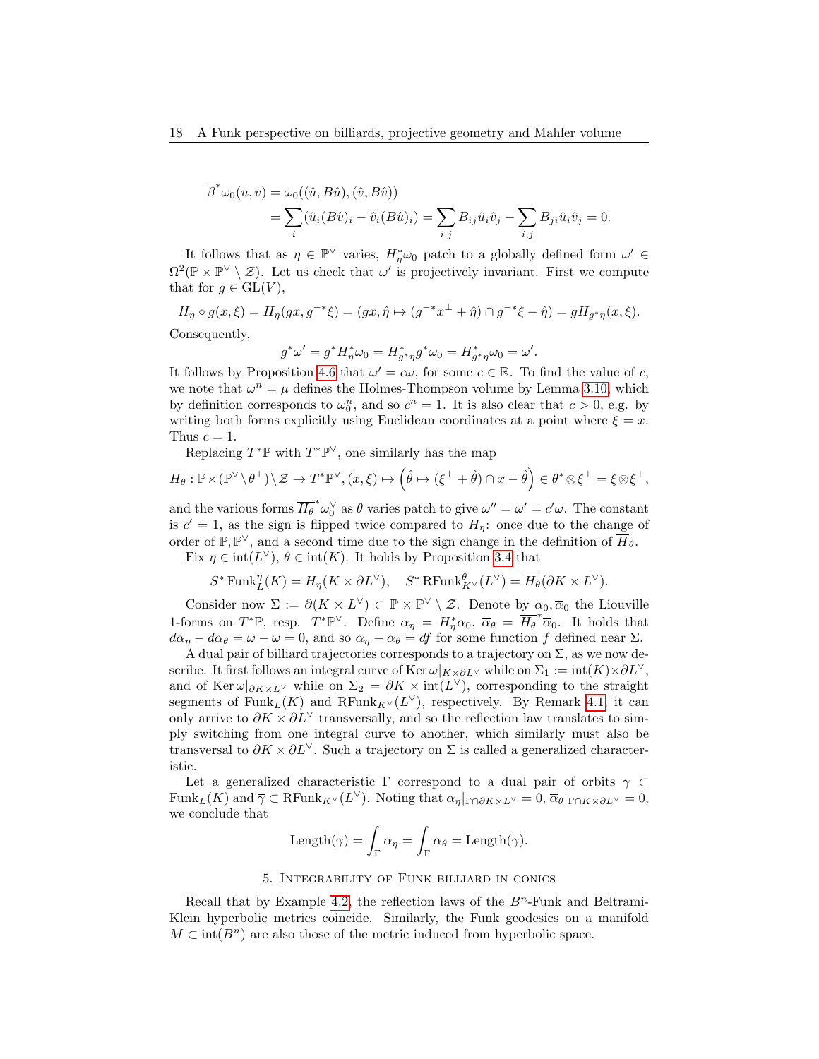$$\overline{\beta}^*\omega_0(u,v) = \omega_0((\hat{u}, B\hat{u}), (\hat{v}, B\hat{v}))$$
$$= \sum_i (\hat{u}_i(B\hat{v})_i - \hat{v}_i(B\hat{u})_i) = \sum_{i,j} B_{ij}\hat{u}_i\hat{v}_j - \sum_{i,j} B_{ji}\hat{u}_i\hat{v}_j = 0.$$

It follows that as $\eta \in \mathbb{P}^\vee$ varies, $H_\eta^*\omega_0$ patch to a globally defined form $\omega' \in \Omega^2(\mathbb{P} \times \mathbb{P}^\vee \setminus \mathcal{Z})$. Let us check that $\omega'$ is projectively invariant. First we compute that for $g \in \mathrm{GL}(V)$,

$$H_\eta \circ g(x,\xi) = H_\eta(gx, g^{-*}\xi) = (gx, \hat{\eta} \mapsto (g^{-*}x^\perp + \hat{\eta}) \cap g^{-*}\xi - \hat{\eta}) = gH_{g^*\eta}(x,\xi).$$

Consequently,

$$g^*\omega' = g^*H_\eta^*\omega_0 = H_{g^*\eta}^* g^*\omega_0 = H_{g^*\eta}^*\omega_0 = \omega'.$$

It follows by Proposition 4.6 that $\omega' = c\omega$, for some $c \in \mathbb{R}$. To find the value of $c$, we note that $\omega^n = \mu$ defines the Holmes-Thompson volume by Lemma 3.10, which by definition corresponds to $\omega_0^n$, and so $c^n = 1$. It is also clear that $c > 0$, e.g. by writing both forms explicitly using Euclidean coordinates at a point where $\xi = x$. Thus $c = 1$.

Replacing $T^*\mathbb{P}$ with $T^*\mathbb{P}^\vee$, one similarly has the map

$$\overline{H_\theta} : \mathbb{P} \times (\mathbb{P}^\vee \setminus \theta^\perp) \setminus \mathcal{Z} \to T^*\mathbb{P}^\vee, (x,\xi) \mapsto \left(\hat{\theta} \mapsto (\xi^\perp + \hat{\theta}) \cap x - \hat{\theta}\right) \in \theta^* \otimes \xi^\perp = \xi \otimes \xi^\perp,$$

and the various forms $\overline{H_\theta}^*\omega_0^\vee$ as $\theta$ varies patch to give $\omega'' = \omega' = c'\omega$. The constant is $c' = 1$, as the sign is flipped twice compared to $H_\eta$: once due to the change of order of $\mathbb{P}, \mathbb{P}^\vee$, and a second time due to the sign change in the definition of $\overline{H}_\theta$.

Fix $\eta \in \mathrm{int}(L^\vee)$, $\theta \in \mathrm{int}(K)$. It holds by Proposition 3.4 that

$$S^*\,\mathrm{Funk}_L^\eta(K) = H_\eta(K \times \partial L^\vee), \quad S^*\,\mathrm{RFunk}_{K^\vee}^\theta(L^\vee) = \overline{H_\theta}(\partial K \times L^\vee).$$

Consider now $\Sigma := \partial(K \times L^\vee) \subset \mathbb{P} \times \mathbb{P}^\vee \setminus \mathcal{Z}$. Denote by $\alpha_0, \overline{\alpha}_0$ the Liouville 1-forms on $T^*\mathbb{P}$, resp. $T^*\mathbb{P}^\vee$. Define $\alpha_\eta = H_\eta^*\alpha_0$, $\overline{\alpha}_\theta = \overline{H_\theta}^*\overline{\alpha}_0$. It holds that $d\alpha_\eta - d\overline{\alpha}_\theta = \omega - \omega = 0$, and so $\alpha_\eta - \overline{\alpha}_\theta = df$ for some function $f$ defined near $\Sigma$.

A dual pair of billiard trajectories corresponds to a trajectory on $\Sigma$, as we now describe. It first follows an integral curve of $\mathrm{Ker}\,\omega|_{K \times \partial L^\vee}$ while on $\Sigma_1 := \mathrm{int}(K) \times \partial L^\vee$, and of $\mathrm{Ker}\,\omega|_{\partial K \times L^\vee}$ while on $\Sigma_2 = \partial K \times \mathrm{int}(L^\vee)$, corresponding to the straight segments of $\mathrm{Funk}_L(K)$ and $\mathrm{RFunk}_{K^\vee}(L^\vee)$, respectively. By Remark 4.1, it can only arrive to $\partial K \times \partial L^\vee$ transversally, and so the reflection law translates to simply switching from one integral curve to another, which similarly must also be transversal to $\partial K \times \partial L^\vee$. Such a trajectory on $\Sigma$ is called a generalized characteristic.

Let a generalized characteristic $\Gamma$ correspond to a dual pair of orbits $\gamma \subset \mathrm{Funk}_L(K)$ and $\overline{\gamma} \subset \mathrm{RFunk}_{K^\vee}(L^\vee)$. Noting that $\alpha_\eta|_{\Gamma \cap \partial K \times L^\vee} = 0$, $\overline{\alpha}_\theta|_{\Gamma \cap K \times \partial L^\vee} = 0$, we conclude that

$$\mathrm{Length}(\gamma) = \int_\Gamma \alpha_\eta = \int_\Gamma \overline{\alpha}_\theta = \mathrm{Length}(\overline{\gamma}).$$

## 5. Integrability of Funk billiard in conics

Recall that by Example 4.2, the reflection laws of the $B^n$-Funk and Beltrami-Klein hyperbolic metrics coincide. Similarly, the Funk geodesics on a manifold $M \subset \mathrm{int}(B^n)$ are also those of the metric induced from hyperbolic space.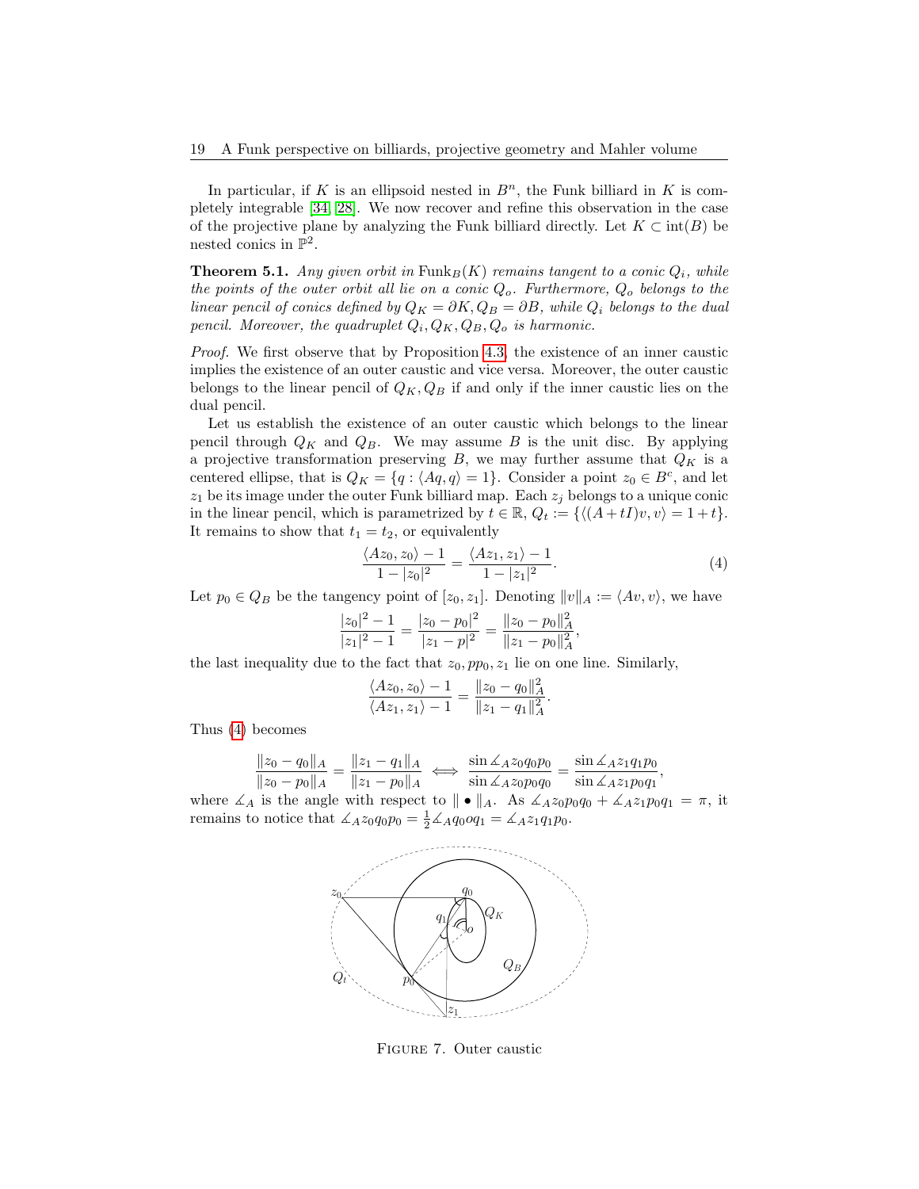In particular, if $K$ is an ellipsoid nested in $B^n$, the Funk billiard in $K$ is completely integrable [34] [28]. We now recover and refine this observation in the case of the projective plane by analyzing the Funk billiard directly. Let $K \subset \mathrm{int}(B)$ be nested conics in $\mathbb{P}^2$.

**Theorem 5.1.** *Any given orbit in* $\mathrm{Funk}_B(K)$ *remains tangent to a conic* $Q_i$*, while the points of the outer orbit all lie on a conic* $Q_o$*. Furthermore,* $Q_o$ *belongs to the linear pencil of conics defined by* $Q_K = \partial K, Q_B = \partial B$*, while* $Q_i$ *belongs to the dual pencil. Moreover, the quadruplet* $Q_i, Q_K, Q_B, Q_o$ *is harmonic.*

*Proof.* We first observe that by Proposition 4.3, the existence of an inner caustic implies the existence of an outer caustic and vice versa. Moreover, the outer caustic belongs to the linear pencil of $Q_K, Q_B$ if and only if the inner caustic lies on the dual pencil.

Let us establish the existence of an outer caustic which belongs to the linear pencil through $Q_K$ and $Q_B$. We may assume $B$ is the unit disc. By applying a projective transformation preserving $B$, we may further assume that $Q_K$ is a centered ellipse, that is $Q_K = \{q : \langle Aq, q\rangle = 1\}$. Consider a point $z_0 \in B^c$, and let $z_1$ be its image under the outer Funk billiard map. Each $z_j$ belongs to a unique conic in the linear pencil, which is parametrized by $t \in \mathbb{R}$, $Q_t := \{\langle (A + tI)v, v\rangle = 1 + t\}$. It remains to show that $t_1 = t_2$, or equivalently

$$\frac{\langle Az_0, z_0\rangle - 1}{1 - |z_0|^2} = \frac{\langle Az_1, z_1\rangle - 1}{1 - |z_1|^2}. \tag{4}$$

Let $p_0 \in Q_B$ be the tangency point of $[z_0, z_1]$. Denoting $\|v\|_A := \langle Av, v\rangle$, we have

$$\frac{|z_0|^2 - 1}{|z_1|^2 - 1} = \frac{|z_0 - p_0|^2}{|z_1 - p|^2} = \frac{\|z_0 - p_0\|_A^2}{\|z_1 - p_0\|_A^2},$$

the last inequality due to the fact that $z_0, pp_0, z_1$ lie on one line. Similarly,

$$\frac{\langle Az_0, z_0\rangle - 1}{\langle Az_1, z_1\rangle - 1} = \frac{\|z_0 - q_0\|_A^2}{\|z_1 - q_1\|_A^2}.$$

Thus (4) becomes

$$\frac{\|z_0 - q_0\|_A}{\|z_0 - p_0\|_A} = \frac{\|z_1 - q_1\|_A}{\|z_1 - p_0\|_A} \iff \frac{\sin \measuredangle_A z_0 q_0 p_0}{\sin \measuredangle_A z_0 p_0 q_0} = \frac{\sin \measuredangle_A z_1 q_1 p_0}{\sin \measuredangle_A z_1 p_0 q_1},$$

where $\measuredangle_A$ is the angle with respect to $\| \bullet \|_A$. As $\measuredangle_A z_0 p_0 q_0 + \measuredangle_A z_1 p_0 q_1 = \pi$, it remains to notice that $\measuredangle_A z_0 q_0 p_0 = \frac{1}{2} \measuredangle_A q_0 o q_1 = \measuredangle_A z_1 q_1 p_0$.

FIGURE 7. Outer caustic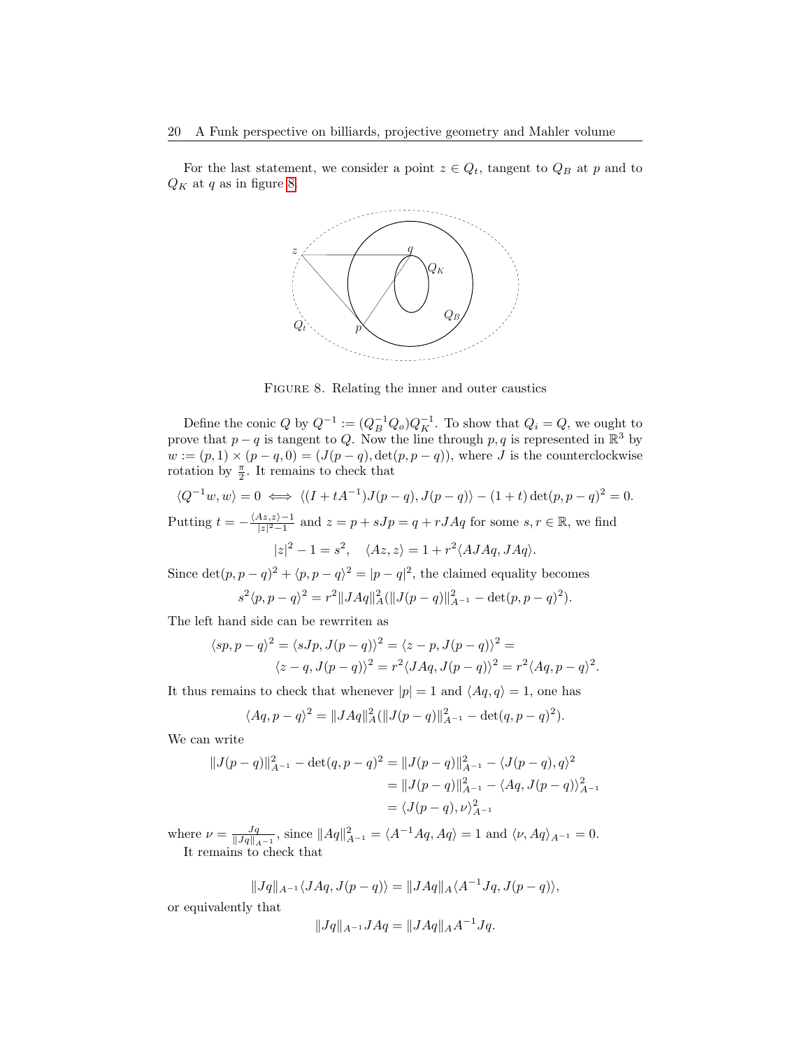For the last statement, we consider a point $z \in Q_t$, tangent to $Q_B$ at $p$ and to $Q_K$ at $q$ as in figure 8.

FIGURE 8. Relating the inner and outer caustics

Define the conic $Q$ by $Q^{-1} := (Q_B^{-1} Q_o) Q_K^{-1}$. To show that $Q_i = Q$, we ought to prove that $p - q$ is tangent to $Q$. Now the line through $p, q$ is represented in $\mathbb{R}^3$ by $w := (p, 1) \times (p - q, 0) = (J(p-q), \det(p, p-q))$, where $J$ is the counterclockwise rotation by $\frac{\pi}{2}$. It remains to check that

$$\langle Q^{-1} w, w \rangle = 0 \iff \langle (I + tA^{-1}) J(p-q), J(p-q) \rangle - (1+t) \det(p, p-q)^2 = 0.$$

Putting $t = -\frac{\langle Az, z \rangle - 1}{|z|^2 - 1}$ and $z = p + sJp = q + rJAq$ for some $s, r \in \mathbb{R}$, we find

$$|z|^2 - 1 = s^2, \quad \langle Az, z \rangle = 1 + r^2 \langle AJAq, JAq \rangle.$$

Since $\det(p, p-q)^2 + \langle p, p-q \rangle^2 = |p-q|^2$, the claimed equality becomes

$$s^2 \langle p, p-q \rangle^2 = r^2 \|JAq\|_A^2 (\|J(p-q)\|_{A^{-1}}^2 - \det(p, p-q)^2).$$

The left hand side can be rewrriten as

$$\begin{aligned} \langle sp, p-q \rangle^2 = \langle sJp, J(p-q) \rangle^2 = \langle z - p, J(p-q) \rangle^2 = \\ \langle z - q, J(p-q) \rangle^2 = r^2 \langle JAq, J(p-q) \rangle^2 = r^2 \langle Aq, p-q \rangle^2. \end{aligned}$$

It thus remains to check that whenever $|p| = 1$ and $\langle Aq, q \rangle = 1$, one has

$$\langle Aq, p-q \rangle^2 = \|JAq\|_A^2 (\|J(p-q)\|_{A^{-1}}^2 - \det(q, p-q)^2).$$

We can write

$$\begin{aligned} \|J(p-q)\|_{A^{-1}}^2 - \det(q, p-q)^2 &= \|J(p-q)\|_{A^{-1}}^2 - \langle J(p-q), q \rangle^2 \\ &= \|J(p-q)\|_{A^{-1}}^2 - \langle Aq, J(p-q) \rangle_{A^{-1}}^2 \\ &= \langle J(p-q), \nu \rangle_{A^{-1}}^2 \end{aligned}$$

where $\nu = \frac{Jq}{\|Jq\|_{A^{-1}}}$, since $\|Aq\|_{A^{-1}}^2 = \langle A^{-1} Aq, Aq \rangle = 1$ and $\langle \nu, Aq \rangle_{A^{-1}} = 0$.

It remains to check that

$$\|Jq\|_{A^{-1}} \langle JAq, J(p-q) \rangle = \|JAq\|_A \langle A^{-1} Jq, J(p-q) \rangle,$$

or equivalently that

$$\|Jq\|_{A^{-1}} JAq = \|JAq\|_A A^{-1} Jq.$$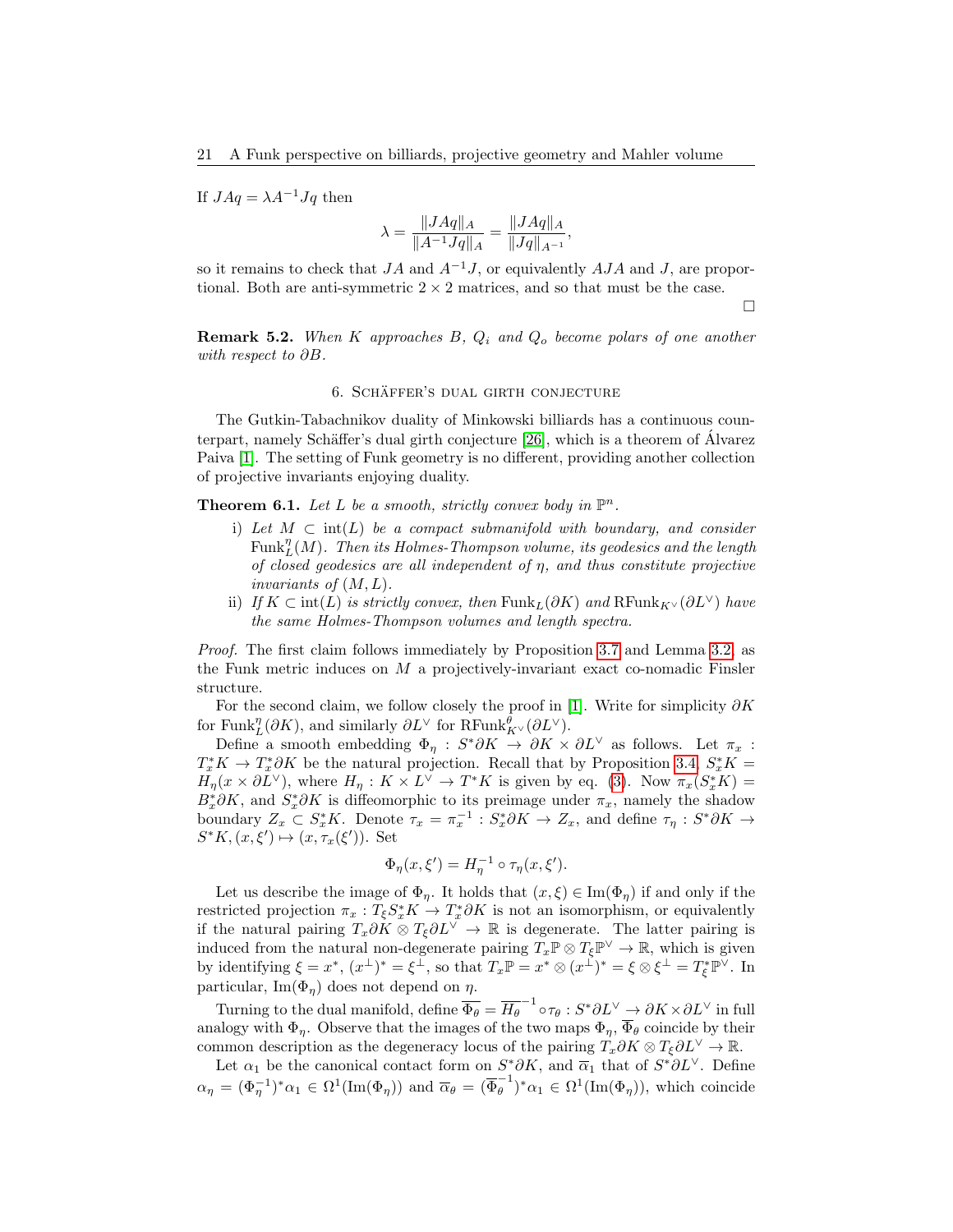If $JAq = \lambda A^{-1}Jq$ then

$$\lambda = \frac{\|JAq\|_A}{\|A^{-1}Jq\|_A} = \frac{\|JAq\|_A}{\|Jq\|_{A^{-1}}},$$

so it remains to check that $JA$ and $A^{-1}J$, or equivalently $AJA$ and $J$, are proportional. Both are anti-symmetric $2 \times 2$ matrices, and so that must be the case.

□

**Remark 5.2.** *When $K$ approaches $B$, $Q_i$ and $Q_o$ become polars of one another with respect to $\partial B$.*

## 6. Schäffer's dual girth conjecture

The Gutkin-Tabachnikov duality of Minkowski billiards has a continuous counterpart, namely Schäffer's dual girth conjecture [26], which is a theorem of Álvarez Paiva [1]. The setting of Funk geometry is no different, providing another collection of projective invariants enjoying duality.

**Theorem 6.1.** *Let $L$ be a smooth, strictly convex body in $\mathbb{P}^n$.*

i) *Let $M \subset \mathrm{int}(L)$ be a compact submanifold with boundary, and consider $\mathrm{Funk}_L^\eta(M)$. Then its Holmes-Thompson volume, its geodesics and the length of closed geodesics are all independent of $\eta$, and thus constitute projective invariants of $(M, L)$.*

ii) *If $K \subset \mathrm{int}(L)$ is strictly convex, then $\mathrm{Funk}_L(\partial K)$ and $\mathrm{RFunk}_{K^\vee}(\partial L^\vee)$ have the same Holmes-Thompson volumes and length spectra.*

*Proof.* The first claim follows immediately by Proposition 3.7 and Lemma 3.2, as the Funk metric induces on $M$ a projectively-invariant exact co-nomadic Finsler structure.

For the second claim, we follow closely the proof in [1]. Write for simplicity $\partial K$ for $\mathrm{Funk}_L^\eta(\partial K)$, and similarly $\partial L^\vee$ for $\mathrm{RFunk}_{K^\vee}^\theta(\partial L^\vee)$.

Define a smooth embedding $\Phi_\eta : S^*\partial K \to \partial K \times \partial L^\vee$ as follows. Let $\pi_x : T_x^*K \to T_x^*\partial K$ be the natural projection. Recall that by Proposition 3.4, $S_x^*K = H_\eta(x \times \partial L^\vee)$, where $H_\eta : K \times L^\vee \to T^*K$ is given by eq. (3). Now $\pi_x(S_x^*K) = B_x^*\partial K$, and $S_x^*\partial K$ is diffeomorphic to its preimage under $\pi_x$, namely the shadow boundary $Z_x \subset S_x^*K$. Denote $\tau_x = \pi_x^{-1} : S_x^*\partial K \to Z_x$, and define $\tau_\eta : S^*\partial K \to S^*K, (x, \xi') \mapsto (x, \tau_x(\xi'))$. Set

$$\Phi_\eta(x, \xi') = H_\eta^{-1} \circ \tau_\eta(x, \xi').$$

Let us describe the image of $\Phi_\eta$. It holds that $(x, \xi) \in \mathrm{Im}(\Phi_\eta)$ if and only if the restricted projection $\pi_x : T_\xi S_x^*K \to T_x^*\partial K$ is not an isomorphism, or equivalently if the natural pairing $T_x\partial K \otimes T_\xi \partial L^\vee \to \mathbb{R}$ is degenerate. The latter pairing is induced from the natural non-degenerate pairing $T_x\mathbb{P} \otimes T_\xi \mathbb{P}^\vee \to \mathbb{R}$, which is given by identifying $\xi = x^*$, $(x^\perp)^* = \xi^\perp$, so that $T_x\mathbb{P} = x^* \otimes (x^\perp)^* = \xi \otimes \xi^\perp = T_\xi^*\mathbb{P}^\vee$. In particular, $\mathrm{Im}(\Phi_\eta)$ does not depend on $\eta$.

Turning to the dual manifold, define $\overline{\Phi_\theta} = \overline{H_\theta}^{-1} \circ \tau_\theta : S^*\partial L^\vee \to \partial K \times \partial L^\vee$ in full analogy with $\Phi_\eta$. Observe that the images of the two maps $\Phi_\eta$, $\overline{\Phi}_\theta$ coincide by their common description as the degeneracy locus of the pairing $T_x\partial K \otimes T_\xi \partial L^\vee \to \mathbb{R}$.

Let $\alpha_1$ be the canonical contact form on $S^*\partial K$, and $\overline{\alpha}_1$ that of $S^*\partial L^\vee$. Define $\alpha_\eta = (\Phi_\eta^{-1})^*\alpha_1 \in \Omega^1(\mathrm{Im}(\Phi_\eta))$ and $\overline{\alpha}_\theta = (\overline{\Phi}_\theta^{-1})^*\alpha_1 \in \Omega^1(\mathrm{Im}(\Phi_\eta))$, which coincide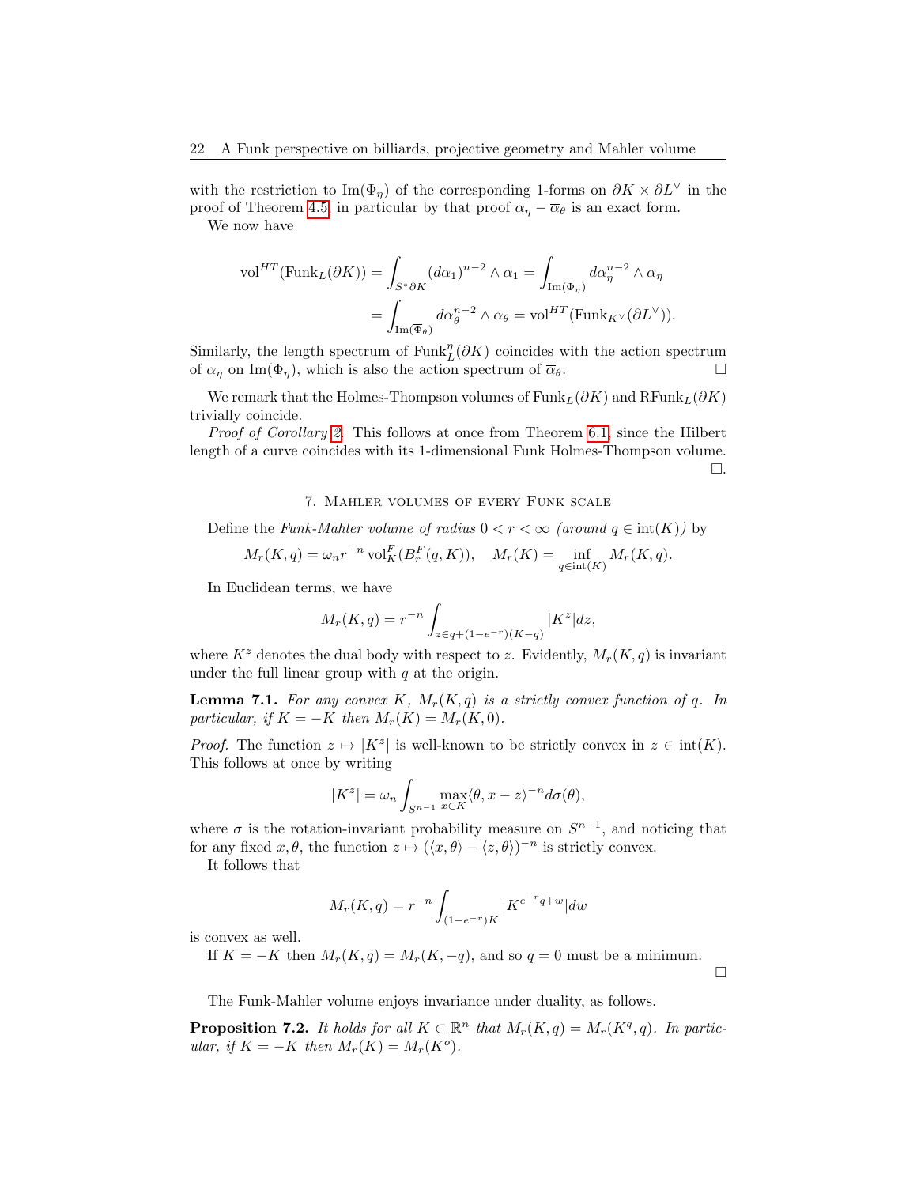with the restriction to $\mathrm{Im}(\Phi_\eta)$ of the corresponding 1-forms on $\partial K \times \partial L^\vee$ in the proof of Theorem 4.5, in particular by that proof $\alpha_\eta - \overline{\alpha}_\theta$ is an exact form.

We now have

$$
\begin{aligned}
\mathrm{vol}^{HT}(\mathrm{Funk}_L(\partial K)) &= \int_{S^*\partial K} (d\alpha_1)^{n-2} \wedge \alpha_1 = \int_{\mathrm{Im}(\Phi_\eta)} d\alpha_\eta^{n-2} \wedge \alpha_\eta \\
&= \int_{\mathrm{Im}(\overline{\Phi}_\theta)} d\overline{\alpha}_\theta^{n-2} \wedge \overline{\alpha}_\theta = \mathrm{vol}^{HT}(\mathrm{Funk}_{K^\vee}(\partial L^\vee)).
\end{aligned}
$$

Similarly, the length spectrum of $\mathrm{Funk}_L^\eta(\partial K)$ coincides with the action spectrum of $\alpha_\eta$ on $\mathrm{Im}(\Phi_\eta)$, which is also the action spectrum of $\overline{\alpha}_\theta$. $\square$

We remark that the Holmes-Thompson volumes of $\mathrm{Funk}_L(\partial K)$ and $\mathrm{RFunk}_L(\partial K)$ trivially coincide.

*Proof of Corollary 2.* This follows at once from Theorem 6.1, since the Hilbert length of a curve coincides with its 1-dimensional Funk Holmes-Thompson volume. $\square$.

## 7. Mahler volumes of every Funk scale

Define the *Funk-Mahler volume of radius* $0 < r < \infty$ *(around* $q \in \mathrm{int}(K)$*)* by

$$
M_r(K, q) = \omega_n r^{-n} \, \mathrm{vol}_K^F(B_r^F(q, K)), \quad M_r(K) = \inf_{q \in \mathrm{int}(K)} M_r(K, q).
$$

In Euclidean terms, we have

$$
M_r(K, q) = r^{-n} \int_{z \in q + (1 - e^{-r})(K - q)} |K^z| dz,
$$

where $K^z$ denotes the dual body with respect to $z$. Evidently, $M_r(K, q)$ is invariant under the full linear group with $q$ at the origin.

**Lemma 7.1.** *For any convex $K$, $M_r(K, q)$ is a strictly convex function of $q$. In particular, if $K = -K$ then $M_r(K) = M_r(K, 0)$.*

*Proof.* The function $z \mapsto |K^z|$ is well-known to be strictly convex in $z \in \mathrm{int}(K)$. This follows at once by writing

$$
|K^z| = \omega_n \int_{S^{n-1}} \max_{x \in K} \langle \theta, x - z \rangle^{-n} d\sigma(\theta),
$$

where $\sigma$ is the rotation-invariant probability measure on $S^{n-1}$, and noticing that for any fixed $x, \theta$, the function $z \mapsto (\langle x, \theta \rangle - \langle z, \theta \rangle)^{-n}$ is strictly convex.

It follows that

$$
M_r(K, q) = r^{-n} \int_{(1 - e^{-r})K} |K^{e^{-r}q + w}| dw
$$

is convex as well.

If $K = -K$ then $M_r(K, q) = M_r(K, -q)$, and so $q = 0$ must be a minimum. $\square$

The Funk-Mahler volume enjoys invariance under duality, as follows.

**Proposition 7.2.** *It holds for all $K \subset \mathbb{R}^n$ that $M_r(K, q) = M_r(K^q, q)$. In particular, if $K = -K$ then $M_r(K) = M_r(K^o)$.*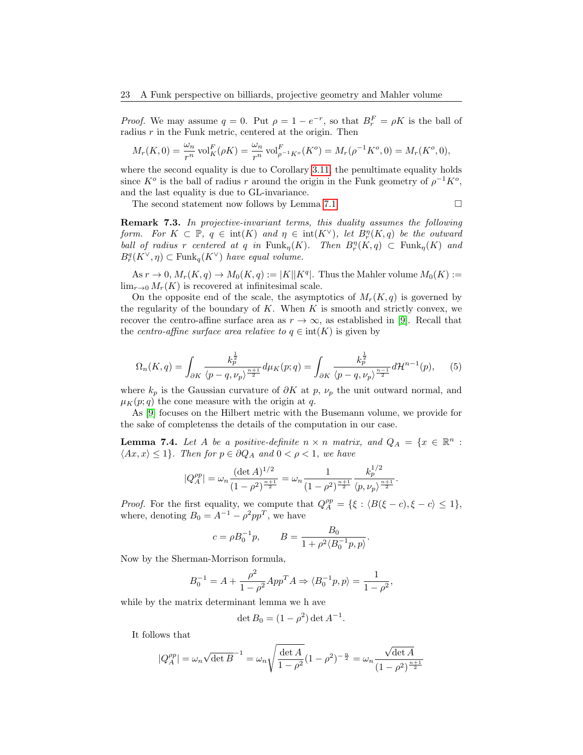*Proof.* We may assume $q = 0$. Put $\rho = 1 - e^{-r}$, so that $B_r^F = \rho K$ is the ball of radius $r$ in the Funk metric, centered at the origin. Then

$$M_r(K, 0) = \frac{\omega_n}{r^n} \operatorname{vol}_K^F(\rho K) = \frac{\omega_n}{r^n} \operatorname{vol}_{\rho^{-1}K^o}^F(K^o) = M_r(\rho^{-1}K^o, 0) = M_r(K^o, 0),$$

where the second equality is due to Corollary 3.11, the penultimate equality holds since $K^o$ is the ball of radius $r$ around the origin in the Funk geometry of $\rho^{-1}K^o$, and the last equality is due to GL-invariance.

The second statement now follows by Lemma 7.1. □

**Remark 7.3.** *In projective-invariant terms, this duality assumes the following form. For $K \subset \mathbb{P}$, $q \in \operatorname{int}(K)$ and $\eta \in \operatorname{int}(K^\vee)$, let $B_r^\eta(K, q)$ be the outward ball of radius $r$ centered at $q$ in $\operatorname{Funk}_\eta(K)$. Then $B_r^\eta(K, q) \subset \operatorname{Funk}_\eta(K)$ and $B_r^q(K^\vee, \eta) \subset \operatorname{Funk}_q(K^\vee)$ have equal volume.*

As $r \to 0$, $M_r(K, q) \to M_0(K, q) := |K||K^q|$. Thus the Mahler volume $M_0(K) := \lim_{r\to 0} M_r(K)$ is recovered at infinitesimal scale.

On the opposite end of the scale, the asymptotics of $M_r(K, q)$ is governed by the regularity of the boundary of $K$. When $K$ is smooth and strictly convex, we recover the centro-affine surface area as $r \to \infty$, as established in [9]. Recall that the *centro-affine surface area relative to* $q \in \operatorname{int}(K)$ is given by

$$\Omega_n(K, q) = \int_{\partial K} \frac{k_p^{\frac{1}{2}}}{\langle p - q, \nu_p\rangle^{\frac{n+1}{2}}} d\mu_K(p; q) = \int_{\partial K} \frac{k_p^{\frac{1}{2}}}{\langle p - q, \nu_p\rangle^{\frac{n-1}{2}}} d\mathcal{H}^{n-1}(p), \tag{5}$$

where $k_p$ is the Gaussian curvature of $\partial K$ at $p$, $\nu_p$ the unit outward normal, and $\mu_K(p; q)$ the cone measure with the origin at $q$.

As [9] focuses on the Hilbert metric with the Busemann volume, we provide for the sake of completenss the details of the computation in our case.

**Lemma 7.4.** *Let $A$ be a positive-definite $n \times n$ matrix, and $Q_A = \{x \in \mathbb{R}^n : \langle Ax, x\rangle \leq 1\}$. Then for $p \in \partial Q_A$ and $0 < \rho < 1$, we have*

$$|Q_A^{\rho p}| = \omega_n \frac{(\det A)^{1/2}}{(1 - \rho^2)^{\frac{n+1}{2}}} = \omega_n \frac{1}{(1 - \rho^2)^{\frac{n+1}{2}}} \frac{k_p^{1/2}}{\langle p, \nu_p\rangle^{\frac{n+1}{2}}}.$$

*Proof.* For the first equality, we compute that $Q_A^{\rho p} = \{\xi : \langle B(\xi - c), \xi - c\rangle \leq 1\}$, where, denoting $B_0 = A^{-1} - \rho^2 pp^T$, we have

$$c = \rho B_0^{-1} p, \qquad B = \frac{B_0}{1 + \rho^2 \langle B_0^{-1} p, p\rangle}.$$

Now by the Sherman-Morrison formula,

$$B_0^{-1} = A + \frac{\rho^2}{1 - \rho^2} App^T A \Rightarrow \langle B_0^{-1} p, p\rangle = \frac{1}{1 - \rho^2},$$

while by the matrix determinant lemma we h ave

$$\det B_0 = (1 - \rho^2) \det A^{-1}.$$

It follows that

$$|Q_A^{\rho p}| = \omega_n \sqrt{\det B}^{-1} = \omega_n \sqrt{\frac{\det A}{1 - \rho^2}} (1 - \rho^2)^{-\frac{n}{2}} = \omega_n \frac{\sqrt{\det A}}{(1 - \rho^2)^{\frac{n+1}{2}}}$$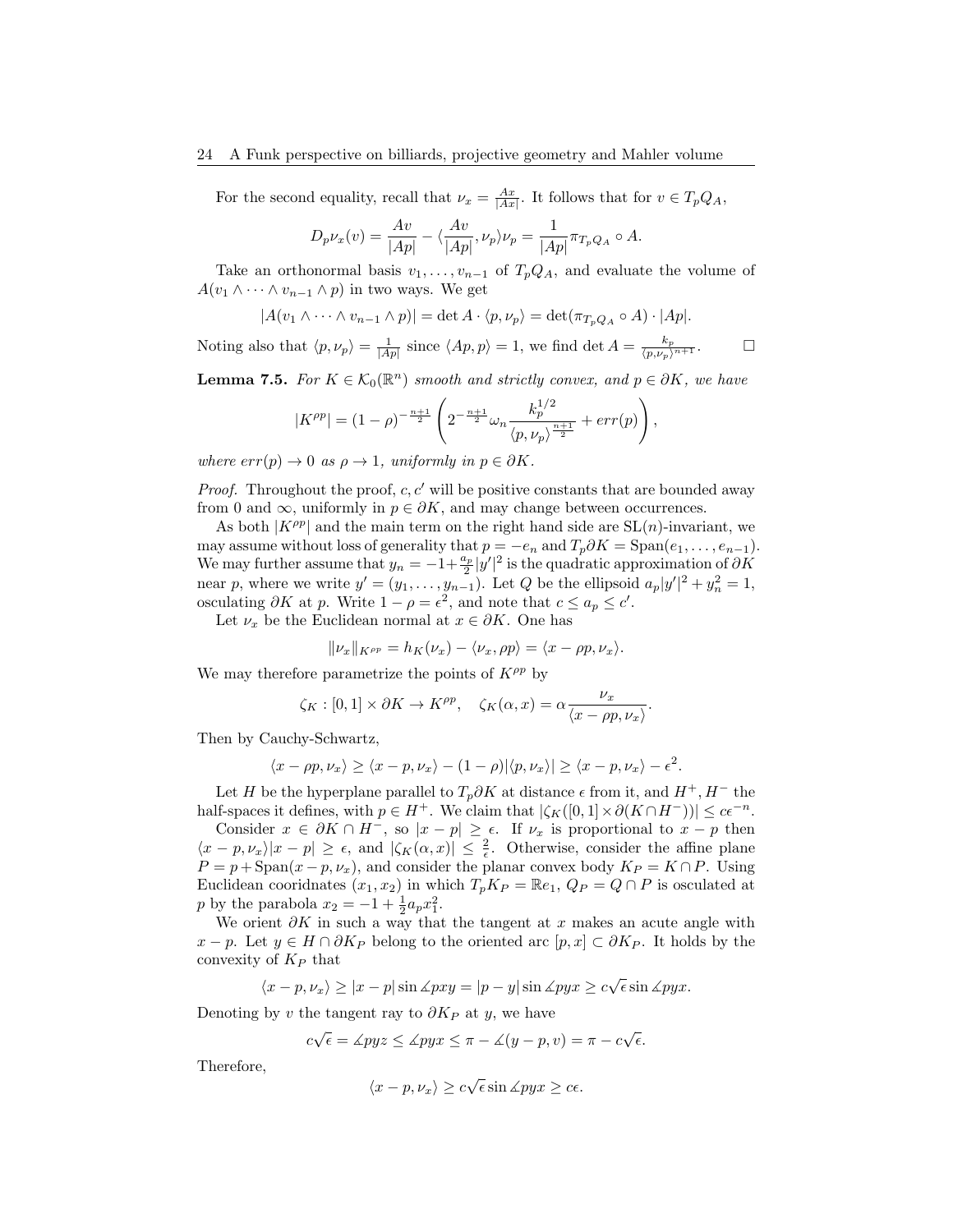For the second equality, recall that $\nu_x = \frac{Ax}{|Ax|}$. It follows that for $v \in T_pQ_A$,

$$D_p\nu_x(v) = \frac{Av}{|Ap|} - \langle \frac{Av}{|Ap|}, \nu_p\rangle \nu_p = \frac{1}{|Ap|}\pi_{T_pQ_A} \circ A.$$

Take an orthonormal basis $v_1, \ldots, v_{n-1}$ of $T_pQ_A$, and evaluate the volume of $A(v_1 \wedge \cdots \wedge v_{n-1} \wedge p)$ in two ways. We get

$$|A(v_1 \wedge \cdots \wedge v_{n-1} \wedge p)| = \det A \cdot \langle p, \nu_p\rangle = \det(\pi_{T_pQ_A} \circ A) \cdot |Ap|.$$

Noting also that $\langle p, \nu_p\rangle = \frac{1}{|Ap|}$ since $\langle Ap, p\rangle = 1$, we find $\det A = \frac{k_p}{\langle p,\nu_p\rangle^{n+1}}$. $\square$

**Lemma 7.5.** *For $K \in \mathcal{K}_0(\mathbb{R}^n)$ smooth and strictly convex, and $p \in \partial K$, we have*

$$|K^{\rho p}| = (1-\rho)^{-\frac{n+1}{2}} \left( 2^{-\frac{n+1}{2}} \omega_n \frac{k_p^{1/2}}{\langle p, \nu_p\rangle^{\frac{n+1}{2}}} + err(p) \right),$$

*where $err(p) \to 0$ as $\rho \to 1$, uniformly in $p \in \partial K$.*

*Proof.* Throughout the proof, $c, c'$ will be positive constants that are bounded away from 0 and $\infty$, uniformly in $p \in \partial K$, and may change between occurrences.

As both $|K^{\rho p}|$ and the main term on the right hand side are $\mathrm{SL}(n)$-invariant, we may assume without loss of generality that $p = -e_n$ and $T_p\partial K = \mathrm{Span}(e_1, \ldots, e_{n-1})$. We may further assume that $y_n = -1 + \frac{a_p}{2}|y'|^2$ is the quadratic approximation of $\partial K$ near $p$, where we write $y' = (y_1, \ldots, y_{n-1})$. Let $Q$ be the ellipsoid $a_p|y'|^2 + y_n^2 = 1$, osculating $\partial K$ at $p$. Write $1 - \rho = \epsilon^2$, and note that $c \le a_p \le c'$.

Let $\nu_x$ be the Euclidean normal at $x \in \partial K$. One has

$$\|\nu_x\|_{K^{\rho p}} = h_K(\nu_x) - \langle \nu_x, \rho p\rangle = \langle x - \rho p, \nu_x\rangle.$$

We may therefore parametrize the points of $K^{\rho p}$ by

$$\zeta_K : [0,1] \times \partial K \to K^{\rho p}, \quad \zeta_K(\alpha, x) = \alpha \frac{\nu_x}{\langle x - \rho p, \nu_x\rangle}.$$

Then by Cauchy-Schwartz,

$$\langle x - \rho p, \nu_x\rangle \ge \langle x - p, \nu_x\rangle - (1-\rho)|\langle p, \nu_x\rangle| \ge \langle x - p, \nu_x\rangle - \epsilon^2.$$

Let $H$ be the hyperplane parallel to $T_p\partial K$ at distance $\epsilon$ from it, and $H^+, H^-$ the half-spaces it defines, with $p \in H^+$. We claim that $|\zeta_K([0,1] \times \partial(K \cap H^-))| \le c\epsilon^{-n}$.

Consider $x \in \partial K \cap H^-$, so $|x - p| \ge \epsilon$. If $\nu_x$ is proportional to $x - p$ then $\langle x - p, \nu_x\rangle |x - p| \ge \epsilon$, and $|\zeta_K(\alpha, x)| \le \frac{2}{\epsilon}$. Otherwise, consider the affine plane $P = p + \mathrm{Span}(x - p, \nu_x)$, and consider the planar convex body $K_P = K \cap P$. Using Euclidean cooridnates $(x_1, x_2)$ in which $T_pK_P = \mathbb{R}e_1$, $Q_P = Q \cap P$ is osculated at $p$ by the parabola $x_2 = -1 + \frac{1}{2}a_p x_1^2$.

We orient $\partial K$ in such a way that the tangent at $x$ makes an acute angle with $x - p$. Let $y \in H \cap \partial K_P$ belong to the oriented arc $[p, x] \subset \partial K_P$. It holds by the convexity of $K_P$ that

$$\langle x - p, \nu_x\rangle \ge |x - p| \sin \measuredangle pxy = |p - y| \sin \measuredangle pyx \ge c\sqrt{\epsilon} \sin \measuredangle pyx.$$

Denoting by $v$ the tangent ray to $\partial K_P$ at $y$, we have

$$c\sqrt{\epsilon} = \measuredangle pyz \le \measuredangle pyx \le \pi - \measuredangle(y - p, v) = \pi - c\sqrt{\epsilon}.$$

Therefore,

$$\langle x - p, \nu_x\rangle \ge c\sqrt{\epsilon} \sin \measuredangle pyx \ge c\epsilon.$$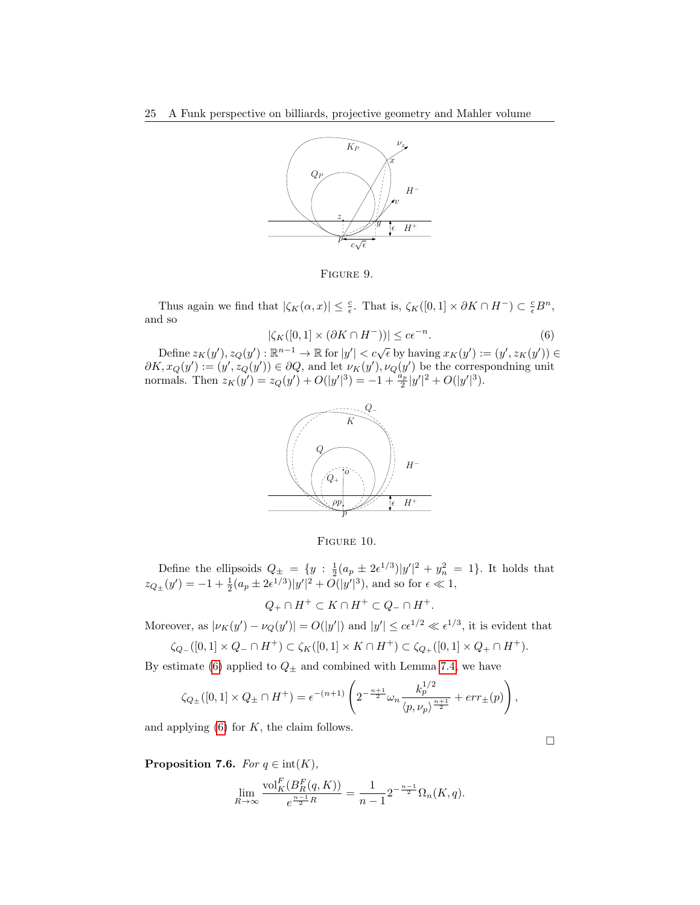FIGURE 9.

Thus again we find that $|\zeta_K(\alpha, x)| \leq \frac{c}{\epsilon}$. That is, $\zeta_K([0,1] \times \partial K \cap H^-) \subset \frac{c}{\epsilon} B^n$, and so

$$|\zeta_K([0,1] \times (\partial K \cap H^-))| \leq c\epsilon^{-n}. \tag{6}$$

Define $z_K(y'), z_Q(y') : \mathbb{R}^{n-1} \to \mathbb{R}$ for $|y'| < c\sqrt{\epsilon}$ by having $x_K(y') := (y', z_K(y')) \in \partial K, x_Q(y') := (y', z_Q(y')) \in \partial Q$, and let $\nu_K(y'), \nu_Q(y')$ be the correspondning unit normals. Then $z_K(y') = z_Q(y') + O(|y'|^3) = -1 + \frac{a_p}{2}|y'|^2 + O(|y'|^3)$.

FIGURE 10.

Define the ellipsoids $Q_\pm = \{y : \frac{1}{2}(a_p \pm 2\epsilon^{1/3})|y'|^2 + y_n^2 = 1\}$. It holds that $z_{Q_\pm}(y') = -1 + \frac{1}{2}(a_p \pm 2\epsilon^{1/3})|y'|^2 + O(|y'|^3)$, and so for $\epsilon \ll 1$,

$$Q_+ \cap H^+ \subset K \cap H^+ \subset Q_- \cap H^+.$$

Moreover, as $|\nu_K(y') - \nu_Q(y')| = O(|y'|)$ and $|y'| \leq c\epsilon^{1/2} \ll \epsilon^{1/3}$, it is evident that

$$\zeta_{Q_-}([0,1] \times Q_- \cap H^+) \subset \zeta_K([0,1] \times K \cap H^+) \subset \zeta_{Q_+}([0,1] \times Q_+ \cap H^+).$$

By estimate (6) applied to $Q_\pm$ and combined with Lemma 7.4, we have

$$\zeta_{Q_\pm}([0,1] \times Q_\pm \cap H^+) = \epsilon^{-(n+1)}\left(2^{-\frac{n+1}{2}}\omega_n \frac{k_p^{1/2}}{\langle p, \nu_p \rangle^{\frac{n+1}{2}}} + err_\pm(p)\right),$$

and applying (6) for $K$, the claim follows.

□

**Proposition 7.6.** *For $q \in \operatorname{int}(K)$,*

$$\lim_{R \to \infty} \frac{\operatorname{vol}_K^F(B_R^F(q, K))}{e^{\frac{n-1}{2}R}} = \frac{1}{n-1} 2^{-\frac{n-1}{2}} \Omega_n(K, q).$$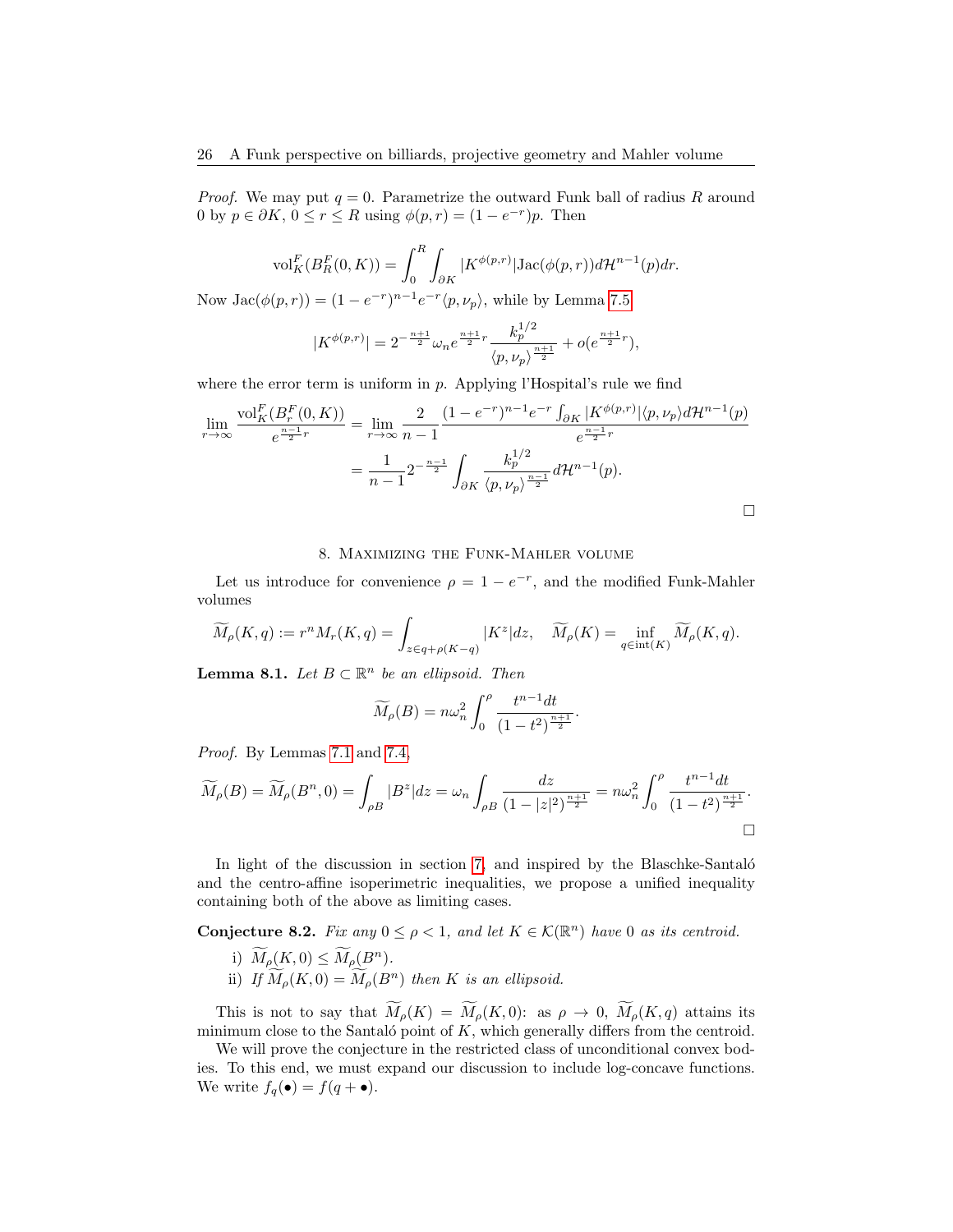*Proof.* We may put $q = 0$. Parametrize the outward Funk ball of radius $R$ around 0 by $p \in \partial K$, $0 \le r \le R$ using $\phi(p,r) = (1-e^{-r})p$. Then

$$\mathrm{vol}^F_K(B^F_R(0,K)) = \int_0^R \int_{\partial K} |K^{\phi(p,r)}| \mathrm{Jac}(\phi(p,r)) d\mathcal{H}^{n-1}(p) dr.$$

Now $\mathrm{Jac}(\phi(p,r)) = (1-e^{-r})^{n-1} e^{-r} \langle p, \nu_p \rangle$, while by Lemma 7.5

$$|K^{\phi(p,r)}| = 2^{-\frac{n+1}{2}} \omega_n e^{\frac{n+1}{2}r} \frac{k_p^{1/2}}{\langle p, \nu_p \rangle^{\frac{n+1}{2}}} + o(e^{\frac{n+1}{2}r}),$$

where the error term is uniform in $p$. Applying l'Hospital's rule we find

$$\begin{aligned}
\lim_{r\to\infty} \frac{\mathrm{vol}^F_K(B^F_r(0,K))}{e^{\frac{n-1}{2}r}} &= \lim_{r\to\infty} \frac{2}{n-1} \frac{(1-e^{-r})^{n-1} e^{-r} \int_{\partial K} |K^{\phi(p,r)}| \langle p, \nu_p \rangle d\mathcal{H}^{n-1}(p)}{e^{\frac{n-1}{2}r}} \\
&= \frac{1}{n-1} 2^{-\frac{n-1}{2}} \int_{\partial K} \frac{k_p^{1/2}}{\langle p, \nu_p \rangle^{\frac{n-1}{2}}} d\mathcal{H}^{n-1}(p).
\end{aligned}$$

$\square$

## 8. Maximizing the Funk-Mahler volume

Let us introduce for convenience $\rho = 1 - e^{-r}$, and the modified Funk-Mahler volumes

$$\widetilde{M}_\rho(K,q) := r^n M_r(K,q) = \int_{z \in q + \rho(K-q)} |K^z| dz, \quad \widetilde{M}_\rho(K) = \inf_{q \in \mathrm{int}(K)} \widetilde{M}_\rho(K,q).$$

**Lemma 8.1.** *Let $B \subset \mathbb{R}^n$ be an ellipsoid. Then*

$$\widetilde{M}_\rho(B) = n\omega_n^2 \int_0^\rho \frac{t^{n-1} dt}{(1-t^2)^{\frac{n+1}{2}}}.$$

*Proof.* By Lemmas 7.1 and 7.4,

$$\widetilde{M}_\rho(B) = \widetilde{M}_\rho(B^n, 0) = \int_{\rho B} |B^z| dz = \omega_n \int_{\rho B} \frac{dz}{(1-|z|^2)^{\frac{n+1}{2}}} = n\omega_n^2 \int_0^\rho \frac{t^{n-1} dt}{(1-t^2)^{\frac{n+1}{2}}}.$$

$\square$

In light of the discussion in section 7, and inspired by the Blaschke-Santaló and the centro-affine isoperimetric inequalities, we propose a unified inequality containing both of the above as limiting cases.

**Conjecture 8.2.** *Fix any $0 \le \rho < 1$, and let $K \in \mathcal{K}(\mathbb{R}^n)$ have 0 as its centroid.*

i) *$\widetilde{M}_\rho(K, 0) \le \widetilde{M}_\rho(B^n)$.*
ii) *If $\widetilde{M}_\rho(K,0) = \widetilde{M}_\rho(B^n)$ then $K$ is an ellipsoid.*

This is not to say that $\widetilde{M}_\rho(K) = \widetilde{M}_\rho(K, 0)$: as $\rho \to 0$, $\widetilde{M}_\rho(K,q)$ attains its minimum close to the Santaló point of $K$, which generally differs from the centroid.

We will prove the conjecture in the restricted class of unconditional convex bodies. To this end, we must expand our discussion to include log-concave functions. We write $f_q(\bullet) = f(q + \bullet)$.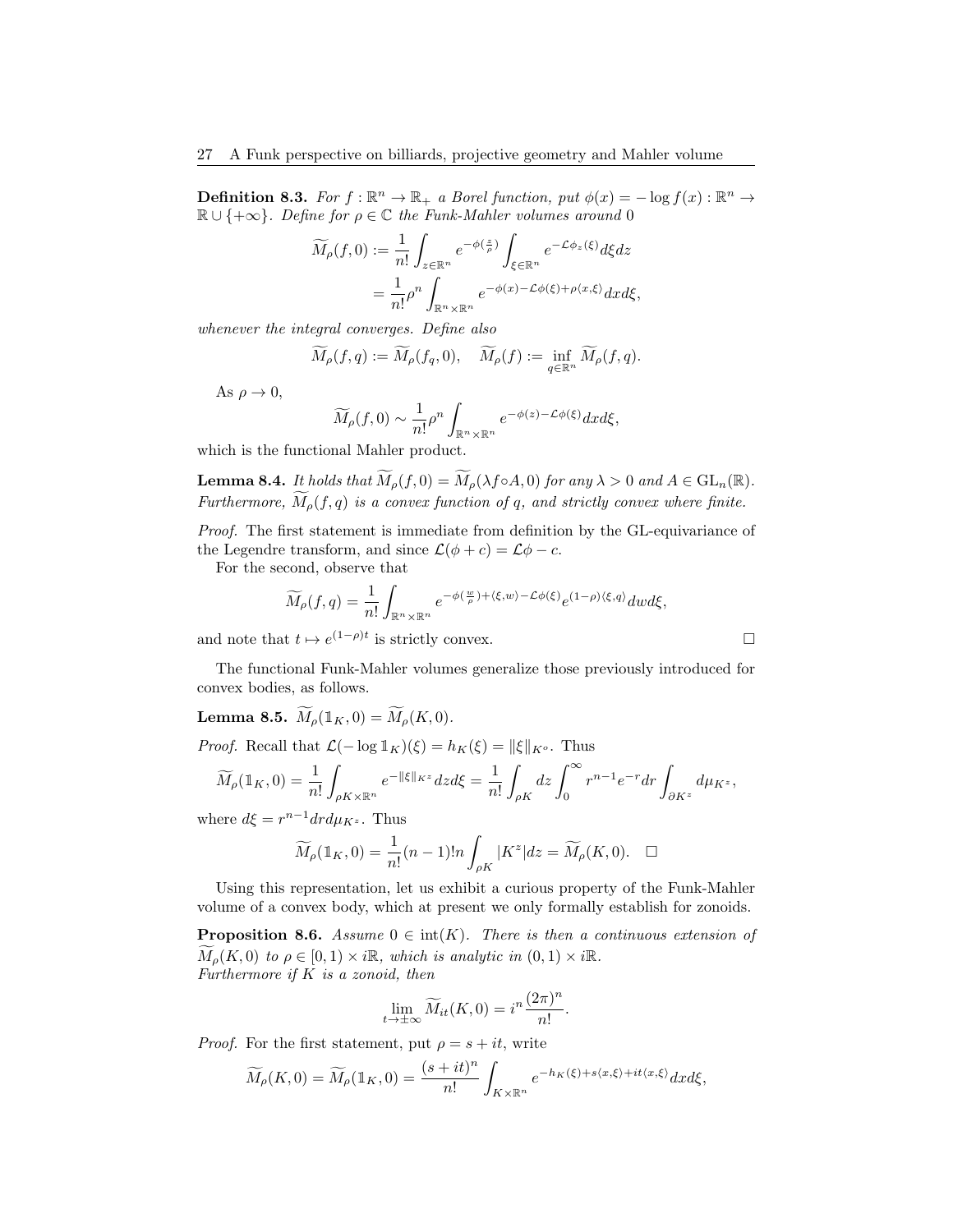**Definition 8.3.** *For $f : \mathbb{R}^n \to \mathbb{R}_+$ a Borel function, put $\phi(x) = -\log f(x) : \mathbb{R}^n \to \mathbb{R} \cup \{+\infty\}$. Define for $\rho \in \mathbb{C}$ the Funk-Mahler volumes around* 0

$$\widetilde{M}_\rho(f, 0) := \frac{1}{n!} \int_{z \in \mathbb{R}^n} e^{-\phi(\frac{z}{\rho})} \int_{\xi \in \mathbb{R}^n} e^{-\mathcal{L}\phi_z(\xi)} d\xi dz$$
$$= \frac{1}{n!} \rho^n \int_{\mathbb{R}^n \times \mathbb{R}^n} e^{-\phi(x) - \mathcal{L}\phi(\xi) + \rho\langle x, \xi \rangle} dx d\xi,$$

*whenever the integral converges. Define also*

$$\widetilde{M}_\rho(f, q) := \widetilde{M}_\rho(f_q, 0), \quad \widetilde{M}_\rho(f) := \inf_{q \in \mathbb{R}^n} \widetilde{M}_\rho(f, q).$$

As $\rho \to 0$,

$$\widetilde{M}_\rho(f, 0) \sim \frac{1}{n!} \rho^n \int_{\mathbb{R}^n \times \mathbb{R}^n} e^{-\phi(z) - \mathcal{L}\phi(\xi)} dx d\xi,$$

which is the functional Mahler product.

**Lemma 8.4.** *It holds that $\widetilde{M}_\rho(f, 0) = \widetilde{M}_\rho(\lambda f \circ A, 0)$ for any $\lambda > 0$ and $A \in \mathrm{GL}_n(\mathbb{R})$. Furthermore, $\widetilde{M}_\rho(f, q)$ is a convex function of $q$, and strictly convex where finite.*

*Proof.* The first statement is immediate from definition by the GL-equivariance of the Legendre transform, and since $\mathcal{L}(\phi + c) = \mathcal{L}\phi - c$.

For the second, observe that

$$\widetilde{M}_\rho(f, q) = \frac{1}{n!} \int_{\mathbb{R}^n \times \mathbb{R}^n} e^{-\phi(\frac{w}{\rho}) + \langle \xi, w \rangle - \mathcal{L}\phi(\xi)} e^{(1-\rho)\langle \xi, q \rangle} dw d\xi,$$

and note that $t \mapsto e^{(1-\rho)t}$ is strictly convex. $\square$

The functional Funk-Mahler volumes generalize those previously introduced for convex bodies, as follows.

**Lemma 8.5.** $\widetilde{M}_\rho(\mathbb{1}_K, 0) = \widetilde{M}_\rho(K, 0)$.

*Proof.* Recall that $\mathcal{L}(-\log \mathbb{1}_K)(\xi) = h_K(\xi) = \|\xi\|_{K^o}$. Thus

$$\widetilde{M}_\rho(\mathbb{1}_K, 0) = \frac{1}{n!} \int_{\rho K \times \mathbb{R}^n} e^{-\|\xi\|_{K^z}} dz d\xi = \frac{1}{n!} \int_{\rho K} dz \int_0^\infty r^{n-1} e^{-r} dr \int_{\partial K^z} d\mu_{K^z},$$

where $d\xi = r^{n-1} dr d\mu_{K^z}$. Thus

$$\widetilde{M}_\rho(\mathbb{1}_K, 0) = \frac{1}{n!} (n-1)! n \int_{\rho K} |K^z| dz = \widetilde{M}_\rho(K, 0). \quad \square$$

Using this representation, let us exhibit a curious property of the Funk-Mahler volume of a convex body, which at present we only formally establish for zonoids.

**Proposition 8.6.** *Assume $0 \in \mathrm{int}(K)$. There is then a continuous extension of $\widetilde{M}_\rho(K, 0)$ to $\rho \in [0, 1) \times i\mathbb{R}$, which is analytic in $(0, 1) \times i\mathbb{R}$.*
*Furthermore if $K$ is a zonoid, then*

$$\lim_{t \to \pm\infty} \widetilde{M}_{it}(K, 0) = i^n \frac{(2\pi)^n}{n!}.$$

*Proof.* For the first statement, put $\rho = s + it$, write

$$\widetilde{M}_\rho(K, 0) = \widetilde{M}_\rho(\mathbb{1}_K, 0) = \frac{(s + it)^n}{n!} \int_{K \times \mathbb{R}^n} e^{-h_K(\xi) + s\langle x, \xi \rangle + it\langle x, \xi \rangle} dx d\xi,$$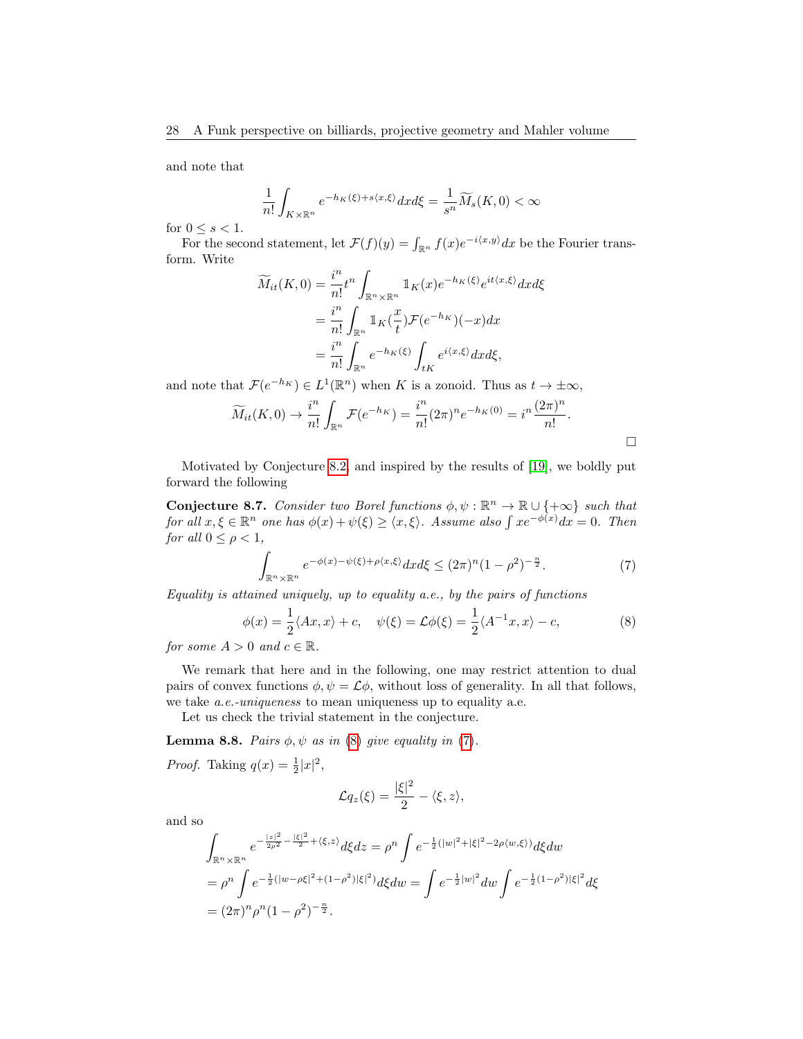and note that

$$\frac{1}{n!}\int_{K\times\mathbb{R}^n} e^{-h_K(\xi)+s\langle x,\xi\rangle}dxd\xi = \frac{1}{s^n}\widetilde{M}_s(K,0)<\infty$$

for $0\le s<1$.

For the second statement, let $\mathcal{F}(f)(y)=\int_{\mathbb{R}^n} f(x)e^{-i\langle x,y\rangle}dx$ be the Fourier transform. Write

$$\begin{aligned}
\widetilde{M}_{it}(K,0) &= \frac{i^n}{n!}t^n\int_{\mathbb{R}^n\times\mathbb{R}^n}\mathbb{1}_K(x)e^{-h_K(\xi)}e^{it\langle x,\xi\rangle}dxd\xi\\
&= \frac{i^n}{n!}\int_{\mathbb{R}^n}\mathbb{1}_K(\frac{x}{t})\mathcal{F}(e^{-h_K})(-x)dx\\
&= \frac{i^n}{n!}\int_{\mathbb{R}^n}e^{-h_K(\xi)}\int_{tK}e^{i\langle x,\xi\rangle}dxd\xi,
\end{aligned}$$

and note that $\mathcal{F}(e^{-h_K})\in L^1(\mathbb{R}^n)$ when $K$ is a zonoid. Thus as $t\to\pm\infty$,

$$\widetilde{M}_{it}(K,0)\to\frac{i^n}{n!}\int_{\mathbb{R}^n}\mathcal{F}(e^{-h_K}) = \frac{i^n}{n!}(2\pi)^n e^{-h_K(0)} = i^n\frac{(2\pi)^n}{n!}.$$

□

Motivated by Conjecture 8.2, and inspired by the results of [19], we boldly put forward the following

**Conjecture 8.7.** *Consider two Borel functions $\phi,\psi:\mathbb{R}^n\to\mathbb{R}\cup\{+\infty\}$ such that for all $x,\xi\in\mathbb{R}^n$ one has $\phi(x)+\psi(\xi)\ge\langle x,\xi\rangle$. Assume also $\int xe^{-\phi(x)}dx=0$. Then for all $0\le\rho<1$,*

$$\int_{\mathbb{R}^n\times\mathbb{R}^n} e^{-\phi(x)-\psi(\xi)+\rho\langle x,\xi\rangle}dxd\xi \le (2\pi)^n(1-\rho^2)^{-\frac{n}{2}}. \tag{7}$$

*Equality is attained uniquely, up to equality a.e., by the pairs of functions*

$$\phi(x)=\frac{1}{2}\langle Ax,x\rangle + c,\quad \psi(\xi)=\mathcal{L}\phi(\xi)=\frac{1}{2}\langle A^{-1}x,x\rangle - c, \tag{8}$$

*for some $A>0$ and $c\in\mathbb{R}$.*

We remark that here and in the following, one may restrict attention to dual pairs of convex functions $\phi,\psi=\mathcal{L}\phi$, without loss of generality. In all that follows, we take *a.e.-uniqueness* to mean uniqueness up to equality a.e.

Let us check the trivial statement in the conjecture.

**Lemma 8.8.** *Pairs $\phi,\psi$ as in (8) give equality in (7).*

*Proof.* Taking $q(x)=\frac{1}{2}|x|^2$,

$$\mathcal{L}q_z(\xi)=\frac{|\xi|^2}{2}-\langle\xi,z\rangle,$$

and so

$$\begin{aligned}
&\int_{\mathbb{R}^n\times\mathbb{R}^n} e^{-\frac{|z|^2}{2\rho^2}-\frac{|\xi|^2}{2}+\langle\xi,z\rangle}d\xi dz = \rho^n\int e^{-\frac{1}{2}(|w|^2+|\xi|^2-2\rho\langle w,\xi\rangle)}d\xi dw\\
&=\rho^n\int e^{-\frac{1}{2}(|w-\rho\xi|^2+(1-\rho^2)|\xi|^2)}d\xi dw = \int e^{-\frac{1}{2}|w|^2}dw\int e^{-\frac{1}{2}(1-\rho^2)|\xi|^2}d\xi\\
&=(2\pi)^n\rho^n(1-\rho^2)^{-\frac{n}{2}}.
\end{aligned}$$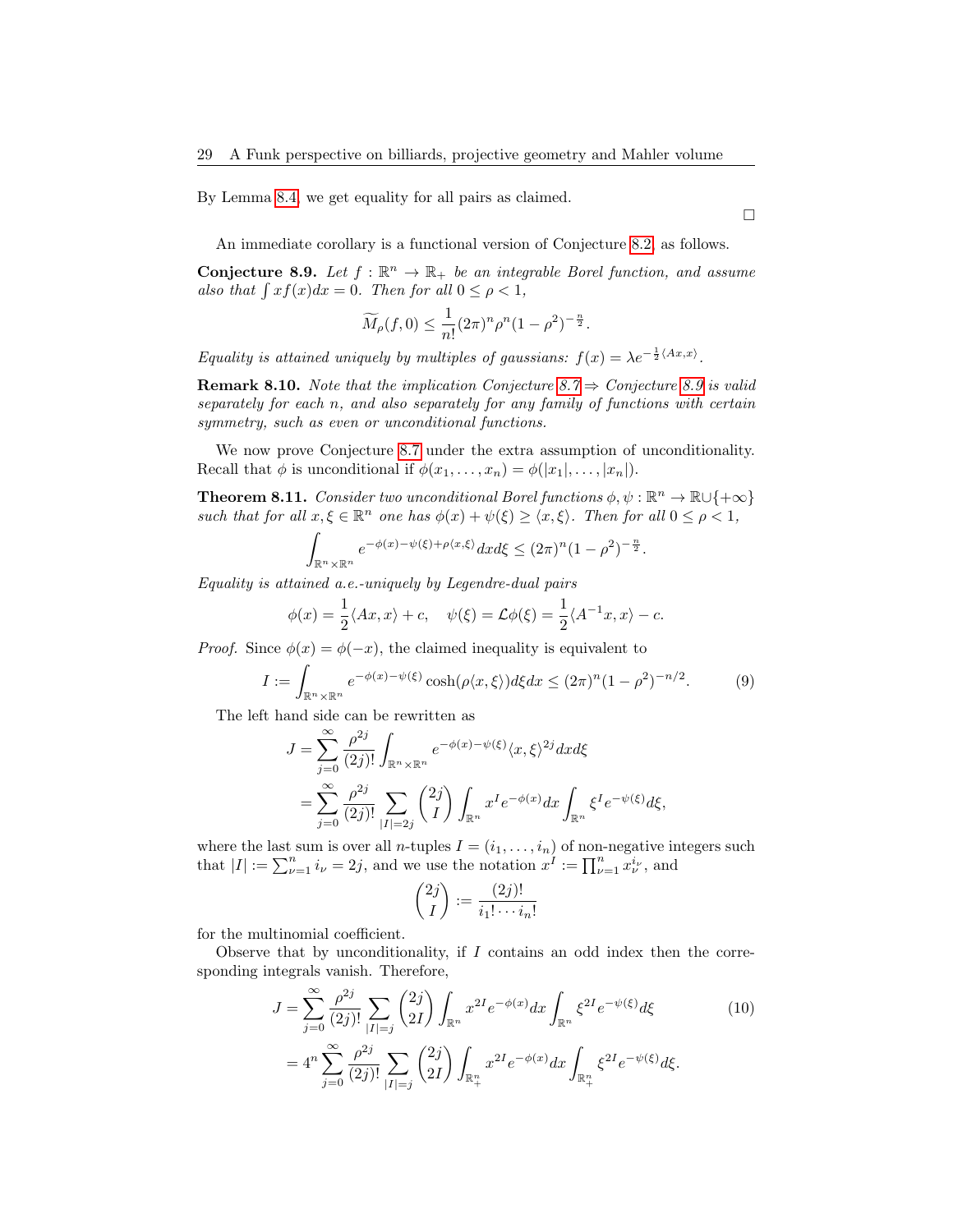By Lemma 8.4, we get equality for all pairs as claimed.

□

An immediate corollary is a functional version of Conjecture 8.2, as follows.

**Conjecture 8.9.** *Let $f : \mathbb{R}^n \to \mathbb{R}_+$ be an integrable Borel function, and assume also that $\int x f(x) dx = 0$. Then for all $0 \le \rho < 1$,*

$$\widetilde{M}_\rho(f, 0) \le \frac{1}{n!}(2\pi)^n \rho^n (1-\rho^2)^{-\frac{n}{2}}.$$

*Equality is attained uniquely by multiples of gaussians: $f(x) = \lambda e^{-\frac{1}{2}\langle Ax, x\rangle}$.*

**Remark 8.10.** *Note that the implication Conjecture 8.7 ⇒ Conjecture 8.9 is valid separately for each $n$, and also separately for any family of functions with certain symmetry, such as even or unconditional functions.*

We now prove Conjecture 8.7 under the extra assumption of unconditionality. Recall that $\phi$ is unconditional if $\phi(x_1, \ldots, x_n) = \phi(|x_1|, \ldots, |x_n|)$.

**Theorem 8.11.** *Consider two unconditional Borel functions $\phi, \psi : \mathbb{R}^n \to \mathbb{R} \cup \{+\infty\}$ such that for all $x, \xi \in \mathbb{R}^n$ one has $\phi(x) + \psi(\xi) \ge \langle x, \xi \rangle$. Then for all $0 \le \rho < 1$,*

$$\int_{\mathbb{R}^n \times \mathbb{R}^n} e^{-\phi(x) - \psi(\xi) + \rho\langle x, \xi\rangle} dx d\xi \le (2\pi)^n (1-\rho^2)^{-\frac{n}{2}}.$$

*Equality is attained a.e.-uniquely by Legendre-dual pairs*

$$\phi(x) = \frac{1}{2}\langle Ax, x\rangle + c, \quad \psi(\xi) = \mathcal{L}\phi(\xi) = \frac{1}{2}\langle A^{-1}x, x\rangle - c.$$

*Proof.* Since $\phi(x) = \phi(-x)$, the claimed inequality is equivalent to

$$I := \int_{\mathbb{R}^n \times \mathbb{R}^n} e^{-\phi(x) - \psi(\xi)} \cosh(\rho\langle x, \xi\rangle) d\xi dx \le (2\pi)^n (1-\rho^2)^{-n/2}. \tag{9}$$

The left hand side can be rewritten as

$$\begin{aligned}
J &= \sum_{j=0}^{\infty} \frac{\rho^{2j}}{(2j)!} \int_{\mathbb{R}^n \times \mathbb{R}^n} e^{-\phi(x) - \psi(\xi)} \langle x, \xi \rangle^{2j} dx d\xi \\
&= \sum_{j=0}^{\infty} \frac{\rho^{2j}}{(2j)!} \sum_{|I| = 2j} \binom{2j}{I} \int_{\mathbb{R}^n} x^I e^{-\phi(x)} dx \int_{\mathbb{R}^n} \xi^I e^{-\psi(\xi)} d\xi,
\end{aligned}$$

where the last sum is over all $n$-tuples $I = (i_1, \ldots, i_n)$ of non-negative integers such that $|I| := \sum_{\nu=1}^n i_\nu = 2j$, and we use the notation $x^I := \prod_{\nu=1}^n x_\nu^{i_\nu}$, and

$$\binom{2j}{I} := \frac{(2j)!}{i_1! \cdots i_n!}$$

for the multinomial coefficient.

Observe that by unconditionality, if $I$ contains an odd index then the corresponding integrals vanish. Therefore,

$$\begin{aligned}
J &= \sum_{j=0}^{\infty} \frac{\rho^{2j}}{(2j)!} \sum_{|I| = j} \binom{2j}{2I} \int_{\mathbb{R}^n} x^{2I} e^{-\phi(x)} dx \int_{\mathbb{R}^n} \xi^{2I} e^{-\psi(\xi)} d\xi \qquad (10) \\
&= 4^n \sum_{j=0}^{\infty} \frac{\rho^{2j}}{(2j)!} \sum_{|I| = j} \binom{2j}{2I} \int_{\mathbb{R}^n_+} x^{2I} e^{-\phi(x)} dx \int_{\mathbb{R}^n_+} \xi^{2I} e^{-\psi(\xi)} d\xi.
\end{aligned}$$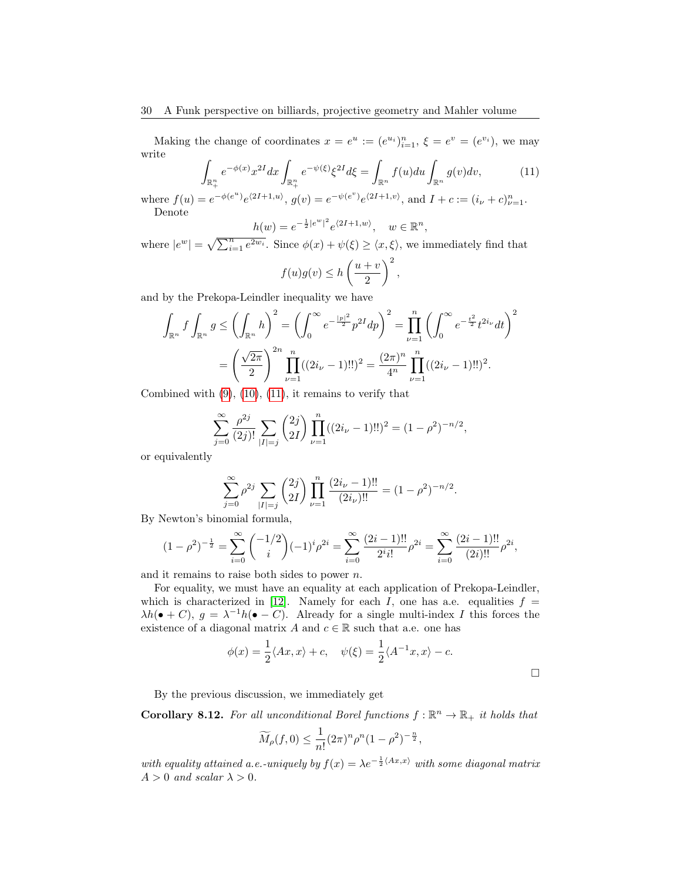Making the change of coordinates $x = e^u := (e^{u_i})_{i=1}^n$, $\xi = e^v = (e^{v_i})$, we may write

$$\int_{\mathbb{R}_+^n} e^{-\phi(x)} x^{2I} dx \int_{\mathbb{R}_+^n} e^{-\psi(\xi)} \xi^{2I} d\xi = \int_{\mathbb{R}^n} f(u) du \int_{\mathbb{R}^n} g(v) dv, \tag{11}$$

where $f(u) = e^{-\phi(e^u)} e^{\langle 2I+1, u\rangle}$, $g(v) = e^{-\psi(e^v)} e^{\langle 2I+1, v\rangle}$, and $I + c := (i_\nu + c)_{\nu=1}^n$.

Denote

$$h(w) = e^{-\frac{1}{2}|e^w|^2} e^{\langle 2I+1, w\rangle}, \quad w \in \mathbb{R}^n,$$

where $|e^w| = \sqrt{\sum_{i=1}^n e^{2w_i}}$. Since $\phi(x) + \psi(\xi) \geq \langle x, \xi\rangle$, we immediately find that

$$f(u)g(v) \leq h\left(\frac{u+v}{2}\right)^2,$$

and by the Prekopa-Leindler inequality we have

$$\int_{\mathbb{R}^n} f \int_{\mathbb{R}^n} g \leq \left(\int_{\mathbb{R}^n} h\right)^2 = \left(\int_0^\infty e^{-\frac{|p|^2}{2}} p^{2I} dp\right)^2 = \prod_{\nu=1}^n \left(\int_0^\infty e^{-\frac{t^2}{2}} t^{2i_\nu} dt\right)^2$$

$$= \left(\frac{\sqrt{2\pi}}{2}\right)^{2n} \prod_{\nu=1}^n ((2i_\nu - 1)!!)^2 = \frac{(2\pi)^n}{4^n} \prod_{\nu=1}^n ((2i_\nu - 1)!!)^2.$$

Combined with (9), (10), (11), it remains to verify that

$$\sum_{j=0}^\infty \frac{\rho^{2j}}{(2j)!} \sum_{|I|=j} \binom{2j}{2I} \prod_{\nu=1}^n ((2i_\nu - 1)!!)^2 = (1-\rho^2)^{-n/2},$$

or equivalently

$$\sum_{j=0}^\infty \rho^{2j} \sum_{|I|=j} \binom{2j}{2I} \prod_{\nu=1}^n \frac{(2i_\nu - 1)!!}{(2i_\nu)!!} = (1-\rho^2)^{-n/2}.$$

By Newton's binomial formula,

$$(1-\rho^2)^{-\frac{1}{2}} = \sum_{i=0}^\infty \binom{-1/2}{i} (-1)^i \rho^{2i} = \sum_{i=0}^\infty \frac{(2i-1)!!}{2^i i!} \rho^{2i} = \sum_{i=0}^\infty \frac{(2i-1)!!}{(2i)!!} \rho^{2i},$$

and it remains to raise both sides to power $n$.

For equality, we must have an equality at each application of Prekopa-Leindler, which is characterized in [12]. Namely for each $I$, one has a.e. equalities $f = \lambda h(\bullet + C)$, $g = \lambda^{-1} h(\bullet - C)$. Already for a single multi-index $I$ this forces the existence of a diagonal matrix $A$ and $c \in \mathbb{R}$ such that a.e. one has

$$\phi(x) = \frac{1}{2}\langle Ax, x\rangle + c, \quad \psi(\xi) = \frac{1}{2}\langle A^{-1}x, x\rangle - c.$$

□

By the previous discussion, we immediately get

**Corollary 8.12.** *For all unconditional Borel functions $f : \mathbb{R}^n \to \mathbb{R}_+$ it holds that*

$$\widetilde{M}_\rho(f, 0) \leq \frac{1}{n!} (2\pi)^n \rho^n (1-\rho^2)^{-\frac{n}{2}},$$

*with equality attained a.e.-uniquely by $f(x) = \lambda e^{-\frac{1}{2}\langle Ax, x\rangle}$ with some diagonal matrix $A > 0$ and scalar $\lambda > 0$.*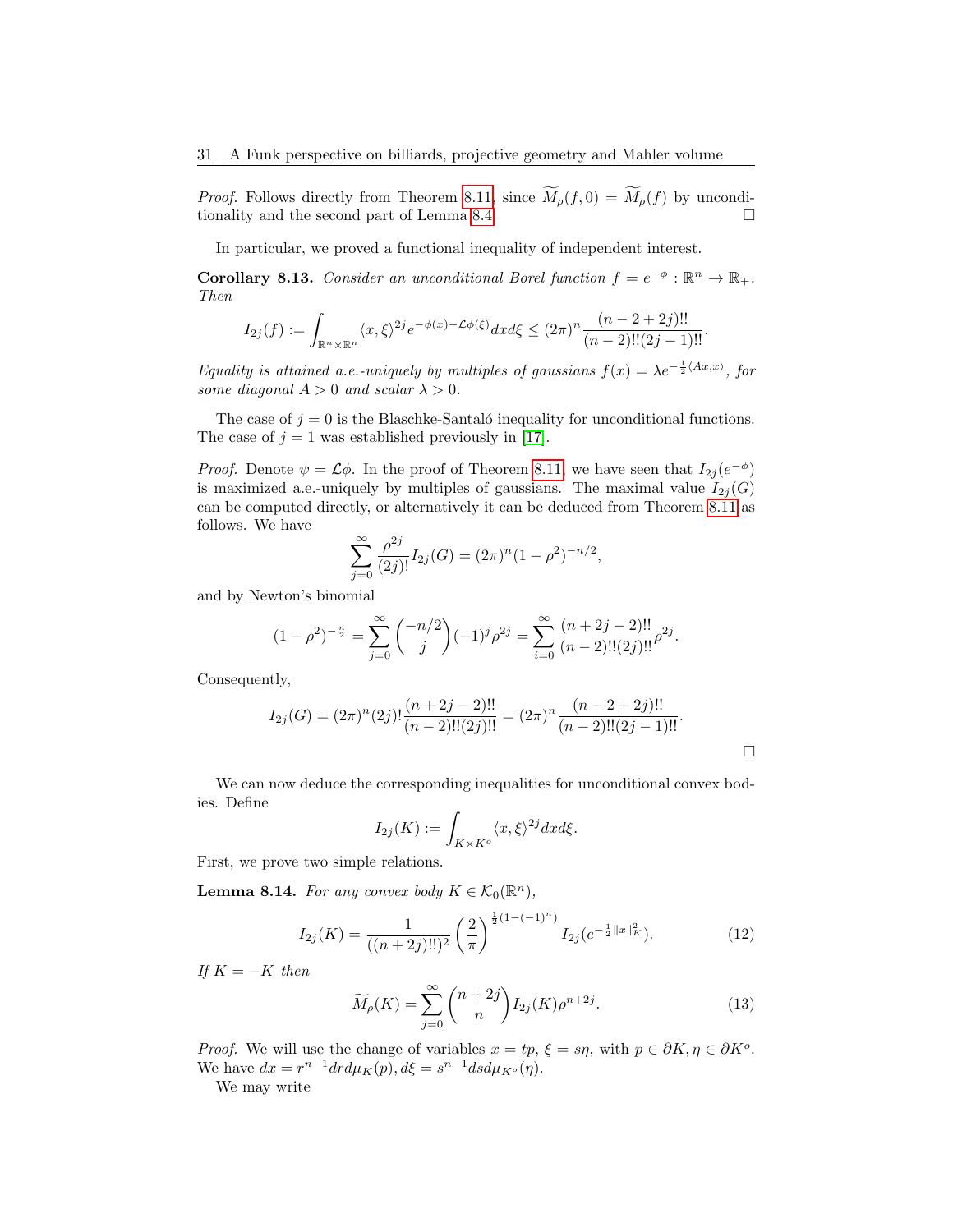*Proof.* Follows directly from Theorem 8.11, since $\widetilde{M}_\rho(f,0) = \widetilde{M}_\rho(f)$ by unconditionality and the second part of Lemma 8.4. □

In particular, we proved a functional inequality of independent interest.

**Corollary 8.13.** *Consider an unconditional Borel function $f = e^{-\phi} : \mathbb{R}^n \to \mathbb{R}_+$. Then*

$$I_{2j}(f) := \int_{\mathbb{R}^n \times \mathbb{R}^n} \langle x, \xi \rangle^{2j} e^{-\phi(x) - \mathcal{L}\phi(\xi)} dx d\xi \le (2\pi)^n \frac{(n-2+2j)!!}{(n-2)!!(2j-1)!!}.$$

*Equality is attained a.e.-uniquely by multiples of gaussians $f(x) = \lambda e^{-\frac{1}{2}\langle Ax, x\rangle}$, for some diagonal $A > 0$ and scalar $\lambda > 0$.*

The case of $j = 0$ is the Blaschke-Santaló inequality for unconditional functions. The case of $j = 1$ was established previously in [17].

*Proof.* Denote $\psi = \mathcal{L}\phi$. In the proof of Theorem 8.11 we have seen that $I_{2j}(e^{-\phi})$ is maximized a.e.-uniquely by multiples of gaussians. The maximal value $I_{2j}(G)$ can be computed directly, or alternatively it can be deduced from Theorem 8.11 as follows. We have

$$\sum_{j=0}^{\infty} \frac{\rho^{2j}}{(2j)!} I_{2j}(G) = (2\pi)^n (1-\rho^2)^{-n/2},$$

and by Newton's binomial

$$(1-\rho^2)^{-\frac{n}{2}} = \sum_{j=0}^{\infty} \binom{-n/2}{j} (-1)^j \rho^{2j} = \sum_{i=0}^{\infty} \frac{(n+2j-2)!!}{(n-2)!!(2j)!!} \rho^{2j}.$$

Consequently,

$$I_{2j}(G) = (2\pi)^n (2j)! \frac{(n+2j-2)!!}{(n-2)!!(2j)!!} = (2\pi)^n \frac{(n-2+2j)!!}{(n-2)!!(2j-1)!!}.$$

□

We can now deduce the corresponding inequalities for unconditional convex bodies. Define

$$I_{2j}(K) := \int_{K \times K^o} \langle x, \xi \rangle^{2j} dx d\xi.$$

First, we prove two simple relations.

**Lemma 8.14.** *For any convex body $K \in \mathcal{K}_0(\mathbb{R}^n)$,*

$$I_{2j}(K) = \frac{1}{((n+2j)!!)^2} \left(\frac{2}{\pi}\right)^{\frac{1}{2}(1-(-1)^n)} I_{2j}(e^{-\frac{1}{2}\|x\|_K^2}). \tag{12}$$

*If $K = -K$ then*

$$\widetilde{M}_\rho(K) = \sum_{j=0}^{\infty} \binom{n+2j}{n} I_{2j}(K) \rho^{n+2j}. \tag{13}$$

*Proof.* We will use the change of variables $x = tp$, $\xi = s\eta$, with $p \in \partial K, \eta \in \partial K^o$. We have $dx = r^{n-1} dr d\mu_K(p), d\xi = s^{n-1} ds d\mu_{K^o}(\eta)$.

We may write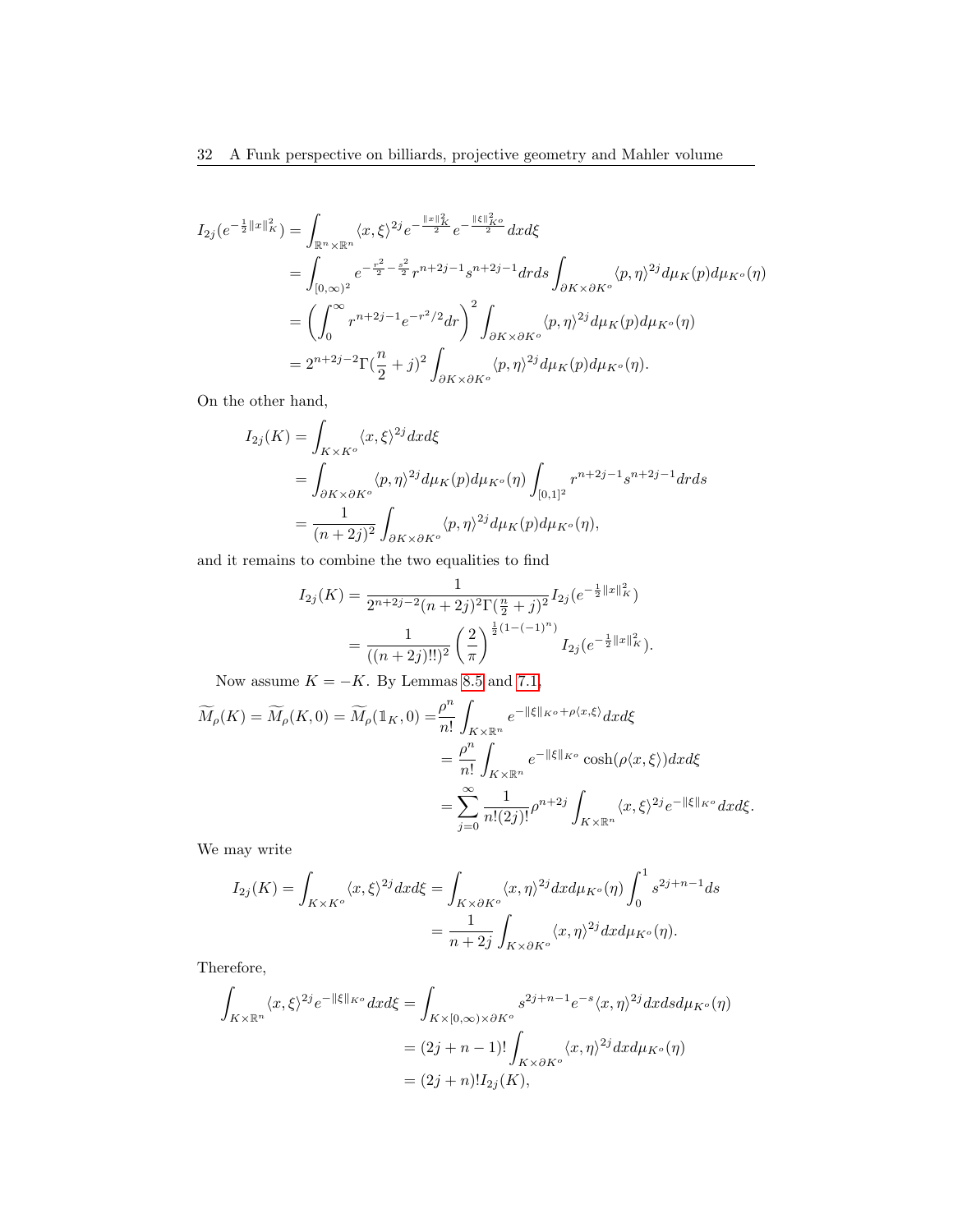$$
\begin{aligned}
I_{2j}(e^{-\frac{1}{2}\|x\|_K^2}) &= \int_{\mathbb{R}^n\times\mathbb{R}^n} \langle x,\xi\rangle^{2j} e^{-\frac{\|x\|_K^2}{2}} e^{-\frac{\|\xi\|_{K^o}^2}{2}} dx d\xi \\
&= \int_{[0,\infty)^2} e^{-\frac{r^2}{2}-\frac{s^2}{2}} r^{n+2j-1}s^{n+2j-1} dr ds \int_{\partial K\times\partial K^o} \langle p,\eta\rangle^{2j} d\mu_K(p) d\mu_{K^o}(\eta) \\
&= \left(\int_0^\infty r^{n+2j-1} e^{-r^2/2} dr\right)^2 \int_{\partial K\times\partial K^o} \langle p,\eta\rangle^{2j} d\mu_K(p) d\mu_{K^o}(\eta) \\
&= 2^{n+2j-2}\Gamma(\frac{n}{2}+j)^2 \int_{\partial K\times\partial K^o} \langle p,\eta\rangle^{2j} d\mu_K(p) d\mu_{K^o}(\eta).
\end{aligned}
$$

On the other hand,

$$
\begin{aligned}
I_{2j}(K) &= \int_{K\times K^o} \langle x,\xi\rangle^{2j} dx d\xi \\
&= \int_{\partial K\times\partial K^o} \langle p,\eta\rangle^{2j} d\mu_K(p) d\mu_{K^o}(\eta) \int_{[0,1]^2} r^{n+2j-1}s^{n+2j-1} dr ds \\
&= \frac{1}{(n+2j)^2} \int_{\partial K\times\partial K^o} \langle p,\eta\rangle^{2j} d\mu_K(p) d\mu_{K^o}(\eta),
\end{aligned}
$$

and it remains to combine the two equalities to find

$$
\begin{aligned}
I_{2j}(K) &= \frac{1}{2^{n+2j-2}(n+2j)^2\Gamma(\frac{n}{2}+j)^2} I_{2j}(e^{-\frac{1}{2}\|x\|_K^2}) \\
&= \frac{1}{((n+2j)!!)^2}\left(\frac{2}{\pi}\right)^{\frac{1}{2}(1-(-1)^n)} I_{2j}(e^{-\frac{1}{2}\|x\|_K^2}).
\end{aligned}
$$

Now assume $K=-K$. By Lemmas 8.5 and 7.1,

$$
\begin{aligned}
\widetilde{M}_\rho(K) = \widetilde{M}_\rho(K,0) = \widetilde{M}_\rho(\mathbb{1}_K,0) &= \frac{\rho^n}{n!}\int_{K\times\mathbb{R}^n} e^{-\|\xi\|_{K^o}+\rho\langle x,\xi\rangle} dx d\xi \\
&= \frac{\rho^n}{n!}\int_{K\times\mathbb{R}^n} e^{-\|\xi\|_{K^o}} \cosh(\rho\langle x,\xi\rangle) dx d\xi \\
&= \sum_{j=0}^\infty \frac{1}{n!(2j)!}\rho^{n+2j}\int_{K\times\mathbb{R}^n} \langle x,\xi\rangle^{2j} e^{-\|\xi\|_{K^o}} dx d\xi.
\end{aligned}
$$

We may write

$$
\begin{aligned}
I_{2j}(K) = \int_{K\times K^o} \langle x,\xi\rangle^{2j} dx d\xi &= \int_{K\times\partial K^o} \langle x,\eta\rangle^{2j} dx d\mu_{K^o}(\eta)\int_0^1 s^{2j+n-1} ds \\
&= \frac{1}{n+2j}\int_{K\times\partial K^o} \langle x,\eta\rangle^{2j} dx d\mu_{K^o}(\eta).
\end{aligned}
$$

Therefore,

$$
\begin{aligned}
\int_{K\times\mathbb{R}^n} \langle x,\xi\rangle^{2j} e^{-\|\xi\|_{K^o}} dx d\xi &= \int_{K\times[0,\infty)\times\partial K^o} s^{2j+n-1}e^{-s}\langle x,\eta\rangle^{2j} dx ds d\mu_{K^o}(\eta) \\
&= (2j+n-1)!\int_{K\times\partial K^o} \langle x,\eta\rangle^{2j} dx d\mu_{K^o}(\eta) \\
&= (2j+n)! I_{2j}(K),
\end{aligned}
$$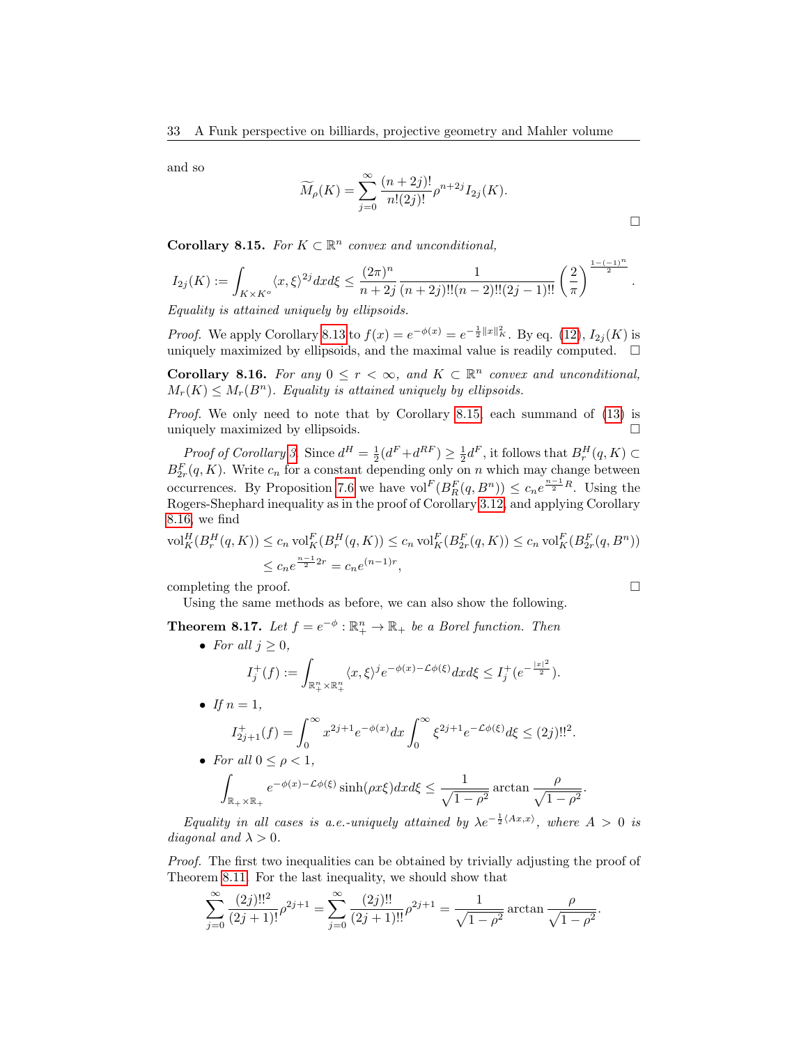and so

$$\widetilde{M}_\rho(K) = \sum_{j=0}^{\infty} \frac{(n+2j)!}{n!(2j)!} \rho^{n+2j} I_{2j}(K).$$

□

**Corollary 8.15.** *For $K \subset \mathbb{R}^n$ convex and unconditional,*

$$I_{2j}(K) := \int_{K \times K^o} \langle x, \xi \rangle^{2j} dx d\xi \le \frac{(2\pi)^n}{n+2j} \frac{1}{(n+2j)!!(n-2)!!(2j-1)!!} \left(\frac{2}{\pi}\right)^{\frac{1-(-1)^n}{2}}.$$

*Equality is attained uniquely by ellipsoids.*

*Proof.* We apply Corollary 8.13 to $f(x) = e^{-\phi(x)} = e^{-\frac{1}{2}\|x\|_K^2}$. By eq. (12), $I_{2j}(K)$ is uniquely maximized by ellipsoids, and the maximal value is readily computed. □

**Corollary 8.16.** *For any $0 \le r < \infty$, and $K \subset \mathbb{R}^n$ convex and unconditional, $M_r(K) \le M_r(B^n)$. Equality is attained uniquely by ellipsoids.*

*Proof.* We only need to note that by Corollary 8.15, each summand of (13) is uniquely maximized by ellipsoids. □

*Proof of Corollary 3.* Since $d^H = \frac{1}{2}(d^F + d^{RF}) \ge \frac{1}{2} d^F$, it follows that $B_r^H(q,K) \subset B_{2r}^F(q,K)$. Write $c_n$ for a constant depending only on $n$ which may change between occurrences. By Proposition 7.6 we have $\mathrm{vol}^F(B_R^F(q,B^n)) \le c_n e^{\frac{n-1}{2}R}$. Using the Rogers-Shephard inequality as in the proof of Corollary 3.12, and applying Corollary 8.16, we find

$$\begin{aligned}\mathrm{vol}_K^H(B_r^H(q,K)) &\le c_n \,\mathrm{vol}_K^F(B_r^H(q,K)) \le c_n \,\mathrm{vol}_K^F(B_{2r}^F(q,K)) \le c_n \,\mathrm{vol}_K^F(B_{2r}^F(q,B^n)) \\ &\le c_n e^{\frac{n-1}{2}2r} = c_n e^{(n-1)r},\end{aligned}$$

completing the proof. □

Using the same methods as before, we can also show the following.

**Theorem 8.17.** *Let $f = e^{-\phi} : \mathbb{R}_+^n \to \mathbb{R}_+$ be a Borel function. Then*

- *For all $j \ge 0$,*

$$I_j^+(f) := \int_{\mathbb{R}_+^n \times \mathbb{R}_+^n} \langle x, \xi \rangle^j e^{-\phi(x) - \mathcal{L}\phi(\xi)} dx d\xi \le I_j^+(e^{-\frac{|x|^2}{2}}).$$

- *If $n = 1$,*

$$I_{2j+1}^+(f) = \int_0^\infty x^{2j+1} e^{-\phi(x)} dx \int_0^\infty \xi^{2j+1} e^{-\mathcal{L}\phi(\xi)} d\xi \le (2j)!!^2.$$

- *For all $0 \le \rho < 1$,*

$$\int_{\mathbb{R}_+ \times \mathbb{R}_+} e^{-\phi(x) - \mathcal{L}\phi(\xi)} \sinh(\rho x \xi) dx d\xi \le \frac{1}{\sqrt{1-\rho^2}} \arctan \frac{\rho}{\sqrt{1-\rho^2}}.$$

*Equality in all cases is a.e.-uniquely attained by $\lambda e^{-\frac{1}{2}\langle Ax, x \rangle}$, where $A > 0$ is diagonal and $\lambda > 0$.*

*Proof.* The first two inequalities can be obtained by trivially adjusting the proof of Theorem 8.11. For the last inequality, we should show that

$$\sum_{j=0}^{\infty} \frac{(2j)!!^2}{(2j+1)!} \rho^{2j+1} = \sum_{j=0}^{\infty} \frac{(2j)!!}{(2j+1)!!} \rho^{2j+1} = \frac{1}{\sqrt{1-\rho^2}} \arctan \frac{\rho}{\sqrt{1-\rho^2}}.$$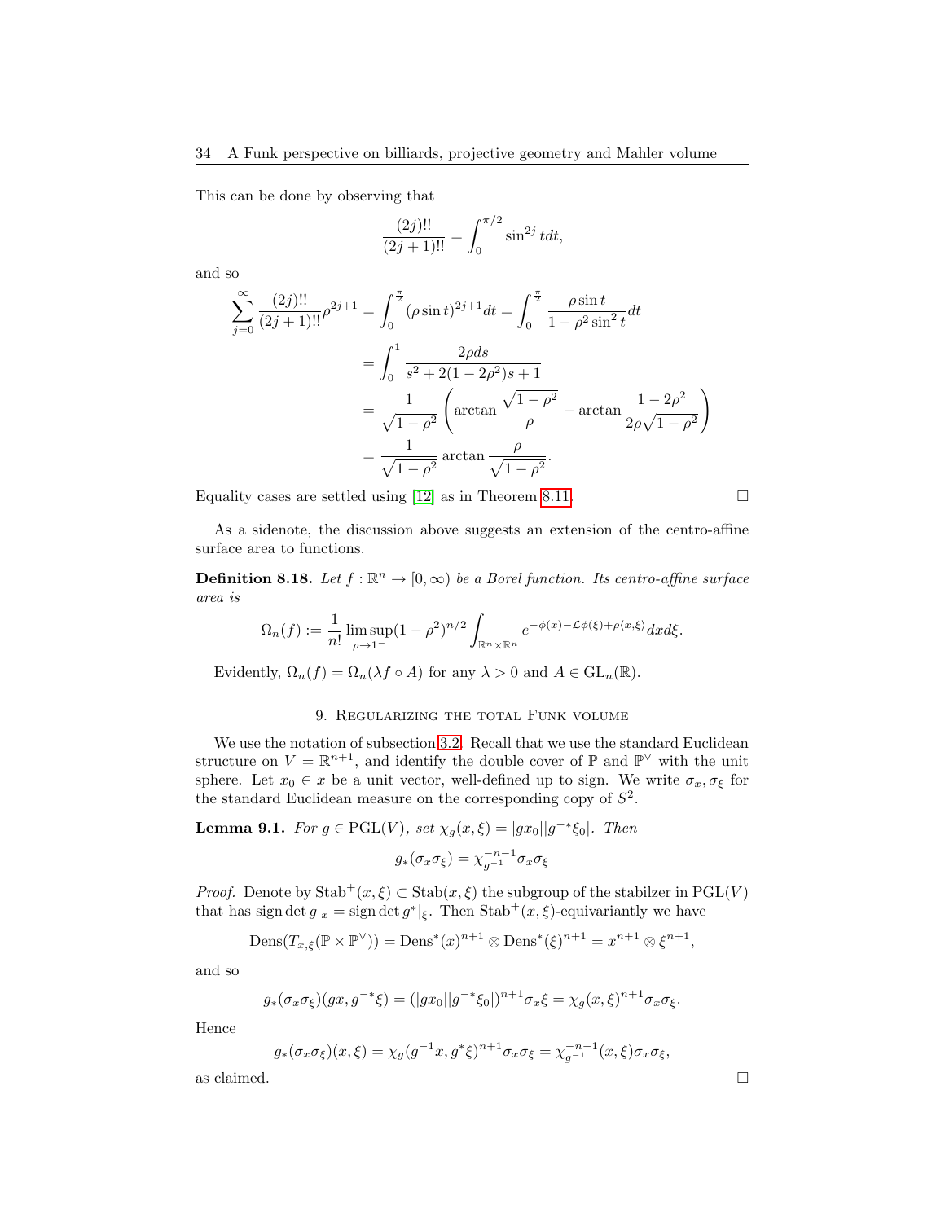This can be done by observing that

$$\frac{(2j)!!}{(2j+1)!!} = \int_0^{\pi/2} \sin^{2j} t dt,$$

and so

$$\begin{aligned}
\sum_{j=0}^{\infty} \frac{(2j)!!}{(2j+1)!!}\rho^{2j+1} &= \int_0^{\frac{\pi}{2}} (\rho \sin t)^{2j+1} dt = \int_0^{\frac{\pi}{2}} \frac{\rho \sin t}{1-\rho^2 \sin^2 t} dt \\
&= \int_0^1 \frac{2\rho ds}{s^2 + 2(1-2\rho^2)s + 1} \\
&= \frac{1}{\sqrt{1-\rho^2}} \left( \arctan \frac{\sqrt{1-\rho^2}}{\rho} - \arctan \frac{1-2\rho^2}{2\rho\sqrt{1-\rho^2}} \right) \\
&= \frac{1}{\sqrt{1-\rho^2}} \arctan \frac{\rho}{\sqrt{1-\rho^2}}.
\end{aligned}$$

Equality cases are settled using [12] as in Theorem 8.11. □

As a sidenote, the discussion above suggests an extension of the centro-affine surface area to functions.

**Definition 8.18.** *Let $f : \mathbb{R}^n \to [0, \infty)$ be a Borel function. Its centro-affine surface area is*

$$\Omega_n(f) := \frac{1}{n!} \limsup_{\rho \to 1^-} (1-\rho^2)^{n/2} \int_{\mathbb{R}^n \times \mathbb{R}^n} e^{-\phi(x) - \mathcal{L}\phi(\xi) + \rho\langle x, \xi \rangle} dx d\xi.$$

Evidently, $\Omega_n(f) = \Omega_n(\lambda f \circ A)$ for any $\lambda > 0$ and $A \in \mathrm{GL}_n(\mathbb{R})$.

## 9. Regularizing the total Funk volume

We use the notation of subsection 3.2. Recall that we use the standard Euclidean structure on $V = \mathbb{R}^{n+1}$, and identify the double cover of $\mathbb{P}$ and $\mathbb{P}^\vee$ with the unit sphere. Let $x_0 \in x$ be a unit vector, well-defined up to sign. We write $\sigma_x, \sigma_\xi$ for the standard Euclidean measure on the corresponding copy of $S^2$.

**Lemma 9.1.** *For $g \in \mathrm{PGL}(V)$, set $\chi_g(x, \xi) = |gx_0||g^{-*}\xi_0|$. Then*

$$g_*(\sigma_x \sigma_\xi) = \chi_{g^{-1}}^{-n-1} \sigma_x \sigma_\xi$$

*Proof.* Denote by $\mathrm{Stab}^+(x, \xi) \subset \mathrm{Stab}(x, \xi)$ the subgroup of the stabilzer in $\mathrm{PGL}(V)$ that has $\operatorname{sign} \det g|_x = \operatorname{sign} \det g^*|_\xi$. Then $\mathrm{Stab}^+(x, \xi)$-equivariantly we have

$$\mathrm{Dens}(T_{x,\xi}(\mathbb{P} \times \mathbb{P}^\vee)) = \mathrm{Dens}^*(x)^{n+1} \otimes \mathrm{Dens}^*(\xi)^{n+1} = x^{n+1} \otimes \xi^{n+1},$$

and so

$$g_*(\sigma_x \sigma_\xi)(gx, g^{-*}\xi) = (|gx_0||g^{-*}\xi_0|)^{n+1} \sigma_x \xi = \chi_g(x, \xi)^{n+1} \sigma_x \sigma_\xi.$$

Hence

$$g_*(\sigma_x \sigma_\xi)(x, \xi) = \chi_g(g^{-1}x, g^*\xi)^{n+1} \sigma_x \sigma_\xi = \chi_{g^{-1}}^{-n-1}(x, \xi) \sigma_x \sigma_\xi,$$

as claimed. □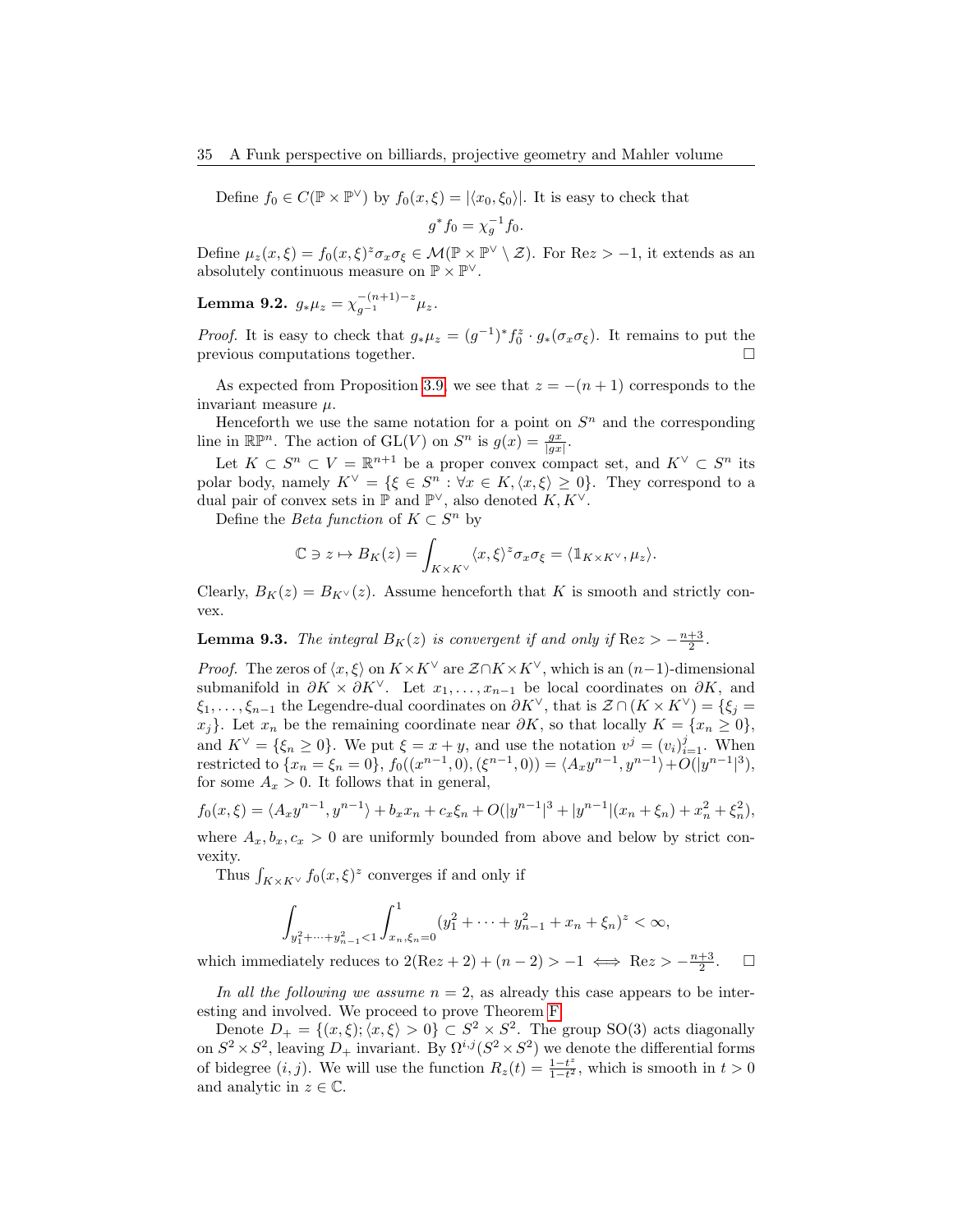Define $f_0 \in C(\mathbb{P} \times \mathbb{P}^\vee)$ by $f_0(x, \xi) = |\langle x_0, \xi_0 \rangle|$. It is easy to check that

$$g^* f_0 = \chi_g^{-1} f_0.$$

Define $\mu_z(x, \xi) = f_0(x, \xi)^z \sigma_x \sigma_\xi \in \mathcal{M}(\mathbb{P} \times \mathbb{P}^\vee \setminus \mathcal{Z})$. For $\mathrm{Re} z > -1$, it extends as an absolutely continuous measure on $\mathbb{P} \times \mathbb{P}^\vee$.

**Lemma 9.2.** $g_* \mu_z = \chi_{g^{-1}}^{-(n+1)-z} \mu_z$.

*Proof.* It is easy to check that $g_* \mu_z = (g^{-1})^* f_0^z \cdot g_*(\sigma_x \sigma_\xi)$. It remains to put the previous computations together. $\square$

As expected from Proposition 3.9, we see that $z = -(n+1)$ corresponds to the invariant measure $\mu$.

Henceforth we use the same notation for a point on $S^n$ and the corresponding line in $\mathbb{RP}^n$. The action of $\mathrm{GL}(V)$ on $S^n$ is $g(x) = \frac{gx}{|gx|}$.

Let $K \subset S^n \subset V = \mathbb{R}^{n+1}$ be a proper convex compact set, and $K^\vee \subset S^n$ its polar body, namely $K^\vee = \{\xi \in S^n : \forall x \in K, \langle x, \xi \rangle \geq 0\}$. They correspond to a dual pair of convex sets in $\mathbb{P}$ and $\mathbb{P}^\vee$, also denoted $K, K^\vee$.

Define the *Beta function* of $K \subset S^n$ by

$$\mathbb{C} \ni z \mapsto B_K(z) = \int_{K \times K^\vee} \langle x, \xi \rangle^z \sigma_x \sigma_\xi = \langle \mathbb{1}_{K \times K^\vee}, \mu_z \rangle.$$

Clearly, $B_K(z) = B_{K^\vee}(z)$. Assume henceforth that $K$ is smooth and strictly convex.

**Lemma 9.3.** *The integral $B_K(z)$ is convergent if and only if $\mathrm{Re} z > -\frac{n+3}{2}$.*

*Proof.* The zeros of $\langle x, \xi \rangle$ on $K \times K^\vee$ are $\mathcal{Z} \cap K \times K^\vee$, which is an $(n-1)$-dimensional submanifold in $\partial K \times \partial K^\vee$. Let $x_1, \ldots, x_{n-1}$ be local coordinates on $\partial K$, and $\xi_1, \ldots, \xi_{n-1}$ the Legendre-dual coordinates on $\partial K^\vee$, that is $\mathcal{Z} \cap (K \times K^\vee) = \{\xi_j = x_j\}$. Let $x_n$ be the remaining coordinate near $\partial K$, so that locally $K = \{x_n \geq 0\}$, and $K^\vee = \{\xi_n \geq 0\}$. We put $\xi = x + y$, and use the notation $v^j = (v_i)_{i=1}^j$. When restricted to $\{x_n = \xi_n = 0\}$, $f_0((x^{n-1}, 0), (\xi^{n-1}, 0)) = \langle A_x y^{n-1}, y^{n-1} \rangle + O(|y^{n-1}|^3)$, for some $A_x > 0$. It follows that in general,

$$f_0(x, \xi) = \langle A_x y^{n-1}, y^{n-1} \rangle + b_x x_n + c_x \xi_n + O(|y^{n-1}|^3 + |y^{n-1}|(x_n + \xi_n) + x_n^2 + \xi_n^2),$$

where $A_x, b_x, c_x > 0$ are uniformly bounded from above and below by strict convexity.

Thus $\int_{K \times K^\vee} f_0(x, \xi)^z$ converges if and only if

$$\int_{y_1^2 + \cdots + y_{n-1}^2 < 1} \int_{x_n, \xi_n = 0}^{1} (y_1^2 + \cdots + y_{n-1}^2 + x_n + \xi_n)^z < \infty,$$

which immediately reduces to $2(\mathrm{Re} z + 2) + (n-2) > -1 \iff \mathrm{Re} z > -\frac{n+3}{2}$. $\square$

*In all the following we assume $n = 2$, as already this case appears to be interesting and involved.* We proceed to prove Theorem F.

Denote $D_+ = \{(x, \xi); \langle x, \xi \rangle > 0\} \subset S^2 \times S^2$. The group $\mathrm{SO}(3)$ acts diagonally on $S^2 \times S^2$, leaving $D_+$ invariant. By $\Omega^{i,j}(S^2 \times S^2)$ we denote the differential forms of bidegree $(i, j)$. We will use the function $R_z(t) = \frac{1 - t^z}{1 - t^2}$, which is smooth in $t > 0$ and analytic in $z \in \mathbb{C}$.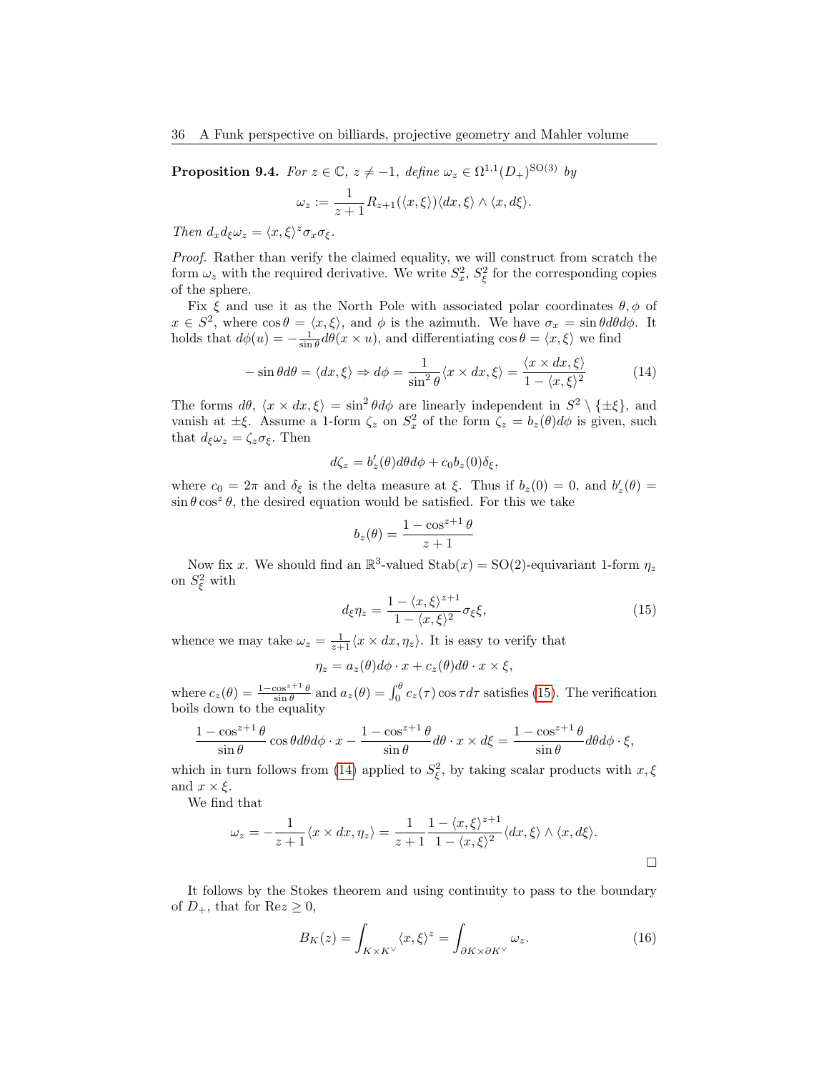**Proposition 9.4.** *For $z \in \mathbb{C}$, $z \neq -1$, define $\omega_z \in \Omega^{1,1}(D_+)^{\mathrm{SO}(3)}$ by*

$$\omega_z := \frac{1}{z+1} R_{z+1}(\langle x, \xi \rangle) \langle dx, \xi \rangle \wedge \langle x, d\xi \rangle.$$

*Then $d_x d_\xi \omega_z = \langle x, \xi \rangle^z \sigma_x \sigma_\xi$.*

*Proof.* Rather than verify the claimed equality, we will construct from scratch the form $\omega_z$ with the required derivative. We write $S_x^2$, $S_\xi^2$ for the corresponding copies of the sphere.

Fix $\xi$ and use it as the North Pole with associated polar coordinates $\theta, \phi$ of $x \in S^2$, where $\cos\theta = \langle x, \xi \rangle$, and $\phi$ is the azimuth. We have $\sigma_x = \sin\theta d\theta d\phi$. It holds that $d\phi(u) = -\frac{1}{\sin\theta} d\theta(x \times u)$, and differentiating $\cos\theta = \langle x, \xi \rangle$ we find

$$-\sin\theta d\theta = \langle dx, \xi \rangle \Rightarrow d\phi = \frac{1}{\sin^2\theta} \langle x \times dx, \xi \rangle = \frac{\langle x \times dx, \xi \rangle}{1 - \langle x, \xi \rangle^2} \tag{14}$$

The forms $d\theta$, $\langle x \times dx, \xi \rangle = \sin^2\theta d\phi$ are linearly independent in $S^2 \setminus \{\pm\xi\}$, and vanish at $\pm\xi$. Assume a 1-form $\zeta_z$ on $S_x^2$ of the form $\zeta_z = b_z(\theta) d\phi$ is given, such that $d_\xi \omega_z = \zeta_z \sigma_\xi$. Then

$$d\zeta_z = b_z'(\theta) d\theta d\phi + c_0 b_z(0) \delta_\xi,$$

where $c_0 = 2\pi$ and $\delta_\xi$ is the delta measure at $\xi$. Thus if $b_z(0) = 0$, and $b_z'(\theta) = \sin\theta \cos^z\theta$, the desired equation would be satisfied. For this we take

$$b_z(\theta) = \frac{1 - \cos^{z+1}\theta}{z+1}$$

Now fix $x$. We should find an $\mathbb{R}^3$-valued $\mathrm{Stab}(x) = \mathrm{SO}(2)$-equivariant 1-form $\eta_z$ on $S_\xi^2$ with

$$d_\xi \eta_z = \frac{1 - \langle x, \xi \rangle^{z+1}}{1 - \langle x, \xi \rangle^2} \sigma_\xi \xi, \tag{15}$$

whence we may take $\omega_z = \frac{1}{z+1} \langle x \times dx, \eta_z \rangle$. It is easy to verify that

$$\eta_z = a_z(\theta) d\phi \cdot x + c_z(\theta) d\theta \cdot x \times \xi,$$

where $c_z(\theta) = \frac{1 - \cos^{z+1}\theta}{\sin\theta}$ and $a_z(\theta) = \int_0^\theta c_z(\tau) \cos\tau d\tau$ satisfies (15). The verification boils down to the equality

$$\frac{1 - \cos^{z+1}\theta}{\sin\theta} \cos\theta d\theta d\phi \cdot x - \frac{1 - \cos^{z+1}\theta}{\sin\theta} d\theta \cdot x \times d\xi = \frac{1 - \cos^{z+1}\theta}{\sin\theta} d\theta d\phi \cdot \xi,$$

which in turn follows from (14) applied to $S_\xi^2$, by taking scalar products with $x, \xi$ and $x \times \xi$.

We find that

$$\omega_z = -\frac{1}{z+1} \langle x \times dx, \eta_z \rangle = \frac{1}{z+1} \frac{1 - \langle x, \xi \rangle^{z+1}}{1 - \langle x, \xi \rangle^2} \langle dx, \xi \rangle \wedge \langle x, d\xi \rangle.$$

$\square$

It follows by the Stokes theorem and using continuity to pass to the boundary of $D_+$, that for $\mathrm{Re} z \geq 0$,

$$B_K(z) = \int_{K \times K^\vee} \langle x, \xi \rangle^z = \int_{\partial K \times \partial K^\vee} \omega_z. \tag{16}$$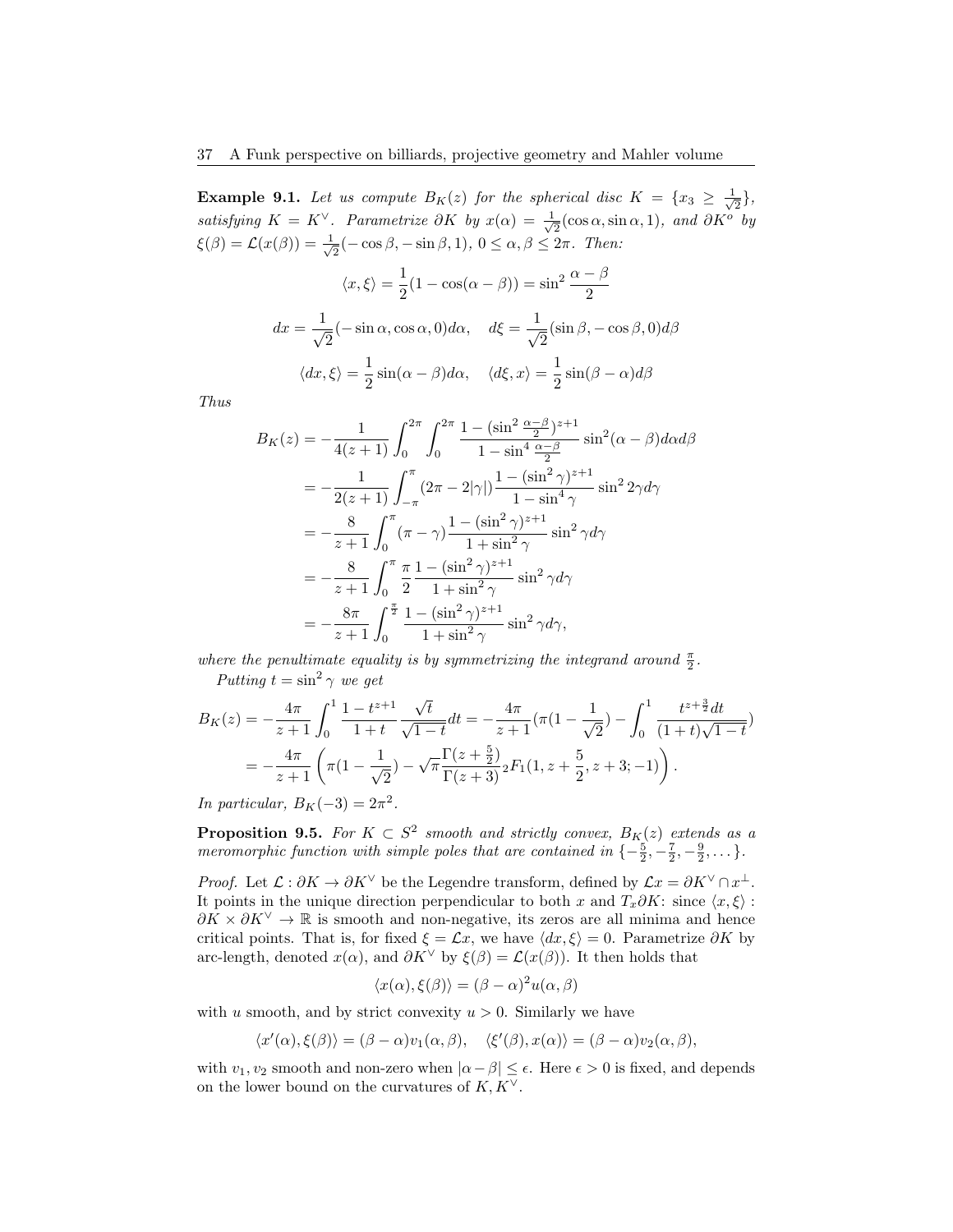**Example 9.1.** *Let us compute $B_K(z)$ for the spherical disc $K = \{x_3 \geq \frac{1}{\sqrt{2}}\}$, satisfying $K = K^\vee$. Parametrize $\partial K$ by $x(\alpha) = \frac{1}{\sqrt{2}}(\cos\alpha, \sin\alpha, 1)$, and $\partial K^o$ by $\xi(\beta) = \mathcal{L}(x(\beta)) = \frac{1}{\sqrt{2}}(-\cos\beta, -\sin\beta, 1)$, $0 \leq \alpha, \beta \leq 2\pi$. Then:*

$$\langle x, \xi\rangle = \frac{1}{2}(1 - \cos(\alpha - \beta)) = \sin^2\frac{\alpha-\beta}{2}$$

$$dx = \frac{1}{\sqrt{2}}(-\sin\alpha, \cos\alpha, 0)d\alpha, \quad d\xi = \frac{1}{\sqrt{2}}(\sin\beta, -\cos\beta, 0)d\beta$$

$$\langle dx, \xi\rangle = \frac{1}{2}\sin(\alpha-\beta)d\alpha, \quad \langle d\xi, x\rangle = \frac{1}{2}\sin(\beta-\alpha)d\beta$$

*Thus*

$$\begin{aligned}
B_K(z) &= -\frac{1}{4(z+1)}\int_0^{2\pi}\int_0^{2\pi}\frac{1-(\sin^2\frac{\alpha-\beta}{2})^{z+1}}{1-\sin^4\frac{\alpha-\beta}{2}}\sin^2(\alpha-\beta)d\alpha d\beta \\
&= -\frac{1}{2(z+1)}\int_{-\pi}^{\pi}(2\pi - 2|\gamma|)\frac{1-(\sin^2\gamma)^{z+1}}{1-\sin^4\gamma}\sin^2 2\gamma d\gamma \\
&= -\frac{8}{z+1}\int_0^{\pi}(\pi-\gamma)\frac{1-(\sin^2\gamma)^{z+1}}{1+\sin^2\gamma}\sin^2\gamma d\gamma \\
&= -\frac{8}{z+1}\int_0^{\pi}\frac{\pi}{2}\frac{1-(\sin^2\gamma)^{z+1}}{1+\sin^2\gamma}\sin^2\gamma d\gamma \\
&= -\frac{8\pi}{z+1}\int_0^{\frac{\pi}{2}}\frac{1-(\sin^2\gamma)^{z+1}}{1+\sin^2\gamma}\sin^2\gamma d\gamma,
\end{aligned}$$

*where the penultimate equality is by symmetrizing the integrand around $\frac{\pi}{2}$.*

*Putting $t = \sin^2\gamma$ we get*

$$\begin{aligned}
B_K(z) &= -\frac{4\pi}{z+1}\int_0^1\frac{1-t^{z+1}}{1+t}\frac{\sqrt{t}}{\sqrt{1-t}}dt = -\frac{4\pi}{z+1}(\pi(1-\frac{1}{\sqrt{2}}) - \int_0^1\frac{t^{z+\frac{3}{2}}dt}{(1+t)\sqrt{1-t}}) \\
&= -\frac{4\pi}{z+1}\left(\pi(1-\frac{1}{\sqrt{2}}) - \sqrt{\pi}\frac{\Gamma(z+\frac{5}{2})}{\Gamma(z+3)}{}_2F_1(1, z+\frac{5}{2}, z+3; -1)\right).
\end{aligned}$$

*In particular, $B_K(-3) = 2\pi^2$.*

**Proposition 9.5.** *For $K \subset S^2$ smooth and strictly convex, $B_K(z)$ extends as a meromorphic function with simple poles that are contained in $\{-\frac{5}{2}, -\frac{7}{2}, -\frac{9}{2}, \dots\}$.*

*Proof.* Let $\mathcal{L} : \partial K \to \partial K^\vee$ be the Legendre transform, defined by $\mathcal{L}x = \partial K^\vee \cap x^\perp$. It points in the unique direction perpendicular to both $x$ and $T_x\partial K$: since $\langle x, \xi\rangle : \partial K \times \partial K^\vee \to \mathbb{R}$ is smooth and non-negative, its zeros are all minima and hence critical points. That is, for fixed $\xi = \mathcal{L}x$, we have $\langle dx, \xi\rangle = 0$. Parametrize $\partial K$ by arc-length, denoted $x(\alpha)$, and $\partial K^\vee$ by $\xi(\beta) = \mathcal{L}(x(\beta))$. It then holds that

$$\langle x(\alpha), \xi(\beta)\rangle = (\beta-\alpha)^2 u(\alpha, \beta)$$

with $u$ smooth, and by strict convexity $u > 0$. Similarly we have

$$\langle x'(\alpha), \xi(\beta)\rangle = (\beta-\alpha)v_1(\alpha,\beta), \quad \langle \xi'(\beta), x(\alpha)\rangle = (\beta-\alpha)v_2(\alpha,\beta),$$

with $v_1, v_2$ smooth and non-zero when $|\alpha - \beta| \leq \epsilon$. Here $\epsilon > 0$ is fixed, and depends on the lower bound on the curvatures of $K, K^\vee$.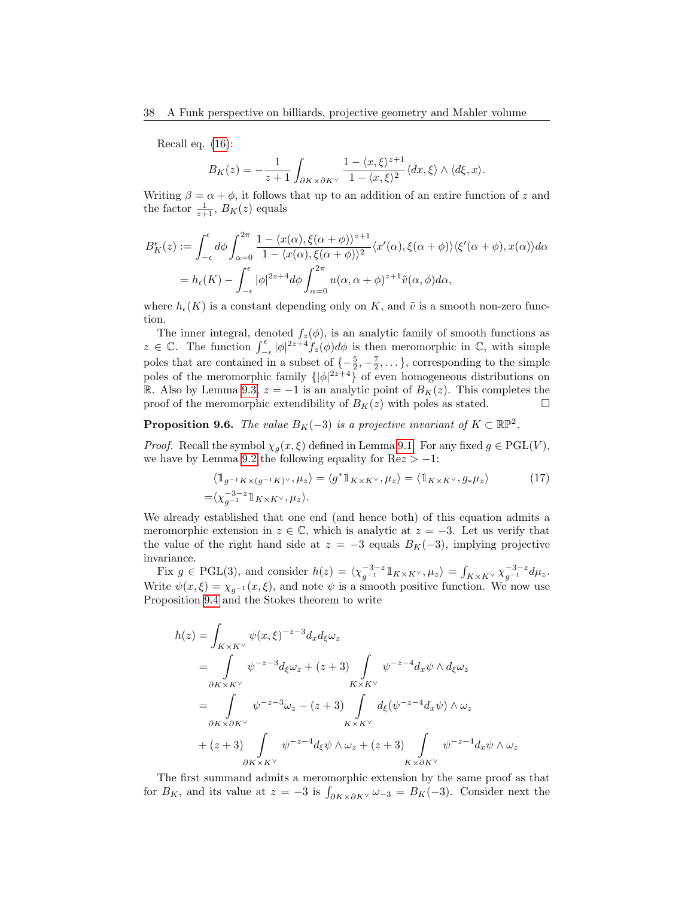Recall eq. (16):

$$B_K(z) = -\frac{1}{z+1}\int_{\partial K\times\partial K^\vee} \frac{1-\langle x,\xi\rangle^{z+1}}{1-\langle x,\xi\rangle^2}\langle dx,\xi\rangle\wedge\langle d\xi,x\rangle.$$

Writing $\beta=\alpha+\phi$, it follows that up to an addition of an entire function of $z$ and the factor $\frac{1}{z+1}$, $B_K(z)$ equals

$$\begin{aligned}B_K^\epsilon(z) &:= \int_{-\epsilon}^{\epsilon} d\phi\int_{\alpha=0}^{2\pi} \frac{1-\langle x(\alpha),\xi(\alpha+\phi)\rangle^{z+1}}{1-\langle x(\alpha),\xi(\alpha+\phi)\rangle^2}\langle x'(\alpha),\xi(\alpha+\phi)\rangle\langle \xi'(\alpha+\phi),x(\alpha)\rangle d\alpha\\
&= h_\epsilon(K) - \int_{-\epsilon}^{\epsilon}|\phi|^{2z+4}d\phi\int_{\alpha=0}^{2\pi} u(\alpha,\alpha+\phi)^{z+1}\tilde v(\alpha,\phi)d\alpha,\end{aligned}$$

where $h_\epsilon(K)$ is a constant depending only on $K$, and $\tilde v$ is a smooth non-zero function.

The inner integral, denoted $f_z(\phi)$, is an analytic family of smooth functions as $z\in\mathbb{C}$. The function $\int_{-\epsilon}^{\epsilon}|\phi|^{2z+4}f_z(\phi)d\phi$ is then meromorphic in $\mathbb{C}$, with simple poles that are contained in a subset of $\{-\frac52,-\frac72,\dots\}$, corresponding to the simple poles of the meromorphic family $\{|\phi|^{2z+4}\}$ of even homogeneous distributions on $\mathbb{R}$. Also by Lemma 9.3, $z=-1$ is an analytic point of $B_K(z)$. This completes the proof of the meromorphic extendibility of $B_K(z)$ with poles as stated. $\square$

**Proposition 9.6.** *The value $B_K(-3)$ is a projective invariant of $K\subset\mathbb{RP}^2$.*

*Proof.* Recall the symbol $\chi_g(x,\xi)$ defined in Lemma 9.1. For any fixed $g\in \mathrm{PGL}(V)$, we have by Lemma 9.2 the following equality for $\mathrm{Re}z>-1$:

$$\begin{aligned}&\langle \mathbb{1}_{g^{-1}K\times(g^{-1}K)^\vee},\mu_z\rangle = \langle g^*\mathbb{1}_{K\times K^\vee},\mu_z\rangle = \langle \mathbb{1}_{K\times K^\vee},g_*\mu_z\rangle\\
=&\langle \chi_{g^{-1}}^{-3-z}\mathbb{1}_{K\times K^\vee},\mu_z\rangle.\end{aligned}\tag{17}$$

We already established that one end (and hence both) of this equation admits a meromorphic extension in $z\in\mathbb{C}$, which is analytic at $z=-3$. Let us verify that the value of the right hand side at $z=-3$ equals $B_K(-3)$, implying projective invariance.

Fix $g\in\mathrm{PGL}(3)$, and consider $h(z)=\langle\chi_{g^{-1}}^{-3-z}\mathbb{1}_{K\times K^\vee},\mu_z\rangle = \int_{K\times K^\vee}\chi_{g^{-1}}^{-3-z}d\mu_z$. Write $\psi(x,\xi)=\chi_{g^{-1}}(x,\xi)$, and note $\psi$ is a smooth positive function. We now use Proposition 9.4 and the Stokes theorem to write

$$\begin{aligned}h(z) &= \int_{K\times K^\vee}\psi(x,\xi)^{-z-3}d_xd_\xi\omega_z\\
&= \int_{\partial K\times K^\vee}\psi^{-z-3}d_\xi\omega_z + (z+3)\int_{K\times K^\vee}\psi^{-z-4}d_x\psi\wedge d_\xi\omega_z\\
&= \int_{\partial K\times\partial K^\vee}\psi^{-z-3}\omega_z - (z+3)\int_{K\times K^\vee} d_\xi(\psi^{-z-4}d_x\psi)\wedge\omega_z\\
&\quad + (z+3)\int_{\partial K\times K^\vee}\psi^{-z-4}d_\xi\psi\wedge\omega_z + (z+3)\int_{K\times\partial K^\vee}\psi^{-z-4}d_x\psi\wedge\omega_z\end{aligned}$$

The first summand admits a meromorphic extension by the same proof as that for $B_K$, and its value at $z=-3$ is $\int_{\partial K\times\partial K^\vee}\omega_{-3}=B_K(-3)$. Consider next the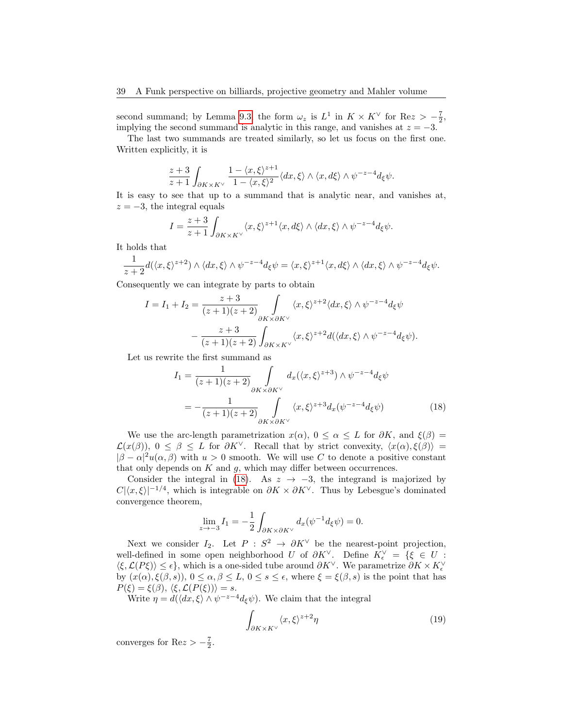second summand; by Lemma 9.3 the form $\omega_z$ is $L^1$ in $K \times K^\vee$ for $\mathrm{Re} z > -\frac{7}{2}$, implying the second summand is analytic in this range, and vanishes at $z = -3$.

The last two summands are treated similarly, so let us focus on the first one. Written explicitly, it is

$$\frac{z+3}{z+1}\int_{\partial K\times K^\vee} \frac{1-\langle x,\xi\rangle^{z+1}}{1-\langle x,\xi\rangle^2}\langle dx,\xi\rangle\wedge\langle x,d\xi\rangle\wedge\psi^{-z-4}d_\xi\psi.$$

It is easy to see that up to a summand that is analytic near, and vanishes at, $z = -3$, the integral equals

$$I = \frac{z+3}{z+1}\int_{\partial K\times K^\vee} \langle x,\xi\rangle^{z+1}\langle x,d\xi\rangle\wedge\langle dx,\xi\rangle\wedge\psi^{-z-4}d_\xi\psi.$$

It holds that

$$\frac{1}{z+2}d(\langle x,\xi\rangle^{z+2})\wedge\langle dx,\xi\rangle\wedge\psi^{-z-4}d_\xi\psi = \langle x,\xi\rangle^{z+1}\langle x,d\xi\rangle\wedge\langle dx,\xi\rangle\wedge\psi^{-z-4}d_\xi\psi.$$

Consequently we can integrate by parts to obtain

$$\begin{aligned} I = I_1 + I_2 &= \frac{z+3}{(z+1)(z+2)}\int\limits_{\partial K\times\partial K^\vee} \langle x,\xi\rangle^{z+2}\langle dx,\xi\rangle\wedge\psi^{-z-4}d_\xi\psi \\ &\quad - \frac{z+3}{(z+1)(z+2)}\int_{\partial K\times K^\vee}\langle x,\xi\rangle^{z+2}d(\langle dx,\xi\rangle\wedge\psi^{-z-4}d_\xi\psi). \end{aligned}$$

Let us rewrite the first summand as

$$\begin{aligned} I_1 &= \frac{1}{(z+1)(z+2)}\int\limits_{\partial K\times\partial K^\vee} d_x(\langle x,\xi\rangle^{z+3})\wedge\psi^{-z-4}d_\xi\psi \\ &= -\frac{1}{(z+1)(z+2)}\int\limits_{\partial K\times\partial K^\vee}\langle x,\xi\rangle^{z+3}d_x(\psi^{-z-4}d_\xi\psi) \end{aligned} \tag{18}$$

We use the arc-length parametrization $x(\alpha)$, $0\le\alpha\le L$ for $\partial K$, and $\xi(\beta) = \mathcal{L}(x(\beta))$, $0\le\beta\le L$ for $\partial K^\vee$. Recall that by strict convexity, $\langle x(\alpha),\xi(\beta)\rangle = |\beta-\alpha|^2u(\alpha,\beta)$ with $u>0$ smooth. We will use $C$ to denote a positive constant that only depends on $K$ and $g$, which may differ between occurrences.

Consider the integral in (18). As $z\to-3$, the integrand is majorized by $C|\langle x,\xi\rangle|^{-1/4}$, which is integrable on $\partial K\times\partial K^\vee$. Thus by Lebesgue's dominated convergence theorem,

$$\lim_{z\to-3}I_1 = -\frac{1}{2}\int_{\partial K\times\partial K^\vee} d_x(\psi^{-1}d_\xi\psi) = 0.$$

Next we consider $I_2$. Let $P: S^2\to\partial K^\vee$ be the nearest-point projection, well-defined in some open neighborhood $U$ of $\partial K^\vee$. Define $K^\vee_\epsilon = \{\xi\in U : \langle\xi,\mathcal{L}(P\xi)\rangle\le\epsilon\}$, which is a one-sided tube around $\partial K^\vee$. We parametrize $\partial K\times K^\vee_\epsilon$ by $(x(\alpha),\xi(\beta,s))$, $0\le\alpha,\beta\le L$, $0\le s\le\epsilon$, where $\xi=\xi(\beta,s)$ is the point that has $P(\xi)=\xi(\beta)$, $\langle\xi,\mathcal{L}(P(\xi))\rangle = s$.

Write $\eta = d(\langle dx,\xi\rangle\wedge\psi^{-z-4}d_\xi\psi)$. We claim that the integral

$$\int_{\partial K\times K^\vee}\langle x,\xi\rangle^{z+2}\eta \tag{19}$$

converges for $\mathrm{Re} z > -\frac{7}{2}$.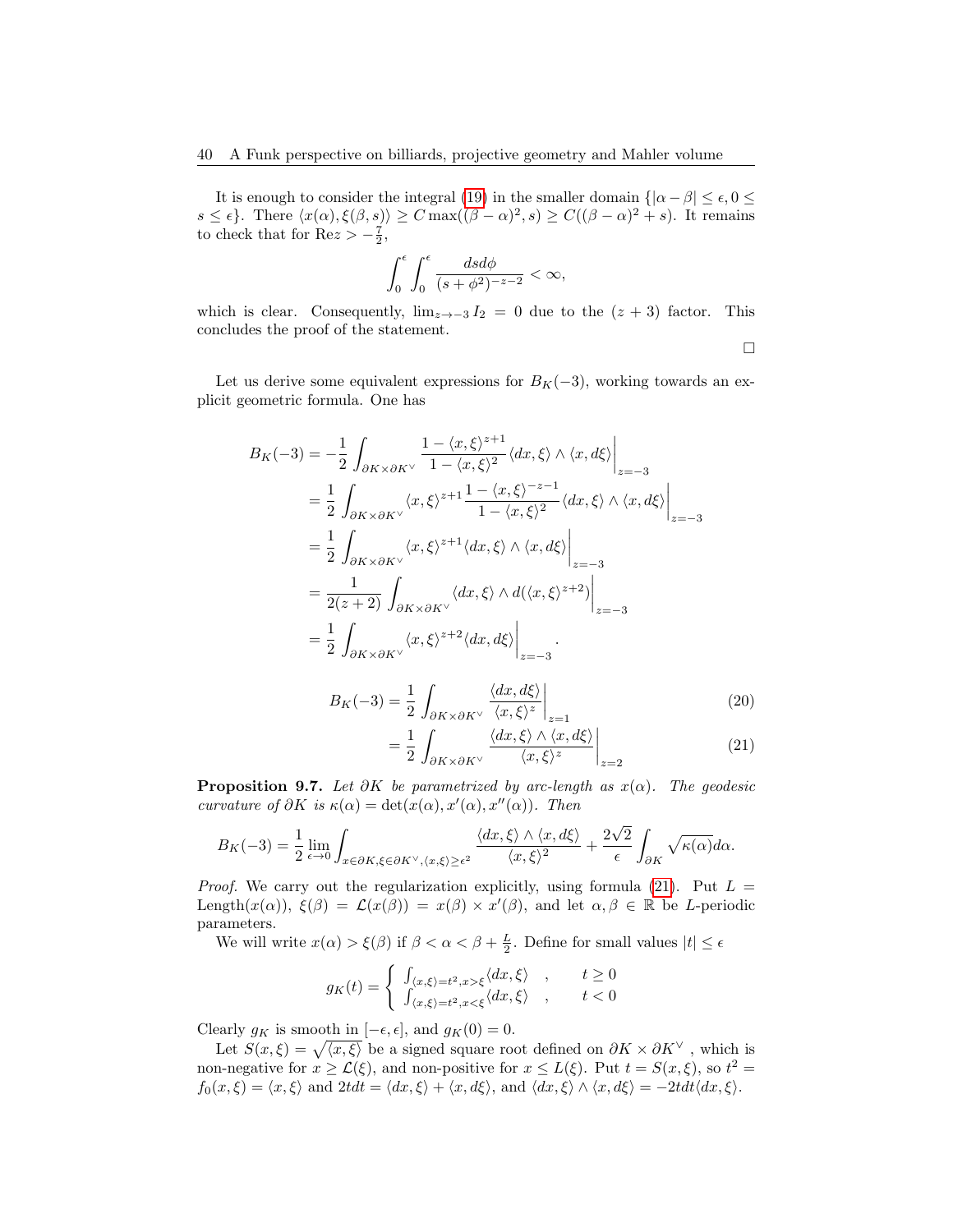It is enough to consider the integral (19) in the smaller domain $\{|\alpha - \beta| \leq \epsilon, 0 \leq s \leq \epsilon\}$. There $\langle x(\alpha), \xi(\beta, s)\rangle \geq C \max((\beta-\alpha)^2, s) \geq C((\beta-\alpha)^2 + s)$. It remains to check that for $\mathrm{Re} z > -\frac{7}{2}$,

$$\int_0^\epsilon \int_0^\epsilon \frac{ds d\phi}{(s+\phi^2)^{-z-2}} < \infty,$$

which is clear. Consequently, $\lim_{z\to -3} I_2 = 0$ due to the $(z+3)$ factor. This concludes the proof of the statement.

□

Let us derive some equivalent expressions for $B_K(-3)$, working towards an explicit geometric formula. One has

$$\begin{aligned}
B_K(-3) &= -\frac{1}{2}\int_{\partial K\times\partial K^\vee} \frac{1-\langle x,\xi\rangle^{z+1}}{1-\langle x,\xi\rangle^2}\langle dx,\xi\rangle \wedge \langle x, d\xi\rangle\bigg|_{z=-3} \\
&= \frac{1}{2}\int_{\partial K\times\partial K^\vee} \langle x,\xi\rangle^{z+1}\frac{1-\langle x,\xi\rangle^{-z-1}}{1-\langle x,\xi\rangle^2}\langle dx,\xi\rangle \wedge \langle x, d\xi\rangle\bigg|_{z=-3} \\
&= \frac{1}{2}\int_{\partial K\times\partial K^\vee} \langle x,\xi\rangle^{z+1}\langle dx,\xi\rangle \wedge \langle x, d\xi\rangle\bigg|_{z=-3} \\
&= \frac{1}{2(z+2)}\int_{\partial K\times\partial K^\vee} \langle dx,\xi\rangle \wedge d(\langle x,\xi\rangle^{z+2})\bigg|_{z=-3} \\
&= \frac{1}{2}\int_{\partial K\times\partial K^\vee} \langle x,\xi\rangle^{z+2}\langle dx, d\xi\rangle\bigg|_{z=-3}.
\end{aligned}$$

$$\begin{aligned}
B_K(-3) &= \frac{1}{2}\int_{\partial K\times\partial K^\vee} \frac{\langle dx, d\xi\rangle}{\langle x,\xi\rangle^z}\bigg|_{z=1} &(20)\\
&= \frac{1}{2}\int_{\partial K\times\partial K^\vee} \frac{\langle dx,\xi\rangle\wedge\langle x, d\xi\rangle}{\langle x,\xi\rangle^z}\bigg|_{z=2} &(21)
\end{aligned}$$

**Proposition 9.7.** *Let $\partial K$ be parametrized by arc-length as $x(\alpha)$. The geodesic curvature of $\partial K$ is $\kappa(\alpha) = \det(x(\alpha), x'(\alpha), x''(\alpha))$. Then*

$$B_K(-3) = \frac{1}{2}\lim_{\epsilon\to 0}\int_{x\in\partial K, \xi\in\partial K^\vee, \langle x,\xi\rangle\geq\epsilon^2} \frac{\langle dx,\xi\rangle\wedge\langle x,d\xi\rangle}{\langle x,\xi\rangle^2} + \frac{2\sqrt{2}}{\epsilon}\int_{\partial K}\sqrt{\kappa(\alpha)}d\alpha.$$

*Proof.* We carry out the regularization explicitly, using formula (21). Put $L = \mathrm{Length}(x(\alpha))$, $\xi(\beta) = \mathcal{L}(x(\beta)) = x(\beta)\times x'(\beta)$, and let $\alpha, \beta \in \mathbb{R}$ be $L$-periodic parameters.

We will write $x(\alpha) > \xi(\beta)$ if $\beta < \alpha < \beta + \frac{L}{2}$. Define for small values $|t| \leq \epsilon$

$$g_K(t) = \begin{cases} \int_{\langle x,\xi\rangle = t^2, x>\xi} \langle dx, \xi\rangle & , \quad t\geq 0 \\ \int_{\langle x,\xi\rangle = t^2, x<\xi} \langle dx, \xi\rangle & , \quad t < 0 \end{cases}$$

Clearly $g_K$ is smooth in $[-\epsilon, \epsilon]$, and $g_K(0) = 0$.

Let $S(x,\xi) = \sqrt{\langle x,\xi\rangle}$ be a signed square root defined on $\partial K\times\partial K^\vee$, which is non-negative for $x \geq \mathcal{L}(\xi)$, and non-positive for $x \leq L(\xi)$. Put $t = S(x,\xi)$, so $t^2 = f_0(x,\xi) = \langle x,\xi\rangle$ and $2tdt = \langle dx,\xi\rangle + \langle x, d\xi\rangle$, and $\langle dx,\xi\rangle\wedge\langle x,d\xi\rangle = -2tdt\langle dx,\xi\rangle$.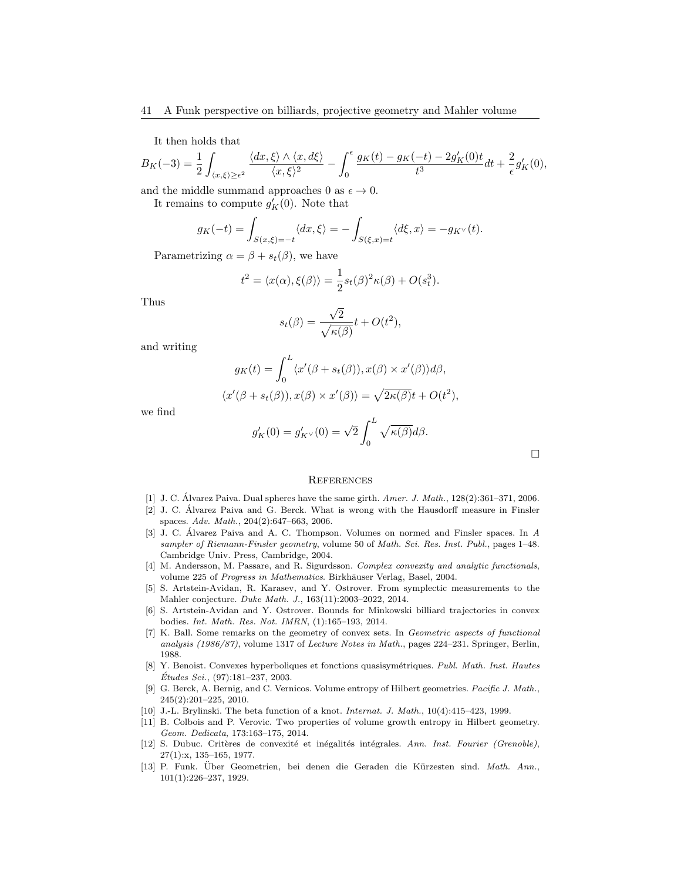It then holds that

$$B_K(-3) = \frac{1}{2}\int_{\langle x,\xi\rangle \geq \epsilon^2} \frac{\langle dx, \xi\rangle \wedge \langle x, d\xi\rangle}{\langle x,\xi\rangle^2} - \int_0^\epsilon \frac{g_K(t) - g_K(-t) - 2g_K'(0)t}{t^3}dt + \frac{2}{\epsilon}g_K'(0),$$

and the middle summand approaches 0 as $\epsilon \to 0$.

It remains to compute $g_K'(0)$. Note that

$$g_K(-t) = \int_{S(x,\xi)=-t} \langle dx, \xi\rangle = -\int_{S(\xi,x)=t} \langle d\xi, x\rangle = -g_{K^\vee}(t).$$

Parametrizing $\alpha = \beta + s_t(\beta)$, we have

$$t^2 = \langle x(\alpha), \xi(\beta)\rangle = \frac{1}{2}s_t(\beta)^2\kappa(\beta) + O(s_t^3).$$

Thus

$$s_t(\beta) = \frac{\sqrt{2}}{\sqrt{\kappa(\beta)}}t + O(t^2),$$

and writing

$$g_K(t) = \int_0^L \langle x'(\beta + s_t(\beta)), x(\beta) \times x'(\beta)\rangle d\beta,$$

$$\langle x'(\beta + s_t(\beta)), x(\beta) \times x'(\beta)\rangle = \sqrt{2\kappa(\beta)}t + O(t^2),$$

we find

$$g_K'(0) = g_{K^\vee}'(0) = \sqrt{2}\int_0^L \sqrt{\kappa(\beta)}d\beta.$$

□

## References

[1] J. C. Álvarez Paiva. Dual spheres have the same girth. *Amer. J. Math.*, 128(2):361–371, 2006.

[2] J. C. Álvarez Paiva and G. Berck. What is wrong with the Hausdorff measure in Finsler spaces. *Adv. Math.*, 204(2):647–663, 2006.

[3] J. C. Álvarez Paiva and A. C. Thompson. Volumes on normed and Finsler spaces. In *A sampler of Riemann-Finsler geometry*, volume 50 of *Math. Sci. Res. Inst. Publ.*, pages 1–48. Cambridge Univ. Press, Cambridge, 2004.

[4] M. Andersson, M. Passare, and R. Sigurdsson. *Complex convexity and analytic functionals*, volume 225 of *Progress in Mathematics*. Birkhäuser Verlag, Basel, 2004.

[5] S. Artstein-Avidan, R. Karasev, and Y. Ostrover. From symplectic measurements to the Mahler conjecture. *Duke Math. J.*, 163(11):2003–2022, 2014.

[6] S. Artstein-Avidan and Y. Ostrover. Bounds for Minkowski billiard trajectories in convex bodies. *Int. Math. Res. Not. IMRN*, (1):165–193, 2014.

[7] K. Ball. Some remarks on the geometry of convex sets. In *Geometric aspects of functional analysis (1986/87)*, volume 1317 of *Lecture Notes in Math.*, pages 224–231. Springer, Berlin, 1988.

[8] Y. Benoist. Convexes hyperboliques et fonctions quasisymétriques. *Publ. Math. Inst. Hautes Études Sci.*, (97):181–237, 2003.

[9] G. Berck, A. Bernig, and C. Vernicos. Volume entropy of Hilbert geometries. *Pacific J. Math.*, 245(2):201–225, 2010.

[10] J.-L. Brylinski. The beta function of a knot. *Internat. J. Math.*, 10(4):415–423, 1999.

[11] B. Colbois and P. Verovic. Two properties of volume growth entropy in Hilbert geometry. *Geom. Dedicata*, 173:163–175, 2014.

[12] S. Dubuc. Critères de convexité et inégalités intégrales. *Ann. Inst. Fourier (Grenoble)*, 27(1):x, 135–165, 1977.

[13] P. Funk. Über Geometrien, bei denen die Geraden die Kürzesten sind. *Math. Ann.*, 101(1):226–237, 1929.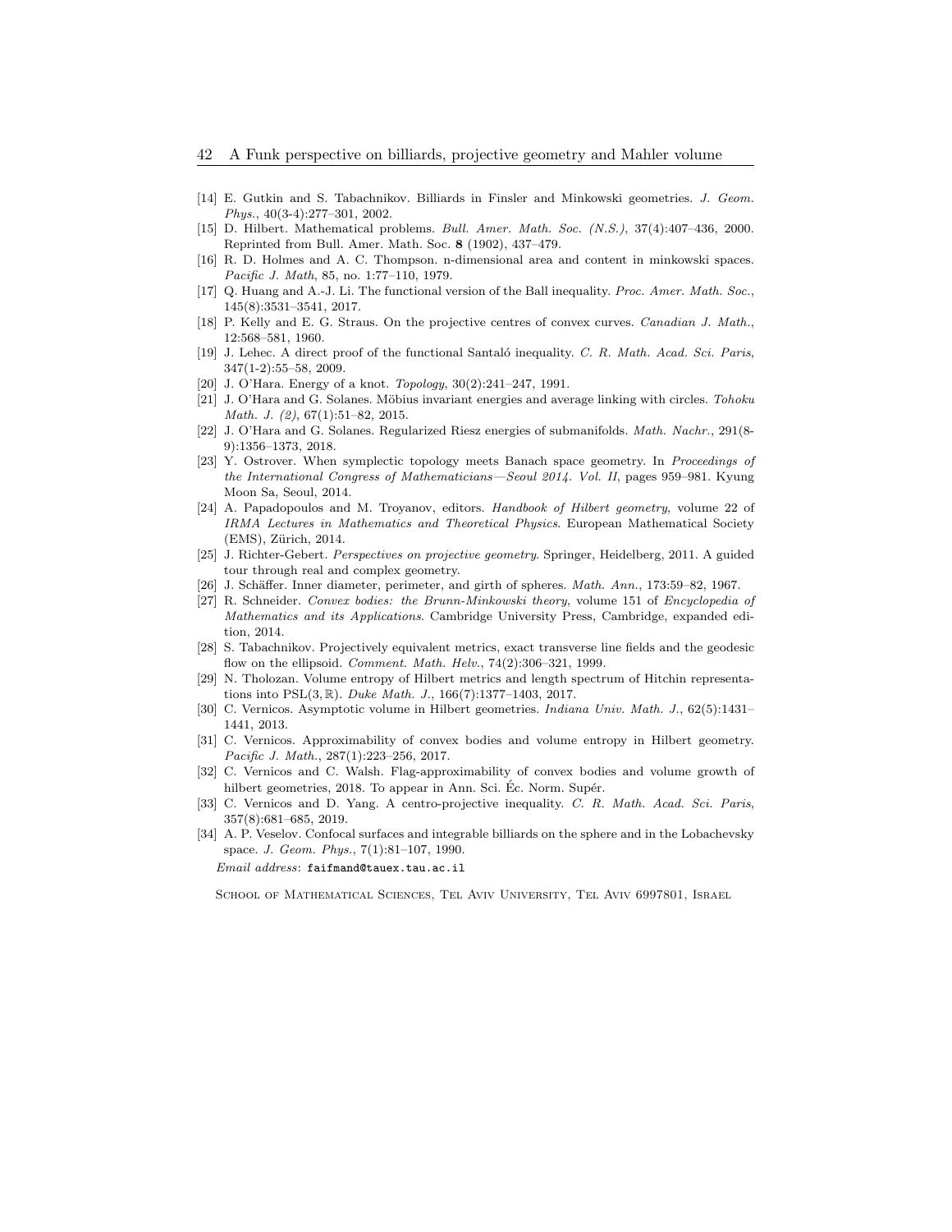[14] E. Gutkin and S. Tabachnikov. Billiards in Finsler and Minkowski geometries. *J. Geom. Phys.*, 40(3-4):277–301, 2002.

[15] D. Hilbert. Mathematical problems. *Bull. Amer. Math. Soc. (N.S.)*, 37(4):407–436, 2000. Reprinted from Bull. Amer. Math. Soc. **8** (1902), 437–479.

[16] R. D. Holmes and A. C. Thompson. n-dimensional area and content in minkowski spaces. *Pacific J. Math*, 85, no. 1:77–110, 1979.

[17] Q. Huang and A.-J. Li. The functional version of the Ball inequality. *Proc. Amer. Math. Soc.*, 145(8):3531–3541, 2017.

[18] P. Kelly and E. G. Straus. On the projective centres of convex curves. *Canadian J. Math.*, 12:568–581, 1960.

[19] J. Lehec. A direct proof of the functional Santaló inequality. *C. R. Math. Acad. Sci. Paris*, 347(1-2):55–58, 2009.

[20] J. O'Hara. Energy of a knot. *Topology*, 30(2):241–247, 1991.

[21] J. O'Hara and G. Solanes. Möbius invariant energies and average linking with circles. *Tohoku Math. J. (2)*, 67(1):51–82, 2015.

[22] J. O'Hara and G. Solanes. Regularized Riesz energies of submanifolds. *Math. Nachr.*, 291(8-9):1356–1373, 2018.

[23] Y. Ostrover. When symplectic topology meets Banach space geometry. In *Proceedings of the International Congress of Mathematicians—Seoul 2014. Vol. II*, pages 959–981. Kyung Moon Sa, Seoul, 2014.

[24] A. Papadopoulos and M. Troyanov, editors. *Handbook of Hilbert geometry*, volume 22 of *IRMA Lectures in Mathematics and Theoretical Physics*. European Mathematical Society (EMS), Zürich, 2014.

[25] J. Richter-Gebert. *Perspectives on projective geometry*. Springer, Heidelberg, 2011. A guided tour through real and complex geometry.

[26] J. Schäffer. Inner diameter, perimeter, and girth of spheres. *Math. Ann.*, 173:59–82, 1967.

[27] R. Schneider. *Convex bodies: the Brunn-Minkowski theory*, volume 151 of *Encyclopedia of Mathematics and its Applications*. Cambridge University Press, Cambridge, expanded edition, 2014.

[28] S. Tabachnikov. Projectively equivalent metrics, exact transverse line fields and the geodesic flow on the ellipsoid. *Comment. Math. Helv.*, 74(2):306–321, 1999.

[29] N. Tholozan. Volume entropy of Hilbert metrics and length spectrum of Hitchin representations into $\mathrm{PSL}(3,\mathbb{R})$. *Duke Math. J.*, 166(7):1377–1403, 2017.

[30] C. Vernicos. Asymptotic volume in Hilbert geometries. *Indiana Univ. Math. J.*, 62(5):1431–1441, 2013.

[31] C. Vernicos. Approximability of convex bodies and volume entropy in Hilbert geometry. *Pacific J. Math.*, 287(1):223–256, 2017.

[32] C. Vernicos and C. Walsh. Flag-approximability of convex bodies and volume growth of hilbert geometries, 2018. To appear in Ann. Sci. Éc. Norm. Supér.

[33] C. Vernicos and D. Yang. A centro-projective inequality. *C. R. Math. Acad. Sci. Paris*, 357(8):681–685, 2019.

[34] A. P. Veselov. Confocal surfaces and integrable billiards on the sphere and in the Lobachevsky space. *J. Geom. Phys.*, 7(1):81–107, 1990.

*Email address*: faifmand@tauex.tau.ac.il

School of Mathematical Sciences, Tel Aviv University, Tel Aviv 6997801, Israel